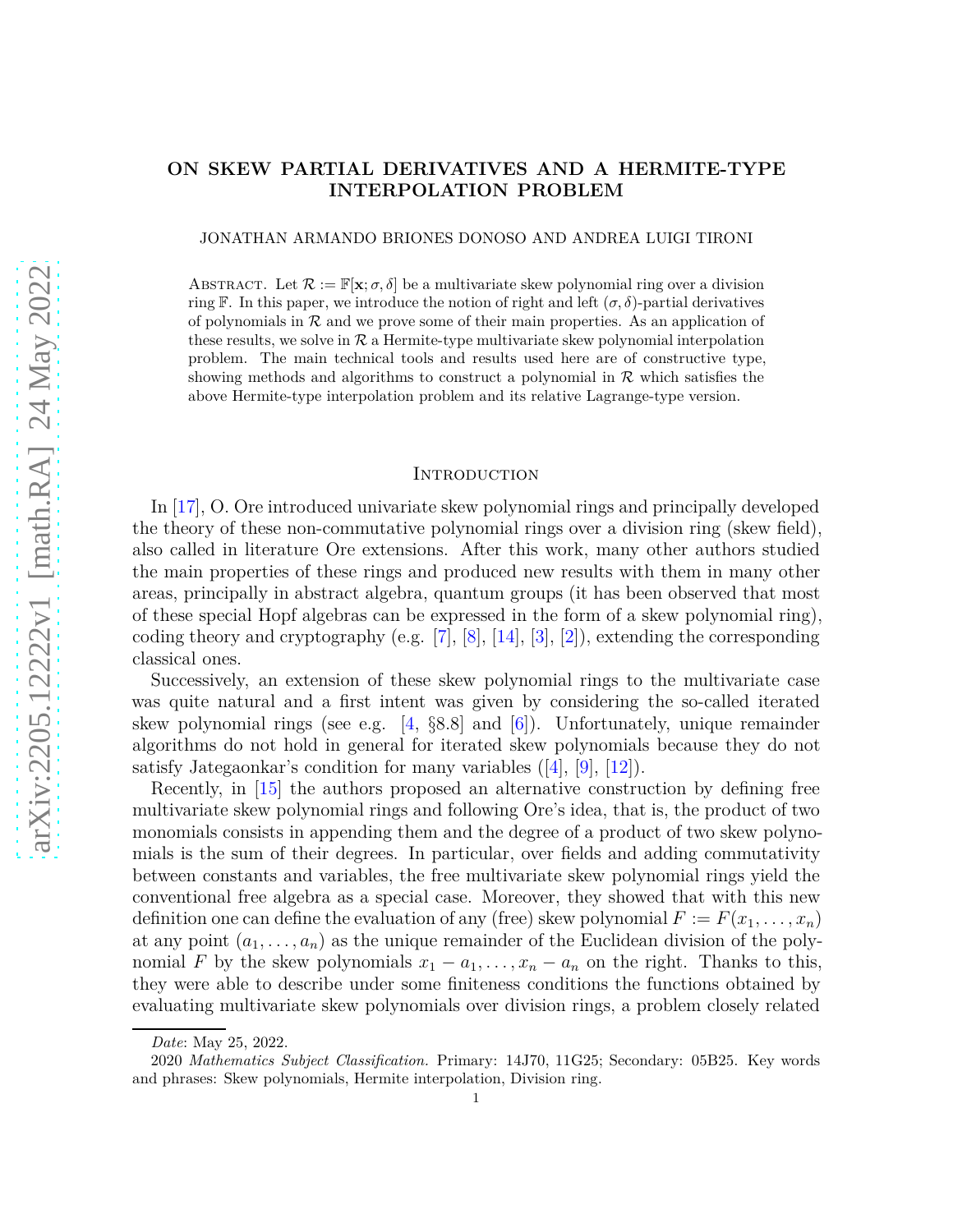# ON SKEW PARTIAL DERIVATIVES AND A HERMITE-TYPE INTERPOLATION PROBLEM

JONATHAN ARMANDO BRIONES DONOSO AND ANDREA LUIGI TIRONI

Abstract. Let $\mathcal{R} := \mathbb{F}[\mathbf{x}; \sigma, \delta]$ be a multivariate skew polynomial ring over a division ring $\mathbb{F}$. In this paper, we introduce the notion of right and left $(\sigma, \delta)$-partial derivatives of polynomials in $\mathcal{R}$ and we prove some of their main properties. As an application of these results, we solve in $\mathcal{R}$ a Hermite-type multivariate skew polynomial interpolation problem. The main technical tools and results used here are of constructive type, showing methods and algorithms to construct a polynomial in $\mathcal{R}$ which satisfies the above Hermite-type interpolation problem and its relative Lagrange-type version.

## Introduction

In [17], O. Ore introduced univariate skew polynomial rings and principally developed the theory of these non-commutative polynomial rings over a division ring (skew field), also called in literature Ore extensions. After this work, many other authors studied the main properties of these rings and produced new results with them in many other areas, principally in abstract algebra, quantum groups (it has been observed that most of these special Hopf algebras can be expressed in the form of a skew polynomial ring), coding theory and cryptography (e.g. [7], [8], [14], [3], [2]), extending the corresponding classical ones.

Successively, an extension of these skew polynomial rings to the multivariate case was quite natural and a first intent was given by considering the so-called iterated skew polynomial rings (see e.g. [4, §8.8] and [6]). Unfortunately, unique remainder algorithms do not hold in general for iterated skew polynomials because they do not satisfy Jategaonkar's condition for many variables ([4], [9], [12]).

Recently, in [15] the authors proposed an alternative construction by defining free multivariate skew polynomial rings and following Ore's idea, that is, the product of two monomials consists in appending them and the degree of a product of two skew polynomials is the sum of their degrees. In particular, over fields and adding commutativity between constants and variables, the free multivariate skew polynomial rings yield the conventional free algebra as a special case. Moreover, they showed that with this new definition one can define the evaluation of any (free) skew polynomial $F := F(x_1, \ldots, x_n)$ at any point $(a_1, \ldots, a_n)$ as the unique remainder of the Euclidean division of the polynomial $F$ by the skew polynomials $x_1 - a_1, \ldots, x_n - a_n$ on the right. Thanks to this, they were able to describe under some finiteness conditions the functions obtained by evaluating multivariate skew polynomials over division rings, a problem closely related

*Date*: May 25, 2022.

2020 *Mathematics Subject Classification.* Primary: 14J70, 11G25; Secondary: 05B25. Key words and phrases: Skew polynomials, Hermite interpolation, Division ring.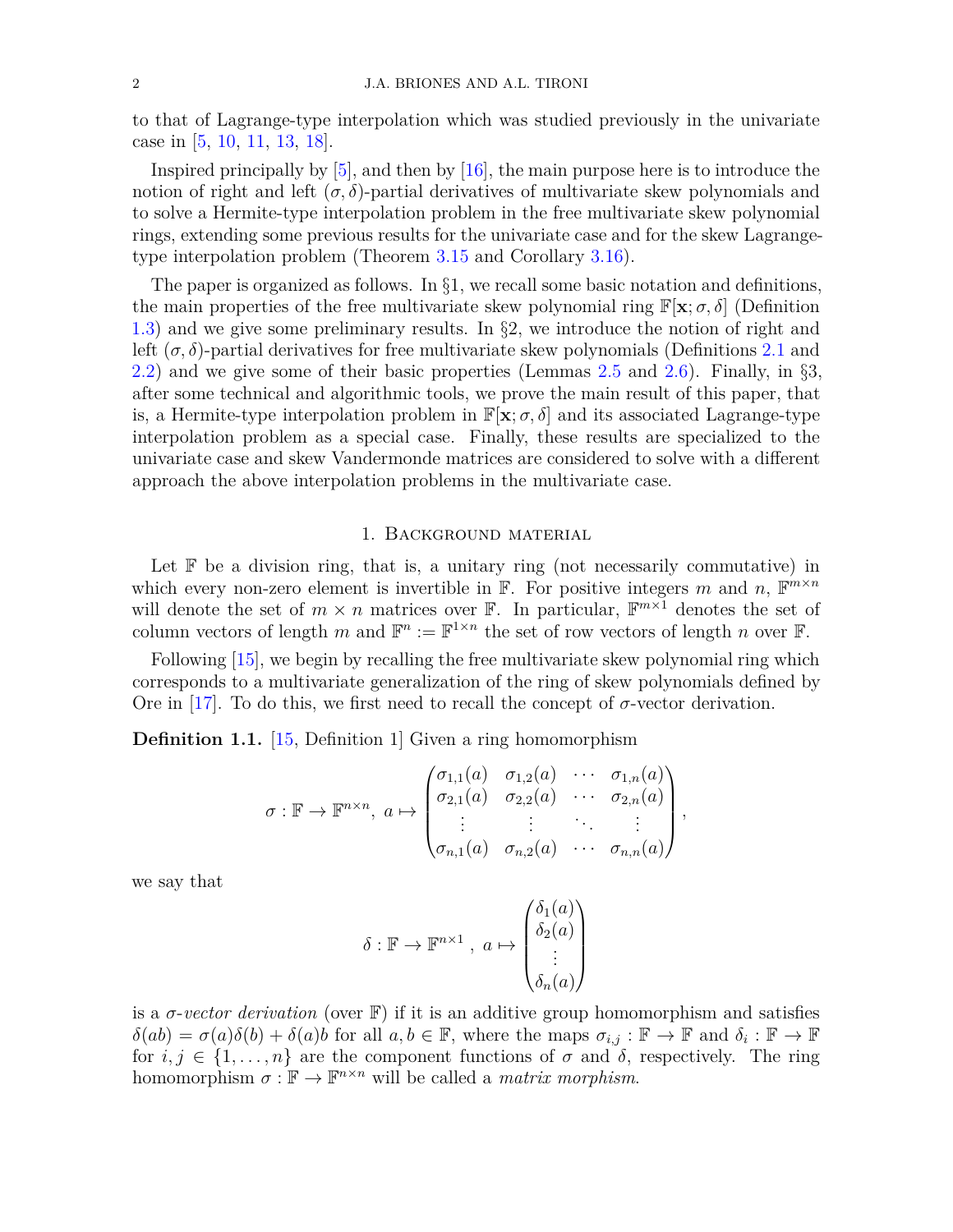to that of Lagrange-type interpolation which was studied previously in the univariate case in [5, 10, 11, 13, 18].

Inspired principally by [5], and then by [16], the main purpose here is to introduce the notion of right and left $(\sigma,\delta)$-partial derivatives of multivariate skew polynomials and to solve a Hermite-type interpolation problem in the free multivariate skew polynomial rings, extending some previous results for the univariate case and for the skew Lagrange-type interpolation problem (Theorem 3.15 and Corollary 3.16).

The paper is organized as follows. In §1, we recall some basic notation and definitions, the main properties of the free multivariate skew polynomial ring $\mathbb{F}[\mathbf{x};\sigma,\delta]$ (Definition 1.3) and we give some preliminary results. In §2, we introduce the notion of right and left $(\sigma,\delta)$-partial derivatives for free multivariate skew polynomials (Definitions 2.1 and 2.2) and we give some of their basic properties (Lemmas 2.5 and 2.6). Finally, in §3, after some technical and algorithmic tools, we prove the main result of this paper, that is, a Hermite-type interpolation problem in $\mathbb{F}[\mathbf{x};\sigma,\delta]$ and its associated Lagrange-type interpolation problem as a special case. Finally, these results are specialized to the univariate case and skew Vandermonde matrices are considered to solve with a different approach the above interpolation problems in the multivariate case.

## 1. Background material

Let $\mathbb{F}$ be a division ring, that is, a unitary ring (not necessarily commutative) in which every non-zero element is invertible in $\mathbb{F}$. For positive integers $m$ and $n$, $\mathbb{F}^{m\times n}$ will denote the set of $m\times n$ matrices over $\mathbb{F}$. In particular, $\mathbb{F}^{m\times 1}$ denotes the set of column vectors of length $m$ and $\mathbb{F}^n := \mathbb{F}^{1\times n}$ the set of row vectors of length $n$ over $\mathbb{F}$.

Following [15], we begin by recalling the free multivariate skew polynomial ring which corresponds to a multivariate generalization of the ring of skew polynomials defined by Ore in [17]. To do this, we first need to recall the concept of $\sigma$-vector derivation.

**Definition 1.1.** [15, Definition 1] Given a ring homomorphism

$$\sigma:\mathbb{F}\to\mathbb{F}^{n\times n},\ a\mapsto\begin{pmatrix}\sigma_{1,1}(a) & \sigma_{1,2}(a) & \cdots & \sigma_{1,n}(a)\\ \sigma_{2,1}(a) & \sigma_{2,2}(a) & \cdots & \sigma_{2,n}(a)\\ \vdots & \vdots & \ddots & \vdots\\ \sigma_{n,1}(a) & \sigma_{n,2}(a) & \cdots & \sigma_{n,n}(a)\end{pmatrix},$$

we say that

$$\delta:\mathbb{F}\to\mathbb{F}^{n\times 1},\ a\mapsto\begin{pmatrix}\delta_1(a)\\ \delta_2(a)\\ \vdots\\ \delta_n(a)\end{pmatrix}$$

is a *$\sigma$-vector derivation* (over $\mathbb{F}$) if it is an additive group homomorphism and satisfies $\delta(ab)=\sigma(a)\delta(b)+\delta(a)b$ for all $a,b\in\mathbb{F}$, where the maps $\sigma_{i,j}:\mathbb{F}\to\mathbb{F}$ and $\delta_i:\mathbb{F}\to\mathbb{F}$ for $i,j\in\{1,\dots,n\}$ are the component functions of $\sigma$ and $\delta$, respectively. The ring homomorphism $\sigma:\mathbb{F}\to\mathbb{F}^{n\times n}$ will be called a *matrix morphism*.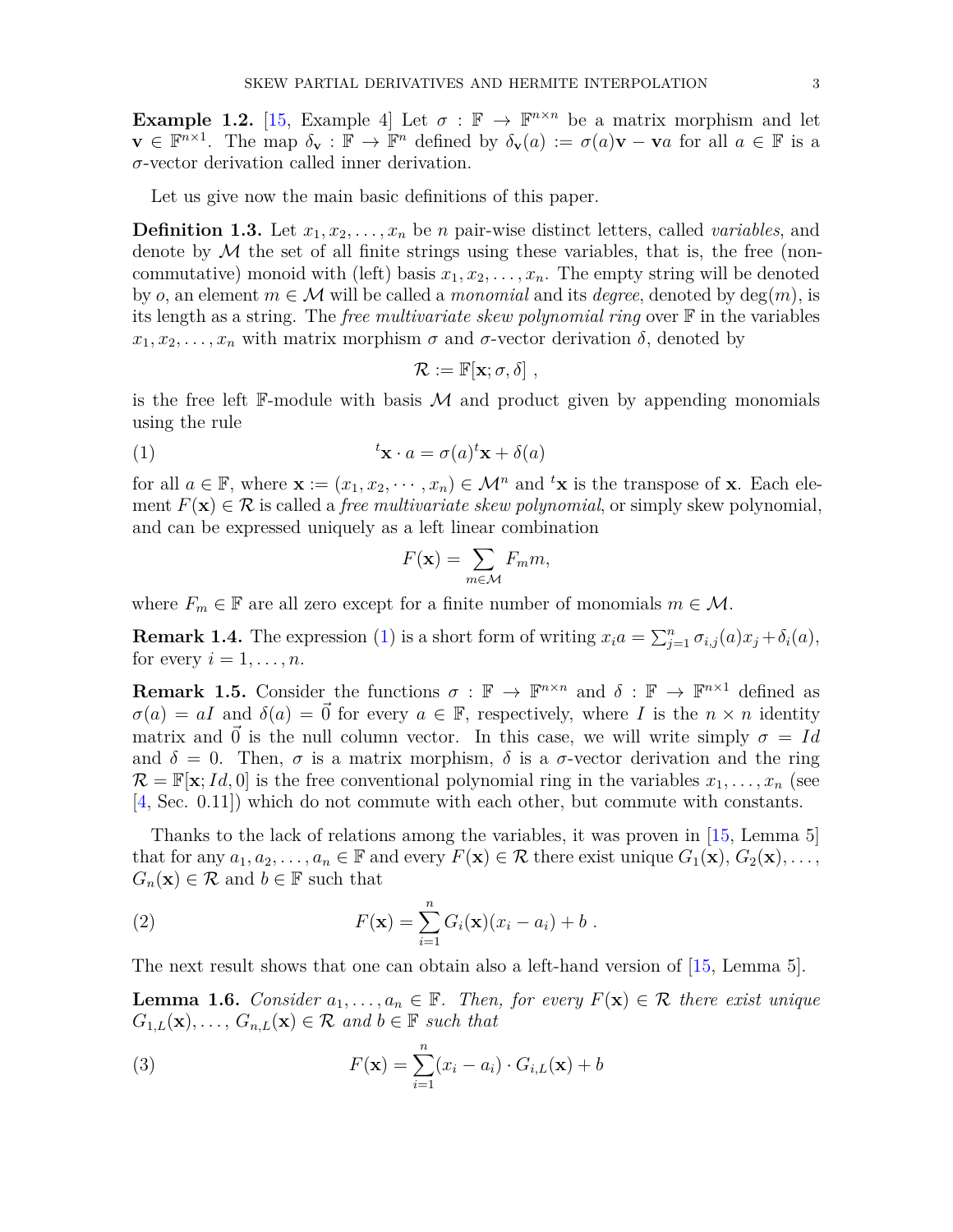**Example 1.2.** [15, Example 4] Let $\sigma : \mathbb{F} \to \mathbb{F}^{n\times n}$ be a matrix morphism and let $\mathbf{v} \in \mathbb{F}^{n\times 1}$. The map $\delta_{\mathbf{v}} : \mathbb{F} \to \mathbb{F}^n$ defined by $\delta_{\mathbf{v}}(a) := \sigma(a)\mathbf{v} - \mathbf{v}a$ for all $a \in \mathbb{F}$ is a $\sigma$-vector derivation called inner derivation.

Let us give now the main basic definitions of this paper.

**Definition 1.3.** Let $x_1, x_2, \ldots, x_n$ be $n$ pair-wise distinct letters, called *variables*, and denote by $\mathcal{M}$ the set of all finite strings using these variables, that is, the free (non-commutative) monoid with (left) basis $x_1, x_2, \ldots, x_n$. The empty string will be denoted by $o$, an element $m \in \mathcal{M}$ will be called a *monomial* and its *degree*, denoted by $\deg(m)$, is its length as a string. The *free multivariate skew polynomial ring* over $\mathbb{F}$ in the variables $x_1, x_2, \ldots, x_n$ with matrix morphism $\sigma$ and $\sigma$-vector derivation $\delta$, denoted by

$$\mathcal{R} := \mathbb{F}[\mathbf{x}; \sigma, \delta] \ ,$$

is the free left $\mathbb{F}$-module with basis $\mathcal{M}$ and product given by appending monomials using the rule

$$ {}^t\mathbf{x} \cdot a = \sigma(a)\,{}^t\mathbf{x} + \delta(a) \tag{1}$$

for all $a \in \mathbb{F}$, where $\mathbf{x} := (x_1, x_2, \cdots, x_n) \in \mathcal{M}^n$ and ${}^t\mathbf{x}$ is the transpose of $\mathbf{x}$. Each element $F(\mathbf{x}) \in \mathcal{R}$ is called a *free multivariate skew polynomial*, or simply skew polynomial, and can be expressed uniquely as a left linear combination

$$F(\mathbf{x}) = \sum_{m\in\mathcal{M}} F_m m,$$

where $F_m \in \mathbb{F}$ are all zero except for a finite number of monomials $m \in \mathcal{M}$.

**Remark 1.4.** The expression (1) is a short form of writing $x_i a = \sum_{j=1}^{n} \sigma_{i,j}(a)x_j + \delta_i(a)$, for every $i = 1, \ldots, n$.

**Remark 1.5.** Consider the functions $\sigma : \mathbb{F} \to \mathbb{F}^{n\times n}$ and $\delta : \mathbb{F} \to \mathbb{F}^{n\times 1}$ defined as $\sigma(a) = aI$ and $\delta(a) = \vec{0}$ for every $a \in \mathbb{F}$, respectively, where $I$ is the $n \times n$ identity matrix and $\vec{0}$ is the null column vector. In this case, we will write simply $\sigma = Id$ and $\delta = 0$. Then, $\sigma$ is a matrix morphism, $\delta$ is a $\sigma$-vector derivation and the ring $\mathcal{R} = \mathbb{F}[\mathbf{x}; Id, 0]$ is the free conventional polynomial ring in the variables $x_1, \ldots, x_n$ (see [4, Sec. 0.11]) which do not commute with each other, but commute with constants.

Thanks to the lack of relations among the variables, it was proven in [15, Lemma 5] that for any $a_1, a_2, \ldots, a_n \in \mathbb{F}$ and every $F(\mathbf{x}) \in \mathcal{R}$ there exist unique $G_1(\mathbf{x}), G_2(\mathbf{x}), \ldots, G_n(\mathbf{x}) \in \mathcal{R}$ and $b \in \mathbb{F}$ such that

$$F(\mathbf{x}) = \sum_{i=1}^{n} G_i(\mathbf{x})(x_i - a_i) + b \ . \tag{2}$$

The next result shows that one can obtain also a left-hand version of [15, Lemma 5].

**Lemma 1.6.** *Consider $a_1, \ldots, a_n \in \mathbb{F}$. Then, for every $F(\mathbf{x}) \in \mathcal{R}$ there exist unique $G_{1,L}(\mathbf{x}), \ldots, G_{n,L}(\mathbf{x}) \in \mathcal{R}$ and $b \in \mathbb{F}$ such that*

$$F(\mathbf{x}) = \sum_{i=1}^{n} (x_i - a_i) \cdot G_{i,L}(\mathbf{x}) + b \tag{3}$$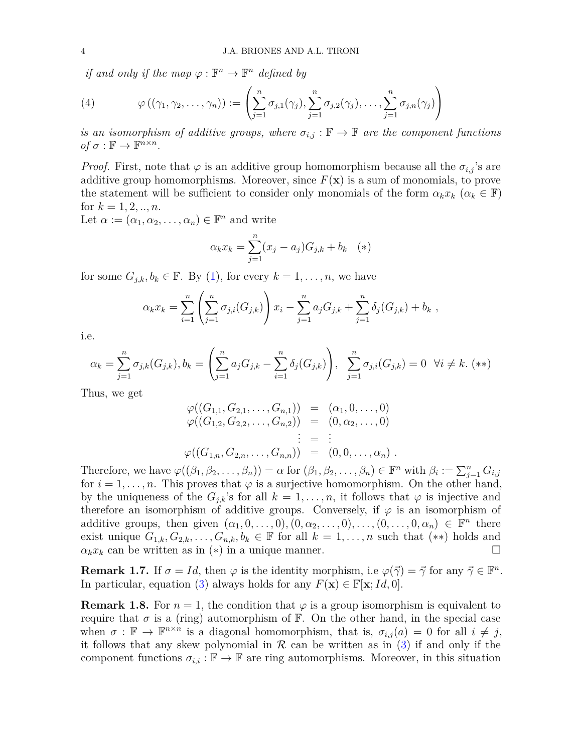*if and only if the map $\varphi : \mathbb{F}^n \to \mathbb{F}^n$ defined by*

$$\varphi\left((\gamma_1, \gamma_2, \ldots, \gamma_n)\right) := \left(\sum_{j=1}^{n} \sigma_{j,1}(\gamma_j), \sum_{j=1}^{n} \sigma_{j,2}(\gamma_j), \ldots, \sum_{j=1}^{n} \sigma_{j,n}(\gamma_j)\right) \tag{4}$$

*is an isomorphism of additive groups, where $\sigma_{i,j} : \mathbb{F} \to \mathbb{F}$ are the component functions of $\sigma : \mathbb{F} \to \mathbb{F}^{n\times n}$.*

*Proof.* First, note that $\varphi$ is an additive group homomorphism because all the $\sigma_{i,j}$'s are additive group homomorphisms. Moreover, since $F(\mathbf{x})$ is a sum of monomials, to prove the statement will be sufficient to consider only monomials of the form $\alpha_k x_k$ ($\alpha_k \in \mathbb{F}$) for $k = 1, 2, .., n$.
Let $\alpha := (\alpha_1, \alpha_2, \ldots, \alpha_n) \in \mathbb{F}^n$ and write

$$\alpha_k x_k = \sum_{j=1}^{n} (x_j - a_j) G_{j,k} + b_k \quad (*)$$

for some $G_{j,k}, b_k \in \mathbb{F}$. By (1), for every $k = 1, \ldots, n$, we have

$$\alpha_k x_k = \sum_{i=1}^{n} \left(\sum_{j=1}^{n} \sigma_{j,i}(G_{j,k})\right) x_i - \sum_{j=1}^{n} a_j G_{j,k} + \sum_{j=1}^{n} \delta_j(G_{j,k}) + b_k \ ,$$

i.e.

$$\alpha_k = \sum_{j=1}^{n} \sigma_{j,k}(G_{j,k}), b_k = \left(\sum_{j=1}^{n} a_j G_{j,k} - \sum_{i=1}^{n} \delta_j(G_{j,k})\right), \ \sum_{j=1}^{n} \sigma_{j,i}(G_{j,k}) = 0 \ \ \forall i \neq k. \ (**)$$

Thus, we get

$$\begin{array}{rcl}
\varphi((G_{1,1}, G_{2,1}, \ldots, G_{n,1})) & = & (\alpha_1, 0, \ldots, 0) \\
\varphi((G_{1,2}, G_{2,2}, \ldots, G_{n,2})) & = & (0, \alpha_2, \ldots, 0) \\
\vdots & = & \vdots \\
\varphi((G_{1,n}, G_{2,n}, \ldots, G_{n,n})) & = & (0, 0, \ldots, \alpha_n) \ .
\end{array}$$

Therefore, we have $\varphi((\beta_1, \beta_2, \ldots, \beta_n)) = \alpha$ for $(\beta_1, \beta_2, \ldots, \beta_n) \in \mathbb{F}^n$ with $\beta_i := \sum_{j=1}^{n} G_{i,j}$ for $i = 1, \ldots, n$. This proves that $\varphi$ is a surjective homomorphism. On the other hand, by the uniqueness of the $G_{j,k}$'s for all $k = 1, \ldots, n$, it follows that $\varphi$ is injective and therefore an isomorphism of additive groups. Conversely, if $\varphi$ is an isomorphism of additive groups, then given $(\alpha_1, 0, \ldots, 0), (0, \alpha_2, \ldots, 0), \ldots, (0, \ldots, 0, \alpha_n) \in \mathbb{F}^n$ there exist unique $G_{1,k}, G_{2,k}, \ldots, G_{n,k}, b_k \in \mathbb{F}$ for all $k = 1, \ldots, n$ such that $(**)$ holds and $\alpha_k x_k$ can be written as in $(*)$ in a unique manner. $\square$

**Remark 1.7.** If $\sigma = Id$, then $\varphi$ is the identity morphism, i.e $\varphi(\vec{\gamma}) = \vec{\gamma}$ for any $\vec{\gamma} \in \mathbb{F}^n$. In particular, equation (3) always holds for any $F(\mathbf{x}) \in \mathbb{F}[\mathbf{x}; Id, 0]$.

**Remark 1.8.** For $n = 1$, the condition that $\varphi$ is a group isomorphism is equivalent to require that $\sigma$ is a (ring) automorphism of $\mathbb{F}$. On the other hand, in the special case when $\sigma : \mathbb{F} \to \mathbb{F}^{n\times n}$ is a diagonal homomorphism, that is, $\sigma_{i,j}(a) = 0$ for all $i \neq j$, it follows that any skew polynomial in $\mathcal{R}$ can be written as in (3) if and only if the component functions $\sigma_{i,i} : \mathbb{F} \to \mathbb{F}$ are ring automorphisms. Moreover, in this situation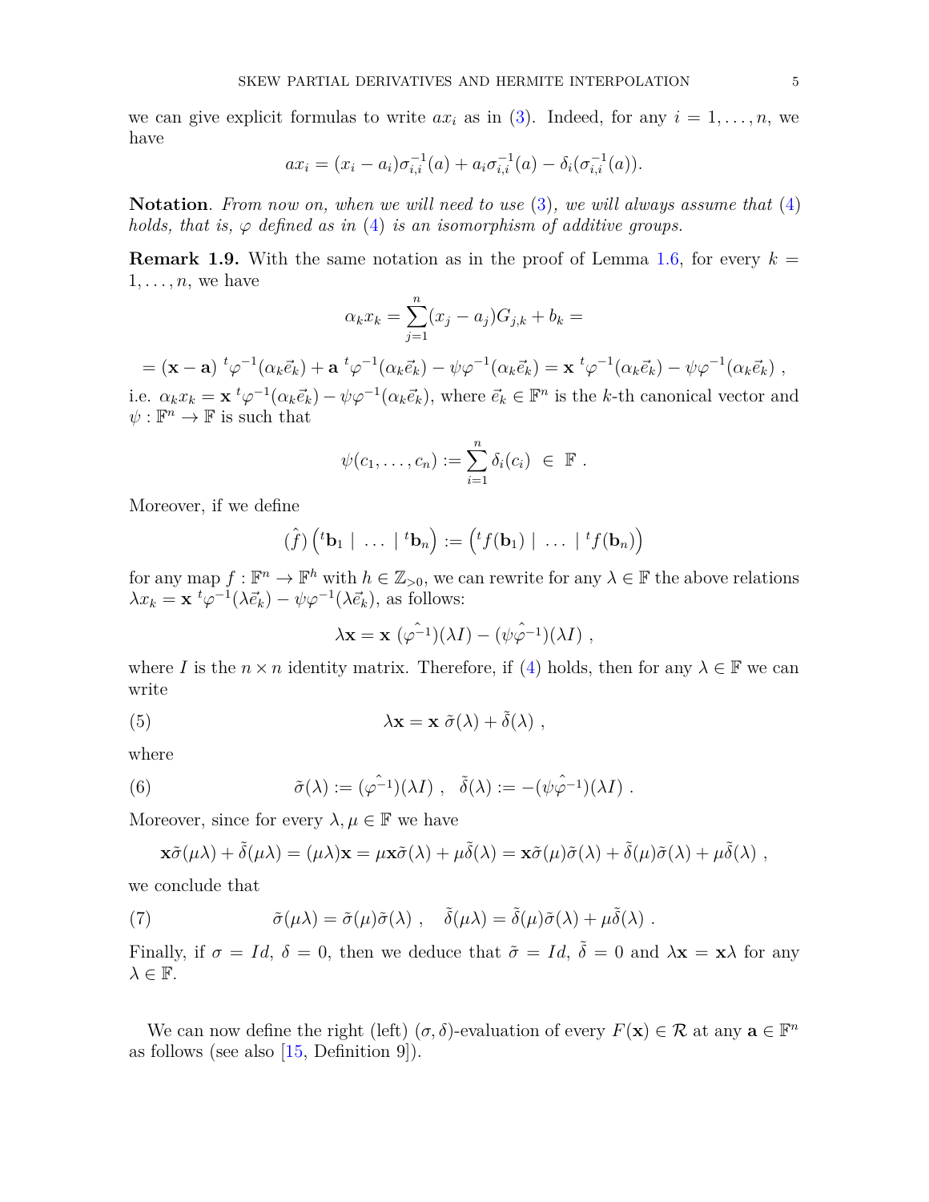we can give explicit formulas to write $ax_i$ as in (3). Indeed, for any $i = 1, \ldots, n$, we have

$$ax_i = (x_i - a_i)\sigma_{i,i}^{-1}(a) + a_i\sigma_{i,i}^{-1}(a) - \delta_i(\sigma_{i,i}^{-1}(a)).$$

**Notation**. *From now on, when we will need to use (3), we will always assume that (4) holds, that is, $\varphi$ defined as in (4) is an isomorphism of additive groups.*

**Remark 1.9.** With the same notation as in the proof of Lemma 1.6, for every $k = 1, \ldots, n$, we have

$$\alpha_k x_k = \sum_{j=1}^{n}(x_j - a_j)G_{j,k} + b_k =$$

$$= (\mathbf{x} - \mathbf{a})\ {}^t\varphi^{-1}(\alpha_k \vec{e}_k) + \mathbf{a}\ {}^t\varphi^{-1}(\alpha_k \vec{e}_k) - \psi\varphi^{-1}(\alpha_k \vec{e}_k) = \mathbf{x}\ {}^t\varphi^{-1}(\alpha_k \vec{e}_k) - \psi\varphi^{-1}(\alpha_k \vec{e}_k)\ ,$$

i.e. $\alpha_k x_k = \mathbf{x}\ {}^t\varphi^{-1}(\alpha_k \vec{e}_k) - \psi\varphi^{-1}(\alpha_k \vec{e}_k)$, where $\vec{e}_k \in \mathbb{F}^n$ is the $k$-th canonical vector and $\psi : \mathbb{F}^n \to \mathbb{F}$ is such that

$$\psi(c_1, \ldots, c_n) := \sum_{i=1}^{n} \delta_i(c_i)\ \in\ \mathbb{F}\ .$$

Moreover, if we define

$$(\hat{f})\left({}^t\mathbf{b}_1 \mid \ \ldots\ \mid {}^t\mathbf{b}_n\right) := \left({}^tf(\mathbf{b}_1) \mid \ \ldots\ \mid {}^tf(\mathbf{b}_n)\right)$$

for any map $f : \mathbb{F}^n \to \mathbb{F}^h$ with $h \in \mathbb{Z}_{>0}$, we can rewrite for any $\lambda \in \mathbb{F}$ the above relations $\lambda x_k = \mathbf{x}\ {}^t\varphi^{-1}(\lambda \vec{e}_k) - \psi\varphi^{-1}(\lambda \vec{e}_k)$, as follows:

$$\lambda\mathbf{x} = \mathbf{x}\ (\hat{\varphi^{-1}})(\lambda I) - (\hat{\psi\varphi^{-1}})(\lambda I)\ ,$$

where $I$ is the $n \times n$ identity matrix. Therefore, if (4) holds, then for any $\lambda \in \mathbb{F}$ we can write

$$\lambda\mathbf{x} = \mathbf{x}\ \tilde{\sigma}(\lambda) + \tilde{\delta}(\lambda)\ , \tag{5}$$

where

$$\tilde{\sigma}(\lambda) := (\hat{\varphi^{-1}})(\lambda I)\ ,\quad \tilde{\delta}(\lambda) := -(\hat{\psi\varphi^{-1}})(\lambda I)\ . \tag{6}$$

Moreover, since for every $\lambda, \mu \in \mathbb{F}$ we have

$$\mathbf{x}\tilde{\sigma}(\mu\lambda) + \tilde{\delta}(\mu\lambda) = (\mu\lambda)\mathbf{x} = \mu\mathbf{x}\tilde{\sigma}(\lambda) + \mu\tilde{\delta}(\lambda) = \mathbf{x}\tilde{\sigma}(\mu)\tilde{\sigma}(\lambda) + \tilde{\delta}(\mu)\tilde{\sigma}(\lambda) + \mu\tilde{\delta}(\lambda)\ ,$$

we conclude that

$$\tilde{\sigma}(\mu\lambda) = \tilde{\sigma}(\mu)\tilde{\sigma}(\lambda)\ ,\quad \tilde{\delta}(\mu\lambda) = \tilde{\delta}(\mu)\tilde{\sigma}(\lambda) + \mu\tilde{\delta}(\lambda)\ . \tag{7}$$

Finally, if $\sigma = Id$, $\delta = 0$, then we deduce that $\tilde{\sigma} = Id$, $\tilde{\delta} = 0$ and $\lambda\mathbf{x} = \mathbf{x}\lambda$ for any $\lambda \in \mathbb{F}$.

We can now define the right (left) $(\sigma, \delta)$-evaluation of every $F(\mathbf{x}) \in \mathcal{R}$ at any $\mathbf{a} \in \mathbb{F}^n$ as follows (see also [15, Definition 9]).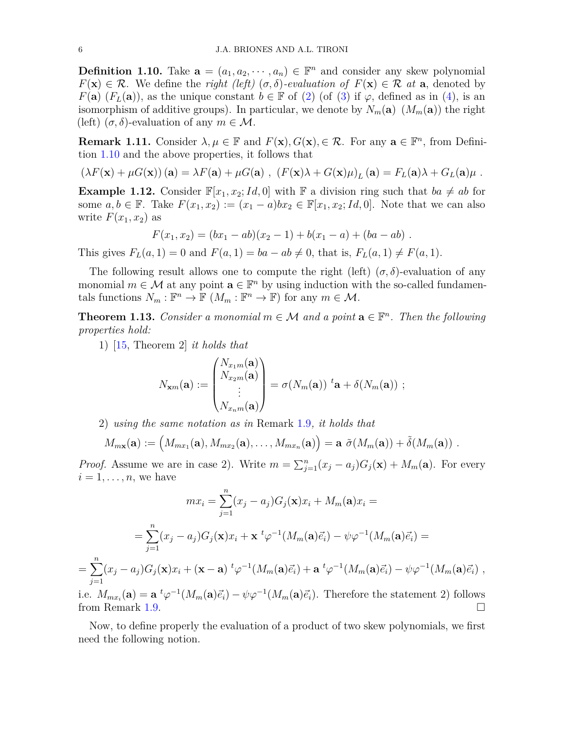**Definition 1.10.** Take $\mathbf{a} = (a_1, a_2, \cdots, a_n) \in \mathbb{F}^n$ and consider any skew polynomial $F(\mathbf{x}) \in \mathcal{R}$. We define the *right (left) $(\sigma, \delta)$-evaluation of $F(\mathbf{x}) \in \mathcal{R}$ at* $\mathbf{a}$, denoted by $F(\mathbf{a})$ $(F_L(\mathbf{a}))$, as the unique constant $b \in \mathbb{F}$ of (2) (of (3) if $\varphi$, defined as in (4), is an isomorphism of additive groups). In particular, we denote by $N_m(\mathbf{a})$ $(M_m(\mathbf{a}))$ the right (left) $(\sigma, \delta)$-evaluation of any $m \in \mathcal{M}$.

**Remark 1.11.** Consider $\lambda, \mu \in \mathbb{F}$ and $F(\mathbf{x}), G(\mathbf{x}), \in \mathcal{R}$. For any $\mathbf{a} \in \mathbb{F}^n$, from Definition 1.10 and the above properties, it follows that

$$(\lambda F(\mathbf{x}) + \mu G(\mathbf{x}))\,(\mathbf{a}) = \lambda F(\mathbf{a}) + \mu G(\mathbf{a}) \ , \ (F(\mathbf{x})\lambda + G(\mathbf{x})\mu)_L\,(\mathbf{a}) = F_L(\mathbf{a})\lambda + G_L(\mathbf{a})\mu \ .$$

**Example 1.12.** Consider $\mathbb{F}[x_1, x_2; Id, 0]$ with $\mathbb{F}$ a division ring such that $ba \neq ab$ for some $a, b \in \mathbb{F}$. Take $F(x_1, x_2) := (x_1 - a)bx_2 \in \mathbb{F}[x_1, x_2; Id, 0]$. Note that we can also write $F(x_1, x_2)$ as

$$F(x_1, x_2) = (bx_1 - ab)(x_2 - 1) + b(x_1 - a) + (ba - ab) \ .$$

This gives $F_L(a, 1) = 0$ and $F(a, 1) = ba - ab \neq 0$, that is, $F_L(a, 1) \neq F(a, 1)$.

The following result allows one to compute the right (left) $(\sigma, \delta)$-evaluation of any monomial $m \in \mathcal{M}$ at any point $\mathbf{a} \in \mathbb{F}^n$ by using induction with the so-called fundamentals functions $N_m : \mathbb{F}^n \to \mathbb{F}$ $(M_m : \mathbb{F}^n \to \mathbb{F})$ for any $m \in \mathcal{M}$.

**Theorem 1.13.** *Consider a monomial $m \in \mathcal{M}$ and a point $\mathbf{a} \in \mathbb{F}^n$. Then the following properties hold:*

1) [15, Theorem 2] *it holds that*

$$N_{\mathbf{x}m}(\mathbf{a}) := \begin{pmatrix} N_{x_1 m}(\mathbf{a}) \\ N_{x_2 m}(\mathbf{a}) \\ \vdots \\ N_{x_n m}(\mathbf{a}) \end{pmatrix} = \sigma(N_m(\mathbf{a}))\ {}^t\mathbf{a} + \delta(N_m(\mathbf{a})) \ ;$$

2) *using the same notation as in* Remark 1.9*, it holds that*

$$M_{m\mathbf{x}}(\mathbf{a}) := \Big(M_{mx_1}(\mathbf{a}), M_{mx_2}(\mathbf{a}), \ldots, M_{mx_n}(\mathbf{a})\Big) = \mathbf{a}\ \tilde{\sigma}(M_m(\mathbf{a})) + \tilde{\delta}(M_m(\mathbf{a})) \ .$$

*Proof.* Assume we are in case 2). Write $m = \sum_{j=1}^{n}(x_j - a_j)G_j(\mathbf{x}) + M_m(\mathbf{a})$. For every $i = 1, \ldots, n$, we have

$$mx_i = \sum_{j=1}^{n}(x_j - a_j)G_j(\mathbf{x})x_i + M_m(\mathbf{a})x_i =$$

$$= \sum_{j=1}^{n}(x_j - a_j)G_j(\mathbf{x})x_i + \mathbf{x}\ {}^t\varphi^{-1}(M_m(\mathbf{a})\vec{e}_i) - \psi\varphi^{-1}(M_m(\mathbf{a})\vec{e}_i) =$$

$$= \sum_{j=1}^{n}(x_j - a_j)G_j(\mathbf{x})x_i + (\mathbf{x} - \mathbf{a})\ {}^t\varphi^{-1}(M_m(\mathbf{a})\vec{e}_i) + \mathbf{a}\ {}^t\varphi^{-1}(M_m(\mathbf{a})\vec{e}_i) - \psi\varphi^{-1}(M_m(\mathbf{a})\vec{e}_i) \ ,$$

i.e. $M_{mx_i}(\mathbf{a}) = \mathbf{a}\ {}^t\varphi^{-1}(M_m(\mathbf{a})\vec{e}_i) - \psi\varphi^{-1}(M_m(\mathbf{a})\vec{e}_i)$. Therefore the statement 2) follows from Remark 1.9. $\square$

Now, to define properly the evaluation of a product of two skew polynomials, we first need the following notion.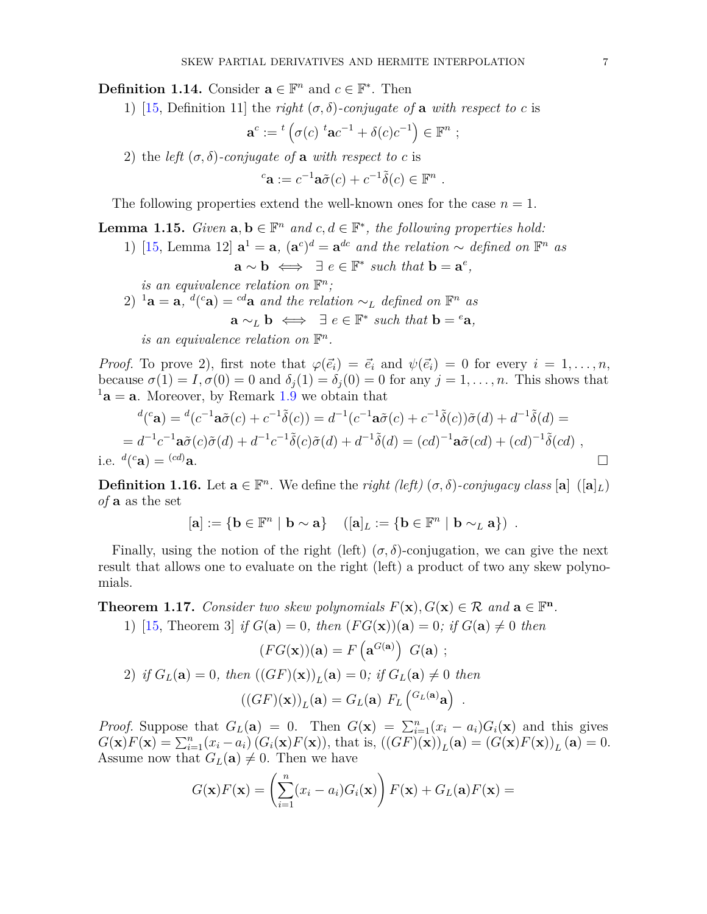**Definition 1.14.** Consider $\mathbf{a} \in \mathbb{F}^n$ and $c \in \mathbb{F}^*$. Then

1) [15, Definition 11] the *right* $(\sigma, \delta)$*-conjugate of* $\mathbf{a}$ *with respect to* $c$ is

$$\mathbf{a}^c := {}^t\left(\sigma(c)\ {}^t\mathbf{a}c^{-1} + \delta(c)c^{-1}\right) \in \mathbb{F}^n \ ;$$

2) the *left* $(\sigma, \delta)$*-conjugate of* $\mathbf{a}$ *with respect to* $c$ is

$${}^c\mathbf{a} := c^{-1}\mathbf{a}\tilde{\sigma}(c) + c^{-1}\tilde{\delta}(c) \in \mathbb{F}^n \ .$$

The following properties extend the well-known ones for the case $n = 1$.

**Lemma 1.15.** *Given* $\mathbf{a}, \mathbf{b} \in \mathbb{F}^n$ *and* $c, d \in \mathbb{F}^*$*, the following properties hold:*

1) [15, Lemma 12] $\mathbf{a}^1 = \mathbf{a}$*,* $(\mathbf{a}^c)^d = \mathbf{a}^{dc}$ *and the relation* $\sim$ *defined on* $\mathbb{F}^n$ *as*

$$\mathbf{a} \sim \mathbf{b} \iff \exists\ e \in \mathbb{F}^* \text{ such that } \mathbf{b} = \mathbf{a}^e,$$

*is an equivalence relation on* $\mathbb{F}^n$*;*

2) ${}^1\mathbf{a} = \mathbf{a}$*,* ${}^d({}^c\mathbf{a}) = {}^{cd}\mathbf{a}$ *and the relation* $\sim_L$ *defined on* $\mathbb{F}^n$ *as*

$$\mathbf{a} \sim_L \mathbf{b} \iff \exists\ e \in \mathbb{F}^* \text{ such that } \mathbf{b} = {}^e\mathbf{a},$$

*is an equivalence relation on* $\mathbb{F}^n$*.*

*Proof.* To prove 2), first note that $\varphi(\vec{e}_i) = \vec{e}_i$ and $\psi(\vec{e}_i) = 0$ for every $i = 1, \ldots, n$, because $\sigma(1) = I, \sigma(0) = 0$ and $\delta_j(1) = \delta_j(0) = 0$ for any $j = 1, \ldots, n$. This shows that ${}^1\mathbf{a} = \mathbf{a}$. Moreover, by Remark 1.9 we obtain that

$${}^d({}^c\mathbf{a}) = {}^d(c^{-1}\mathbf{a}\tilde{\sigma}(c) + c^{-1}\tilde{\delta}(c)) = d^{-1}(c^{-1}\mathbf{a}\tilde{\sigma}(c) + c^{-1}\tilde{\delta}(c))\tilde{\sigma}(d) + d^{-1}\tilde{\delta}(d) =$$

$$= d^{-1}c^{-1}\mathbf{a}\tilde{\sigma}(c)\tilde{\sigma}(d) + d^{-1}c^{-1}\tilde{\delta}(c)\tilde{\sigma}(d) + d^{-1}\tilde{\delta}(d) = (cd)^{-1}\mathbf{a}\tilde{\sigma}(cd) + (cd)^{-1}\tilde{\delta}(cd) \ ,$$

i.e. ${}^d({}^c\mathbf{a}) = {}^{(cd)}\mathbf{a}$. □

**Definition 1.16.** Let $\mathbf{a} \in \mathbb{F}^n$. We define the *right (left)* $(\sigma, \delta)$*-conjugacy class* $[\mathbf{a}]$ $([\mathbf{a}]_L)$ *of* $\mathbf{a}$ as the set

$$[\mathbf{a}] := \{\mathbf{b} \in \mathbb{F}^n \mid \mathbf{b} \sim \mathbf{a}\} \quad ([\mathbf{a}]_L := \{\mathbf{b} \in \mathbb{F}^n \mid \mathbf{b} \sim_L \mathbf{a}\}) \ .$$

Finally, using the notion of the right (left) $(\sigma, \delta)$-conjugation, we can give the next result that allows one to evaluate on the right (left) a product of two any skew polynomials.

**Theorem 1.17.** *Consider two skew polynomials* $F(\mathbf{x}), G(\mathbf{x}) \in \mathcal{R}$ *and* $\mathbf{a} \in \mathbb{F}^{\mathbf{n}}$*.*

1) [15, Theorem 3] *if* $G(\mathbf{a}) = 0$*, then* $(FG(\mathbf{x}))(\mathbf{a}) = 0$*; if* $G(\mathbf{a}) \neq 0$ *then*

$$(FG(\mathbf{x}))(\mathbf{a}) = F\left(\mathbf{a}^{G(\mathbf{a})}\right)\ G(\mathbf{a}) \ ;$$

2) *if* $G_L(\mathbf{a}) = 0$*, then* $((GF)(\mathbf{x}))_L(\mathbf{a}) = 0$*; if* $G_L(\mathbf{a}) \neq 0$ *then*

$$((GF)(\mathbf{x}))_L(\mathbf{a}) = G_L(\mathbf{a})\ F_L\left({}^{G_L(\mathbf{a})}\mathbf{a}\right) \ .$$

*Proof.* Suppose that $G_L(\mathbf{a}) = 0$. Then $G(\mathbf{x}) = \sum_{i=1}^{n}(x_i - a_i)G_i(\mathbf{x})$ and this gives $G(\mathbf{x})F(\mathbf{x}) = \sum_{i=1}^{n}(x_i - a_i)\left(G_i(\mathbf{x})F(\mathbf{x})\right)$, that is, $((GF)(\mathbf{x}))_L(\mathbf{a}) = (G(\mathbf{x})F(\mathbf{x}))_L(\mathbf{a}) = 0$. Assume now that $G_L(\mathbf{a}) \neq 0$. Then we have

$$G(\mathbf{x})F(\mathbf{x}) = \left(\sum_{i=1}^{n}(x_i - a_i)G_i(\mathbf{x})\right)F(\mathbf{x}) + G_L(\mathbf{a})F(\mathbf{x}) =$$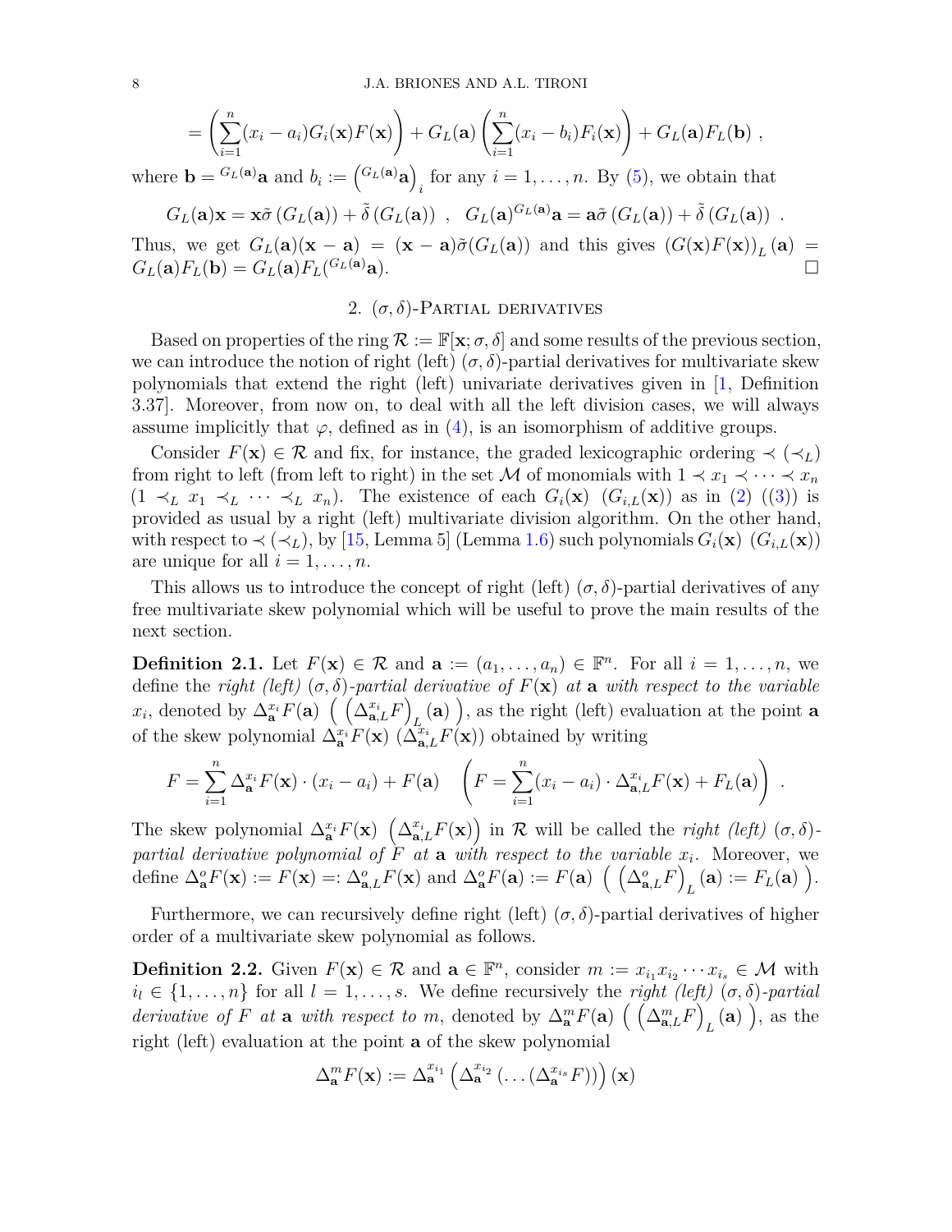$$= \left(\sum_{i=1}^{n}(x_i - a_i)G_i(\mathbf{x})F(\mathbf{x})\right) + G_L(\mathbf{a})\left(\sum_{i=1}^{n}(x_i - b_i)F_i(\mathbf{x})\right) + G_L(\mathbf{a})F_L(\mathbf{b}) \ ,$$

where $\mathbf{b} = {}^{G_L(\mathbf{a})}\mathbf{a}$ and $b_i := \left({}^{G_L(\mathbf{a})}\mathbf{a}\right)_i$ for any $i = 1, \ldots, n$. By (5), we obtain that

$$G_L(\mathbf{a})\mathbf{x} = \mathbf{x}\tilde{\sigma}\left(G_L(\mathbf{a})\right) + \tilde{\delta}\left(G_L(\mathbf{a})\right) \ , \quad G_L(\mathbf{a})^{G_L(\mathbf{a})}\mathbf{a} = \mathbf{a}\tilde{\sigma}\left(G_L(\mathbf{a})\right) + \tilde{\delta}\left(G_L(\mathbf{a})\right) \ .$$

Thus, we get $G_L(\mathbf{a})(\mathbf{x} - \mathbf{a}) = (\mathbf{x} - \mathbf{a})\tilde{\sigma}(G_L(\mathbf{a}))$ and this gives $\left(G(\mathbf{x})F(\mathbf{x})\right)_L(\mathbf{a}) = G_L(\mathbf{a})F_L(\mathbf{b}) = G_L(\mathbf{a})F_L({}^{G_L(\mathbf{a})}\mathbf{a})$. □

## 2. $(\sigma, \delta)$-Partial derivatives

Based on properties of the ring $\mathcal{R} := \mathbb{F}[\mathbf{x}; \sigma, \delta]$ and some results of the previous section, we can introduce the notion of right (left) $(\sigma, \delta)$-partial derivatives for multivariate skew polynomials that extend the right (left) univariate derivatives given in [1, Definition 3.37]. Moreover, from now on, to deal with all the left division cases, we will always assume implicitly that $\varphi$, defined as in (4), is an isomorphism of additive groups.

Consider $F(\mathbf{x}) \in \mathcal{R}$ and fix, for instance, the graded lexicographic ordering $\prec$ ($\prec_L$) from right to left (from left to right) in the set $\mathcal{M}$ of monomials with $1 \prec x_1 \prec \cdots \prec x_n$ ($1 \prec_L x_1 \prec_L \cdots \prec_L x_n$). The existence of each $G_i(\mathbf{x})$ ($G_{i,L}(\mathbf{x})$) as in (2) ((3)) is provided as usual by a right (left) multivariate division algorithm. On the other hand, with respect to $\prec$ ($\prec_L$), by [15, Lemma 5] (Lemma 1.6) such polynomials $G_i(\mathbf{x})$ ($G_{i,L}(\mathbf{x})$) are unique for all $i = 1, \ldots, n$.

This allows us to introduce the concept of right (left) $(\sigma, \delta)$-partial derivatives of any free multivariate skew polynomial which will be useful to prove the main results of the next section.

**Definition 2.1.** Let $F(\mathbf{x}) \in \mathcal{R}$ and $\mathbf{a} := (a_1, \ldots, a_n) \in \mathbb{F}^n$. For all $i = 1, \ldots, n$, we define the *right (left) $(\sigma, \delta)$-partial derivative of $F(\mathbf{x})$ at $\mathbf{a}$ with respect to the variable $x_i$*, denoted by $\Delta^{x_i}_{\mathbf{a}}F(\mathbf{a})$ $\left( \left(\Delta^{x_i}_{\mathbf{a},L}F\right)_L(\mathbf{a}) \right)$, as the right (left) evaluation at the point $\mathbf{a}$ of the skew polynomial $\Delta^{x_i}_{\mathbf{a}}F(\mathbf{x})$ ($\Delta^{x_i}_{\mathbf{a},L}F(\mathbf{x})$) obtained by writing

$$F = \sum_{i=1}^{n}\Delta^{x_i}_{\mathbf{a}}F(\mathbf{x}) \cdot (x_i - a_i) + F(\mathbf{a}) \quad \left(F = \sum_{i=1}^{n}(x_i - a_i) \cdot \Delta^{x_i}_{\mathbf{a},L}F(\mathbf{x}) + F_L(\mathbf{a})\right) \ .$$

The skew polynomial $\Delta^{x_i}_{\mathbf{a}}F(\mathbf{x})$ $\left(\Delta^{x_i}_{\mathbf{a},L}F(\mathbf{x})\right)$ in $\mathcal{R}$ will be called the *right (left) $(\sigma, \delta)$-partial derivative polynomial of $F$ at $\mathbf{a}$ with respect to the variable $x_i$*. Moreover, we define $\Delta^{o}_{\mathbf{a}}F(\mathbf{x}) := F(\mathbf{x}) =: \Delta^{o}_{\mathbf{a},L}F(\mathbf{x})$ and $\Delta^{o}_{\mathbf{a}}F(\mathbf{a}) := F(\mathbf{a})$ $\left( \left(\Delta^{o}_{\mathbf{a},L}F\right)_L(\mathbf{a}) := F_L(\mathbf{a}) \right)$.

Furthermore, we can recursively define right (left) $(\sigma, \delta)$-partial derivatives of higher order of a multivariate skew polynomial as follows.

**Definition 2.2.** Given $F(\mathbf{x}) \in \mathcal{R}$ and $\mathbf{a} \in \mathbb{F}^n$, consider $m := x_{i_1}x_{i_2}\cdots x_{i_s} \in \mathcal{M}$ with $i_l \in \{1, \ldots, n\}$ for all $l = 1, \ldots, s$. We define recursively the *right (left) $(\sigma, \delta)$-partial derivative of $F$ at $\mathbf{a}$ with respect to $m$*, denoted by $\Delta^{m}_{\mathbf{a}}F(\mathbf{a})$ $\left( \left(\Delta^{m}_{\mathbf{a},L}F\right)_L(\mathbf{a}) \right)$, as the right (left) evaluation at the point $\mathbf{a}$ of the skew polynomial

$$\Delta^{m}_{\mathbf{a}}F(\mathbf{x}) := \Delta^{x_{i_1}}_{\mathbf{a}}\left(\Delta^{x_{i_2}}_{\mathbf{a}}\left(\ldots(\Delta^{x_{i_s}}_{\mathbf{a}}F)\right)\right)(\mathbf{x})$$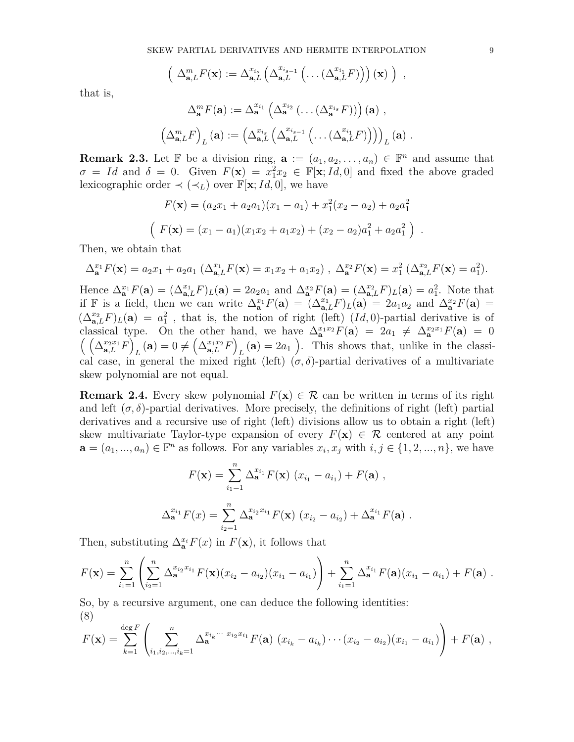$$\left( \ \Delta^{m}_{\mathbf{a},L} F(\mathbf{x}) := \Delta^{x_{i_s}}_{\mathbf{a},L} \left( \Delta^{x_{i_{s-1}}}_{\mathbf{a},L} \left( \ldots (\Delta^{x_{i_1}}_{\mathbf{a},L} F) \right) \right) (\mathbf{x}) \ \right) \ ,$$

that is,

$$\Delta^{m}_{\mathbf{a}} F(\mathbf{a}) := \Delta^{x_{i_1}}_{\mathbf{a}} \left( \Delta^{x_{i_2}}_{\mathbf{a}} \left( \ldots (\Delta^{x_{i_s}}_{\mathbf{a}} F) \right) \right) (\mathbf{a}) \ ,$$

$$\left( \Delta^{m}_{\mathbf{a},L} F \right)_L (\mathbf{a}) := \left( \Delta^{x_{i_s}}_{\mathbf{a},L} \left( \Delta^{x_{i_{s-1}}}_{\mathbf{a},L} \left( \ldots (\Delta^{x_{i_1}}_{\mathbf{a},L} F) \right) \right) \right)_L (\mathbf{a}) \ .$$

**Remark 2.3.** Let $\mathbb{F}$ be a division ring, $\mathbf{a} := (a_1, a_2, \ldots, a_n) \in \mathbb{F}^n$ and assume that $\sigma = Id$ and $\delta = 0$. Given $F(\mathbf{x}) = x_1^2 x_2 \in \mathbb{F}[\mathbf{x}; Id, 0]$ and fixed the above graded lexicographic order $\prec$ ($\prec_L$) over $\mathbb{F}[\mathbf{x}; Id, 0]$, we have

$$F(\mathbf{x}) = (a_2 x_1 + a_2 a_1)(x_1 - a_1) + x_1^2 (x_2 - a_2) + a_2 a_1^2$$

$$\left( \ F(\mathbf{x}) = (x_1 - a_1)(x_1 x_2 + a_1 x_2) + (x_2 - a_2) a_1^2 + a_2 a_1^2 \ \right) \ .$$

Then, we obtain that

$$\Delta^{x_1}_{\mathbf{a}} F(\mathbf{x}) = a_2 x_1 + a_2 a_1 \ (\Delta^{x_1}_{\mathbf{a},L} F(\mathbf{x}) = x_1 x_2 + a_1 x_2) \ , \ \Delta^{x_2}_{\mathbf{a}} F(\mathbf{x}) = x_1^2 \ (\Delta^{x_2}_{\mathbf{a},L} F(\mathbf{x}) = a_1^2).$$

Hence $\Delta^{x_1}_{\mathbf{a}} F(\mathbf{a}) = (\Delta^{x_1}_{\mathbf{a},L} F)_L(\mathbf{a}) = 2 a_2 a_1$ and $\Delta^{x_2}_{\mathbf{a}} F(\mathbf{a}) = (\Delta^{x_2}_{\mathbf{a},L} F)_L(\mathbf{a}) = a_1^2$. Note that if $\mathbb{F}$ is a field, then we can write $\Delta^{x_1}_{\mathbf{a}} F(\mathbf{a}) = (\Delta^{x_1}_{\mathbf{a},L} F)_L(\mathbf{a}) = 2 a_1 a_2$ and $\Delta^{x_2}_{\mathbf{a}} F(\mathbf{a}) = (\Delta^{x_2}_{\mathbf{a},L} F)_L(\mathbf{a}) = a_1^2$ , that is, the notion of right (left) $(Id, 0)$-partial derivative is of classical type. On the other hand, we have $\Delta^{x_1 x_2}_{\mathbf{a}} F(\mathbf{a}) = 2a_1 \neq \Delta^{x_2 x_1}_{\mathbf{a}} F(\mathbf{a}) = 0$ $\left( \left( \Delta^{x_2 x_1}_{\mathbf{a},L} F \right)_L (\mathbf{a}) = 0 \neq \left( \Delta^{x_1 x_2}_{\mathbf{a},L} F \right)_L (\mathbf{a}) = 2a_1 \right)$. This shows that, unlike in the classical case, in general the mixed right (left) $(\sigma, \delta)$-partial derivatives of a multivariate skew polynomial are not equal.

**Remark 2.4.** Every skew polynomial $F(\mathbf{x}) \in \mathcal{R}$ can be written in terms of its right and left $(\sigma, \delta)$-partial derivatives. More precisely, the definitions of right (left) partial derivatives and a recursive use of right (left) divisions allow us to obtain a right (left) skew multivariate Taylor-type expansion of every $F(\mathbf{x}) \in \mathcal{R}$ centered at any point $\mathbf{a} = (a_1, ..., a_n) \in \mathbb{F}^n$ as follows. For any variables $x_i, x_j$ with $i, j \in \{1, 2, ..., n\}$, we have

$$F(\mathbf{x}) = \sum_{i_1=1}^{n} \Delta^{x_{i_1}}_{\mathbf{a}} F(\mathbf{x}) \ (x_{i_1} - a_{i_1}) + F(\mathbf{a}) \ ,$$

$$\Delta^{x_{i_1}}_{\mathbf{a}} F(x) = \sum_{i_2=1}^{n} \Delta^{x_{i_2} x_{i_1}}_{\mathbf{a}} F(\mathbf{x}) \ (x_{i_2} - a_{i_2}) + \Delta^{x_{i_1}}_{\mathbf{a}} F(\mathbf{a}) \ .$$

Then, substituting $\Delta^{x_i}_{\mathbf{a}} F(x)$ in $F(\mathbf{x})$, it follows that

$$F(\mathbf{x}) = \sum_{i_1=1}^{n} \left( \sum_{i_2=1}^{n} \Delta^{x_{i_2} x_{i_1}}_{\mathbf{a}} F(\mathbf{x}) (x_{i_2} - a_{i_2})(x_{i_1} - a_{i_1}) \right) + \sum_{i_1=1}^{n} \Delta^{x_{i_1}}_{\mathbf{a}} F(\mathbf{a}) (x_{i_1} - a_{i_1}) + F(\mathbf{a}) \ .$$

So, by a recursive argument, one can deduce the following identities:
(8)

$$F(\mathbf{x}) = \sum_{k=1}^{\deg F} \left( \sum_{i_1, i_2, \ldots, i_k = 1}^{n} \Delta^{x_{i_k} \cdots \ x_{i_2} x_{i_1}}_{\mathbf{a}} F(\mathbf{a}) \ (x_{i_k} - a_{i_k}) \cdots (x_{i_2} - a_{i_2})(x_{i_1} - a_{i_1}) \right) + F(\mathbf{a}) \ ,$$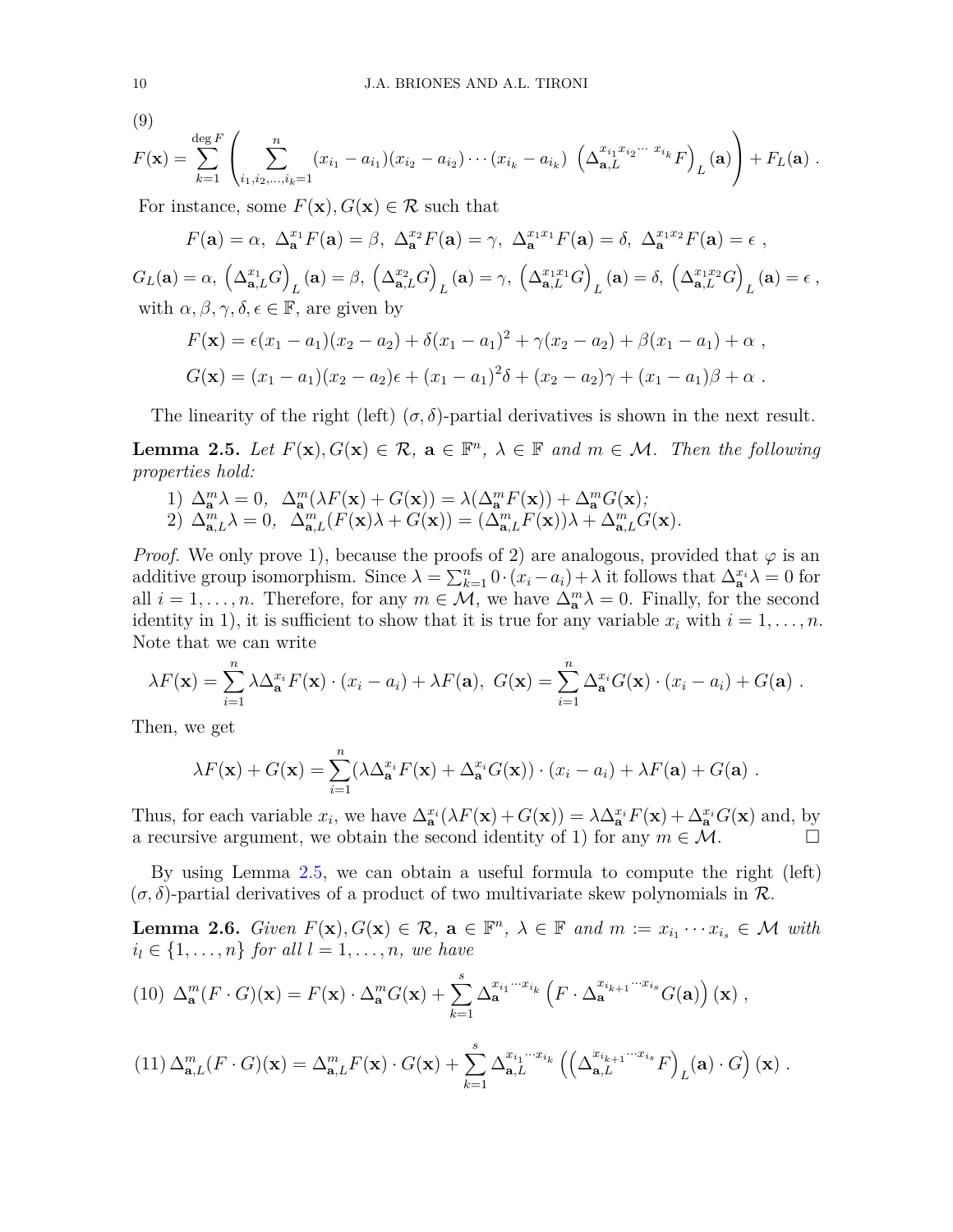(9)

$$F(\mathbf{x}) = \sum_{k=1}^{\deg F} \left( \sum_{i_1,i_2,\ldots,i_k=1}^{n} (x_{i_1}-a_{i_1})(x_{i_2}-a_{i_2})\cdots(x_{i_k}-a_{i_k}) \ \left(\Delta_{\mathbf{a},L}^{x_{i_1}x_{i_2}\cdots\, x_{i_k}} F\right)_L(\mathbf{a}) \right) + F_L(\mathbf{a}) \ .$$

For instance, some $F(\mathbf{x}), G(\mathbf{x}) \in \mathcal{R}$ such that

$$F(\mathbf{a}) = \alpha,\ \Delta_{\mathbf{a}}^{x_1} F(\mathbf{a}) = \beta,\ \Delta_{\mathbf{a}}^{x_2} F(\mathbf{a}) = \gamma,\ \Delta_{\mathbf{a}}^{x_1x_1} F(\mathbf{a}) = \delta,\ \Delta_{\mathbf{a}}^{x_1x_2} F(\mathbf{a}) = \epsilon \ ,$$

$$G_L(\mathbf{a}) = \alpha,\ \left(\Delta_{\mathbf{a},L}^{x_1} G\right)_L(\mathbf{a}) = \beta,\ \left(\Delta_{\mathbf{a},L}^{x_2} G\right)_L(\mathbf{a}) = \gamma,\ \left(\Delta_{\mathbf{a},L}^{x_1x_1} G\right)_L(\mathbf{a}) = \delta,\ \left(\Delta_{\mathbf{a},L}^{x_1x_2} G\right)_L(\mathbf{a}) = \epsilon \ ,$$

with $\alpha, \beta, \gamma, \delta, \epsilon \in \mathbb{F}$, are given by

$$F(\mathbf{x}) = \epsilon(x_1-a_1)(x_2-a_2) + \delta(x_1-a_1)^2 + \gamma(x_2-a_2) + \beta(x_1-a_1) + \alpha \ ,$$

$$G(\mathbf{x}) = (x_1-a_1)(x_2-a_2)\epsilon + (x_1-a_1)^2\delta + (x_2-a_2)\gamma + (x_1-a_1)\beta + \alpha \ .$$

The linearity of the right (left) $(\sigma,\delta)$-partial derivatives is shown in the next result.

**Lemma 2.5.** *Let $F(\mathbf{x}), G(\mathbf{x}) \in \mathcal{R}$, $\mathbf{a} \in \mathbb{F}^n$, $\lambda \in \mathbb{F}$ and $m \in \mathcal{M}$. Then the following properties hold:*

1) $\Delta_{\mathbf{a}}^m \lambda = 0,\ \ \Delta_{\mathbf{a}}^m(\lambda F(\mathbf{x}) + G(\mathbf{x})) = \lambda(\Delta_{\mathbf{a}}^m F(\mathbf{x})) + \Delta_{\mathbf{a}}^m G(\mathbf{x})$;
2) $\Delta_{\mathbf{a},L}^m \lambda = 0,\ \ \Delta_{\mathbf{a},L}^m(F(\mathbf{x})\lambda + G(\mathbf{x})) = (\Delta_{\mathbf{a},L}^m F(\mathbf{x}))\lambda + \Delta_{\mathbf{a},L}^m G(\mathbf{x})$.

*Proof.* We only prove 1), because the proofs of 2) are analogous, provided that $\varphi$ is an additive group isomorphism. Since $\lambda = \sum_{k=1}^n 0\cdot(x_i - a_i) + \lambda$ it follows that $\Delta_{\mathbf{a}}^{x_i}\lambda = 0$ for all $i = 1,\ldots,n$. Therefore, for any $m \in \mathcal{M}$, we have $\Delta_{\mathbf{a}}^m \lambda = 0$. Finally, for the second identity in 1), it is sufficient to show that it is true for any variable $x_i$ with $i = 1,\ldots,n$. Note that we can write

$$\lambda F(\mathbf{x}) = \sum_{i=1}^n \lambda \Delta_{\mathbf{a}}^{x_i} F(\mathbf{x})\cdot(x_i-a_i) + \lambda F(\mathbf{a}),\ G(\mathbf{x}) = \sum_{i=1}^n \Delta_{\mathbf{a}}^{x_i} G(\mathbf{x})\cdot(x_i-a_i) + G(\mathbf{a}) \ .$$

Then, we get

$$\lambda F(\mathbf{x}) + G(\mathbf{x}) = \sum_{i=1}^n (\lambda\Delta_{\mathbf{a}}^{x_i} F(\mathbf{x}) + \Delta_{\mathbf{a}}^{x_i} G(\mathbf{x}))\cdot(x_i-a_i) + \lambda F(\mathbf{a}) + G(\mathbf{a}) \ .$$

Thus, for each variable $x_i$, we have $\Delta_{\mathbf{a}}^{x_i}(\lambda F(\mathbf{x}) + G(\mathbf{x})) = \lambda\Delta_{\mathbf{a}}^{x_i} F(\mathbf{x}) + \Delta_{\mathbf{a}}^{x_i} G(\mathbf{x})$ and, by a recursive argument, we obtain the second identity of 1) for any $m \in \mathcal{M}$. □

By using Lemma 2.5, we can obtain a useful formula to compute the right (left) $(\sigma,\delta)$-partial derivatives of a product of two multivariate skew polynomials in $\mathcal{R}$.

**Lemma 2.6.** *Given $F(\mathbf{x}), G(\mathbf{x}) \in \mathcal{R}$, $\mathbf{a} \in \mathbb{F}^n$, $\lambda \in \mathbb{F}$ and $m := x_{i_1}\cdots x_{i_s} \in \mathcal{M}$ with $i_l \in \{1,\ldots,n\}$ for all $l = 1,\ldots,n$, we have*

$$(10)\ \ \Delta_{\mathbf{a}}^m(F\cdot G)(\mathbf{x}) = F(\mathbf{x})\cdot\Delta_{\mathbf{a}}^m G(\mathbf{x}) + \sum_{k=1}^s \Delta_{\mathbf{a}}^{x_{i_1}\cdots x_{i_k}}\left(F\cdot\Delta_{\mathbf{a}}^{x_{i_{k+1}}\cdots x_{i_s}} G(\mathbf{a})\right)(\mathbf{x}) \ ,$$

$$(11)\ \Delta_{\mathbf{a},L}^m(F\cdot G)(\mathbf{x}) = \Delta_{\mathbf{a},L}^m F(\mathbf{x})\cdot G(\mathbf{x}) + \sum_{k=1}^s \Delta_{\mathbf{a},L}^{x_{i_1}\cdots x_{i_k}}\left(\left(\Delta_{\mathbf{a},L}^{x_{i_{k+1}}\cdots x_{i_s}} F\right)_L(\mathbf{a})\cdot G\right)(\mathbf{x}) \ .$$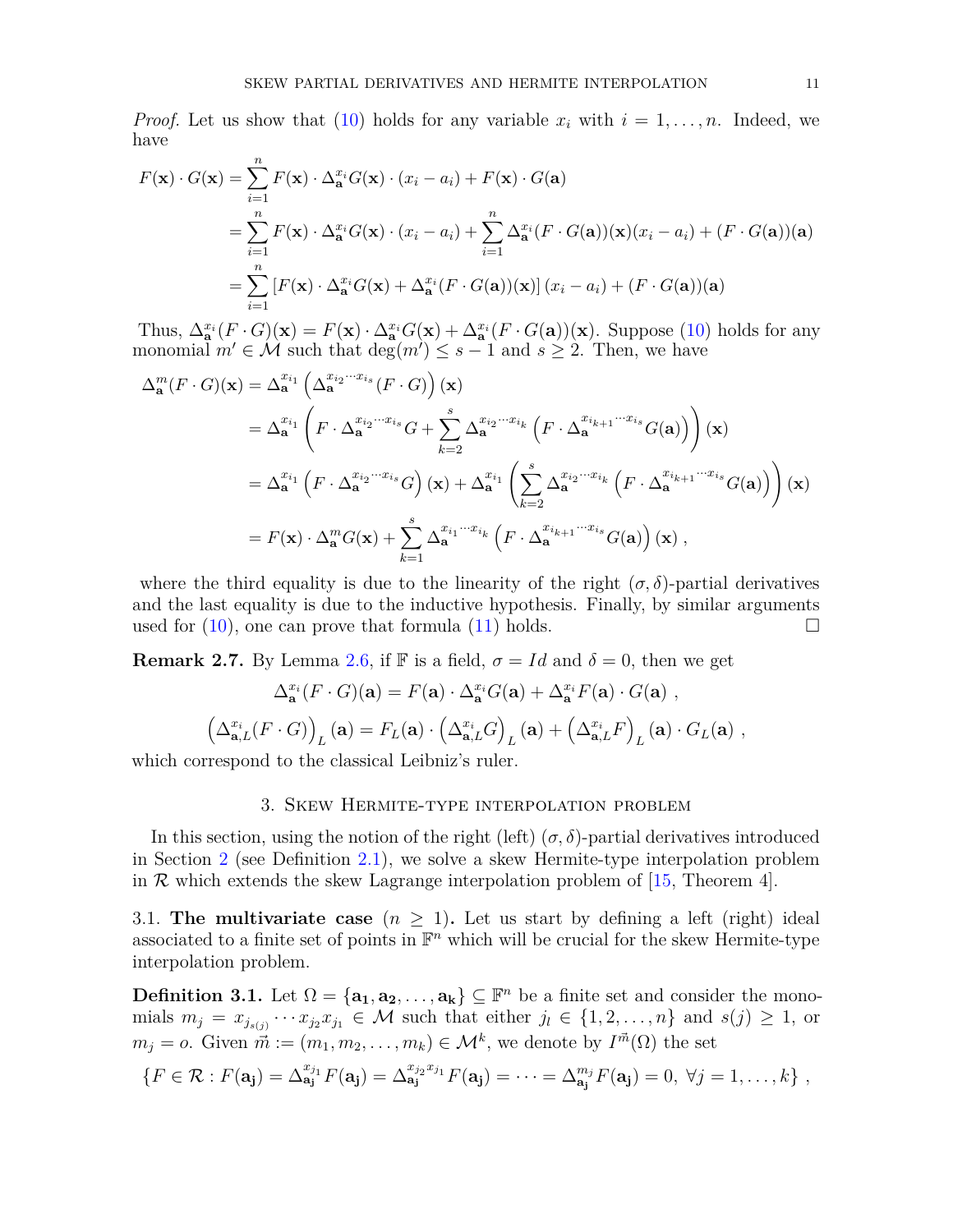*Proof.* Let us show that (10) holds for any variable $x_i$ with $i = 1, \dots, n$. Indeed, we have

$$
\begin{aligned}
F(\mathbf{x}) \cdot G(\mathbf{x}) &= \sum_{i=1}^{n} F(\mathbf{x}) \cdot \Delta_{\mathbf{a}}^{x_i} G(\mathbf{x}) \cdot (x_i - a_i) + F(\mathbf{x}) \cdot G(\mathbf{a}) \\
&= \sum_{i=1}^{n} F(\mathbf{x}) \cdot \Delta_{\mathbf{a}}^{x_i} G(\mathbf{x}) \cdot (x_i - a_i) + \sum_{i=1}^{n} \Delta_{\mathbf{a}}^{x_i} (F \cdot G(\mathbf{a}))(\mathbf{x})(x_i - a_i) + (F \cdot G(\mathbf{a}))(\mathbf{a}) \\
&= \sum_{i=1}^{n} \left[ F(\mathbf{x}) \cdot \Delta_{\mathbf{a}}^{x_i} G(\mathbf{x}) + \Delta_{\mathbf{a}}^{x_i} (F \cdot G(\mathbf{a}))(\mathbf{x}) \right] (x_i - a_i) + (F \cdot G(\mathbf{a}))(\mathbf{a})
\end{aligned}
$$

Thus, $\Delta_{\mathbf{a}}^{x_i}(F \cdot G)(\mathbf{x}) = F(\mathbf{x}) \cdot \Delta_{\mathbf{a}}^{x_i} G(\mathbf{x}) + \Delta_{\mathbf{a}}^{x_i}(F \cdot G(\mathbf{a}))(\mathbf{x})$. Suppose (10) holds for any monomial $m' \in \mathcal{M}$ such that $\deg(m') \leq s-1$ and $s \geq 2$. Then, we have

$$
\begin{aligned}
\Delta_{\mathbf{a}}^{m}(F \cdot G)(\mathbf{x}) &= \Delta_{\mathbf{a}}^{x_{i_1}} \left( \Delta_{\mathbf{a}}^{x_{i_2} \cdots x_{i_s}} (F \cdot G) \right)(\mathbf{x}) \\
&= \Delta_{\mathbf{a}}^{x_{i_1}} \left( F \cdot \Delta_{\mathbf{a}}^{x_{i_2} \cdots x_{i_s}} G + \sum_{k=2}^{s} \Delta_{\mathbf{a}}^{x_{i_2} \cdots x_{i_k}} \left( F \cdot \Delta_{\mathbf{a}}^{x_{i_{k+1}} \cdots x_{i_s}} G(\mathbf{a}) \right) \right)(\mathbf{x}) \\
&= \Delta_{\mathbf{a}}^{x_{i_1}} \left( F \cdot \Delta_{\mathbf{a}}^{x_{i_2} \cdots x_{i_s}} G \right)(\mathbf{x}) + \Delta_{\mathbf{a}}^{x_{i_1}} \left( \sum_{k=2}^{s} \Delta_{\mathbf{a}}^{x_{i_2} \cdots x_{i_k}} \left( F \cdot \Delta_{\mathbf{a}}^{x_{i_{k+1}} \cdots x_{i_s}} G(\mathbf{a}) \right) \right)(\mathbf{x}) \\
&= F(\mathbf{x}) \cdot \Delta_{\mathbf{a}}^{m} G(\mathbf{x}) + \sum_{k=1}^{s} \Delta_{\mathbf{a}}^{x_{i_1} \cdots x_{i_k}} \left( F \cdot \Delta_{\mathbf{a}}^{x_{i_{k+1}} \cdots x_{i_s}} G(\mathbf{a}) \right)(\mathbf{x}) ,
\end{aligned}
$$

where the third equality is due to the linearity of the right $(\sigma, \delta)$-partial derivatives and the last equality is due to the inductive hypothesis. Finally, by similar arguments used for (10), one can prove that formula (11) holds. $\square$

**Remark 2.7.** By Lemma 2.6, if $\mathbb{F}$ is a field, $\sigma = Id$ and $\delta = 0$, then we get

$$
\Delta_{\mathbf{a}}^{x_i}(F \cdot G)(\mathbf{a}) = F(\mathbf{a}) \cdot \Delta_{\mathbf{a}}^{x_i} G(\mathbf{a}) + \Delta_{\mathbf{a}}^{x_i} F(\mathbf{a}) \cdot G(\mathbf{a}) ,
$$

$$
\left( \Delta_{\mathbf{a},L}^{x_i}(F \cdot G) \right)_L (\mathbf{a}) = F_L(\mathbf{a}) \cdot \left( \Delta_{\mathbf{a},L}^{x_i} G \right)_L (\mathbf{a}) + \left( \Delta_{\mathbf{a},L}^{x_i} F \right)_L (\mathbf{a}) \cdot G_L(\mathbf{a}) ,
$$

which correspond to the classical Leibniz's ruler.

## 3. Skew Hermite-type interpolation problem

In this section, using the notion of the right (left) $(\sigma, \delta)$-partial derivatives introduced in Section 2 (see Definition 2.1), we solve a skew Hermite-type interpolation problem in $\mathcal{R}$ which extends the skew Lagrange interpolation problem of [15, Theorem 4].

### 3.1. The multivariate case ($n \geq 1$).

Let us start by defining a left (right) ideal associated to a finite set of points in $\mathbb{F}^n$ which will be crucial for the skew Hermite-type interpolation problem.

**Definition 3.1.** Let $\Omega = \{\mathbf{a_1}, \mathbf{a_2}, \dots, \mathbf{a_k}\} \subseteq \mathbb{F}^n$ be a finite set and consider the monomials $m_j = x_{j_{s(j)}} \cdots x_{j_2} x_{j_1} \in \mathcal{M}$ such that either $j_l \in \{1, 2, \dots, n\}$ and $s(j) \geq 1$, or $m_j = o$. Given $\vec{m} := (m_1, m_2, \dots, m_k) \in \mathcal{M}^k$, we denote by $I^{\vec{m}}(\Omega)$ the set

$$
\{F \in \mathcal{R} : F(\mathbf{a_j}) = \Delta_{\mathbf{a_j}}^{x_{j_1}} F(\mathbf{a_j}) = \Delta_{\mathbf{a_j}}^{x_{j_2} x_{j_1}} F(\mathbf{a_j}) = \cdots = \Delta_{\mathbf{a_j}}^{m_j} F(\mathbf{a_j}) = 0, \ \forall j = 1, \dots, k\} ,
$$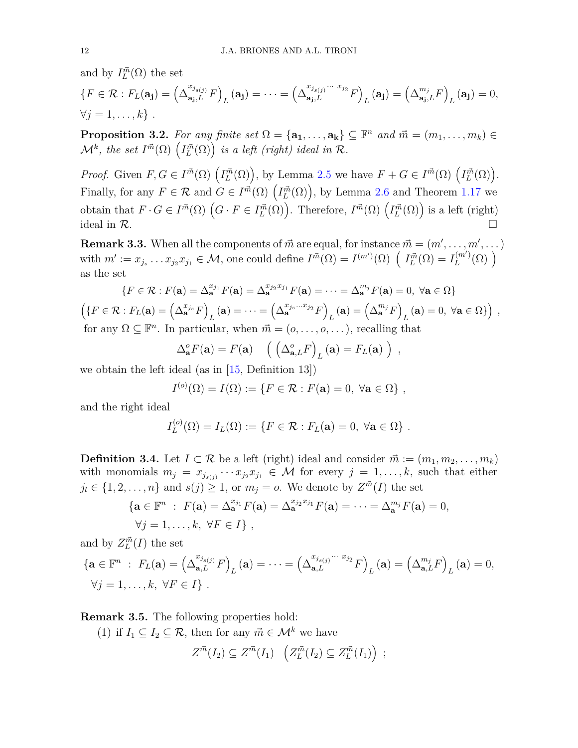and by $I_L^{\vec{m}}(\Omega)$ the set

$$\{F \in \mathcal{R} : F_L(\mathbf{a_j}) = \left(\Delta_{\mathbf{a_j},L}^{x_{j_{s(j)}}} F\right)_L(\mathbf{a_j}) = \cdots = \left(\Delta_{\mathbf{a_j},L}^{x_{j_{s(j)}} \cdots \, x_{j_2}} F\right)_L(\mathbf{a_j}) = \left(\Delta_{\mathbf{a_j},L}^{m_j} F\right)_L(\mathbf{a_j}) = 0,$$
$$\forall j = 1, \ldots, k\} \ .$$

**Proposition 3.2.** *For any finite set $\Omega = \{\mathbf{a_1}, \ldots, \mathbf{a_k}\} \subseteq \mathbb{F}^n$ and $\vec{m} = (m_1, \ldots, m_k) \in \mathcal{M}^k$, the set $I^{\vec{m}}(\Omega)$ $\left(I_L^{\vec{m}}(\Omega)\right)$ is a left (right) ideal in $\mathcal{R}$.*

*Proof.* Given $F, G \in I^{\vec{m}}(\Omega)$ $\left(I_L^{\vec{m}}(\Omega)\right)$, by Lemma 2.5 we have $F + G \in I^{\vec{m}}(\Omega)$ $\left(I_L^{\vec{m}}(\Omega)\right)$. Finally, for any $F \in \mathcal{R}$ and $G \in I^{\vec{m}}(\Omega)$ $\left(I_L^{\vec{m}}(\Omega)\right)$, by Lemma 2.6 and Theorem 1.17 we obtain that $F \cdot G \in I^{\vec{m}}(\Omega)$ $\left(G \cdot F \in I_L^{\vec{m}}(\Omega)\right)$. Therefore, $I^{\vec{m}}(\Omega)$ $\left(I_L^{\vec{m}}(\Omega)\right)$ is a left (right) ideal in $\mathcal{R}$. □

**Remark 3.3.** When all the components of $\vec{m}$ are equal, for instance $\vec{m} = (m', \ldots, m', \ldots)$ with $m' := x_{j_s} \ldots x_{j_2} x_{j_1} \in \mathcal{M}$, one could define $I^{\vec{m}}(\Omega) = I^{(m')}(\Omega)$ $\left( I_L^{\vec{m}}(\Omega) = I_L^{(m')}(\Omega) \right)$ as the set

$$\{F \in \mathcal{R} : F(\mathbf{a}) = \Delta_{\mathbf{a}}^{x_{j_1}} F(\mathbf{a}) = \Delta_{\mathbf{a}}^{x_{j_2} x_{j_1}} F(\mathbf{a}) = \cdots = \Delta_{\mathbf{a}}^{m_j} F(\mathbf{a}) = 0, \ \forall \mathbf{a} \in \Omega\}$$
$$\left(\{F \in \mathcal{R} : F_L(\mathbf{a}) = \left(\Delta_{\mathbf{a}}^{x_{j_s}} F\right)_L(\mathbf{a}) = \cdots = \left(\Delta_{\mathbf{a}}^{x_{j_s} \ldots x_{j_2}} F\right)_L(\mathbf{a}) = \left(\Delta_{\mathbf{a}}^{m_j} F\right)_L(\mathbf{a}) = 0, \ \forall \mathbf{a} \in \Omega\}\right) ,$$

for any $\Omega \subseteq \mathbb{F}^n$. In particular, when $\vec{m} = (o, \ldots, o, \ldots)$, recalling that

$$\Delta_{\mathbf{a}}^{o} F(\mathbf{a}) = F(\mathbf{a}) \quad \left( \left(\Delta_{\mathbf{a},L}^{o} F\right)_L(\mathbf{a}) = F_L(\mathbf{a}) \right) ,$$

we obtain the left ideal (as in [15, Definition 13])

$$I^{(o)}(\Omega) = I(\Omega) := \{F \in \mathcal{R} : F(\mathbf{a}) = 0, \ \forall \mathbf{a} \in \Omega\} ,$$

and the right ideal

$$I_L^{(o)}(\Omega) = I_L(\Omega) := \{F \in \mathcal{R} : F_L(\mathbf{a}) = 0, \ \forall \mathbf{a} \in \Omega\} .$$

**Definition 3.4.** Let $I \subset \mathcal{R}$ be a left (right) ideal and consider $\vec{m} := (m_1, m_2, \ldots, m_k)$ with monomials $m_j = x_{j_{s(j)}} \cdots x_{j_2} x_{j_1} \in \mathcal{M}$ for every $j = 1, \ldots, k$, such that either $j_l \in \{1, 2, \ldots, n\}$ and $s(j) \geq 1$, or $m_j = o$. We denote by $Z^{\vec{m}}(I)$ the set

$$\{\mathbf{a} \in \mathbb{F}^n \ : \ F(\mathbf{a}) = \Delta_{\mathbf{a}}^{x_{j_1}} F(\mathbf{a}) = \Delta_{\mathbf{a}}^{x_{j_2} x_{j_1}} F(\mathbf{a}) = \cdots = \Delta_{\mathbf{a}}^{m_j} F(\mathbf{a}) = 0,$$
$$\forall j = 1, \ldots, k, \ \forall F \in I\} ,$$

and by $Z_L^{\vec{m}}(I)$ the set

$$\{\mathbf{a} \in \mathbb{F}^n \ : \ F_L(\mathbf{a}) = \left(\Delta_{\mathbf{a},L}^{x_{j_{s(j)}}} F\right)_L(\mathbf{a}) = \cdots = \left(\Delta_{\mathbf{a},L}^{x_{j_{s(j)}} \cdots \, x_{j_2}} F\right)_L(\mathbf{a}) = \left(\Delta_{\mathbf{a},L}^{m_j} F\right)_L(\mathbf{a}) = 0,$$
$$\forall j = 1, \ldots, k, \ \forall F \in I\} .$$

**Remark 3.5.** The following properties hold:

(1) if $I_1 \subseteq I_2 \subseteq \mathcal{R}$, then for any $\vec{m} \in \mathcal{M}^k$ we have

$$Z^{\vec{m}}(I_2) \subseteq Z^{\vec{m}}(I_1) \quad \left(Z_L^{\vec{m}}(I_2) \subseteq Z_L^{\vec{m}}(I_1)\right) ;$$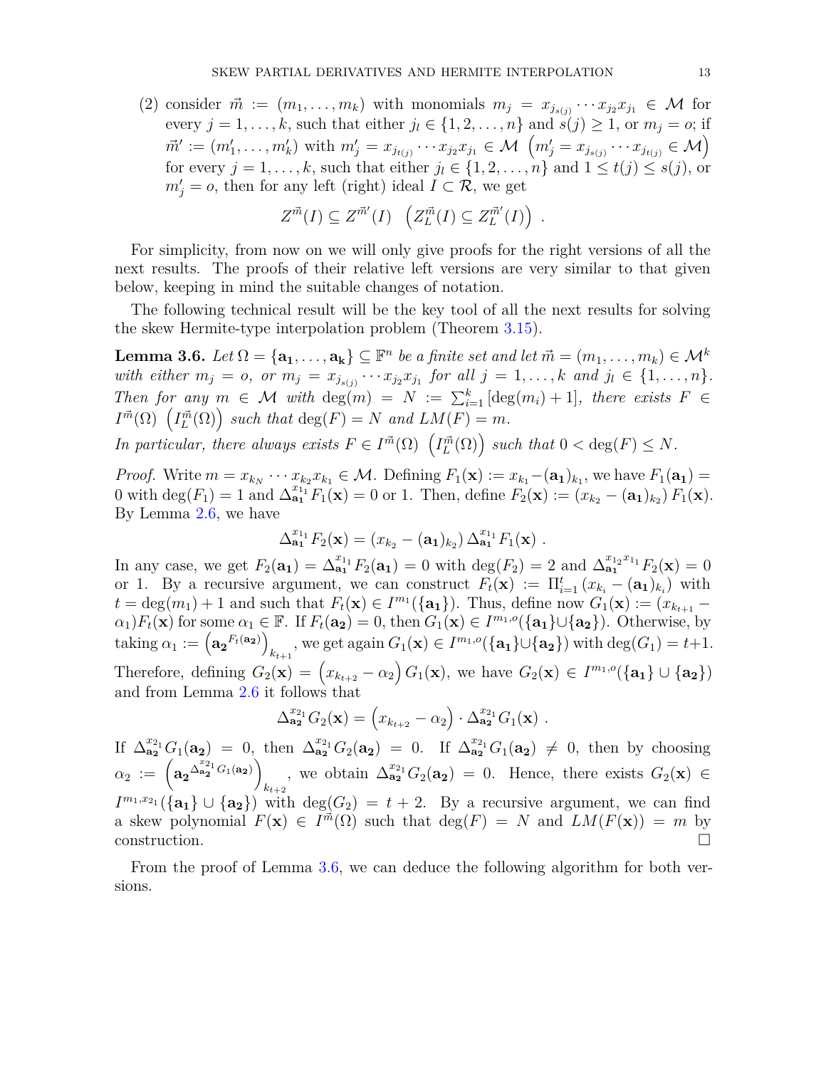(2) consider $\vec{m} := (m_1, \ldots, m_k)$ with monomials $m_j = x_{j_{s(j)}} \cdots x_{j_2} x_{j_1} \in \mathcal{M}$ for every $j = 1, \ldots, k$, such that either $j_l \in \{1, 2, \ldots, n\}$ and $s(j) \geq 1$, or $m_j = o$; if $\vec{m}' := (m'_1, \ldots, m'_k)$ with $m'_j = x_{j_{t(j)}} \cdots x_{j_2} x_{j_1} \in \mathcal{M}$ $\left(m'_j = x_{j_{s(j)}} \cdots x_{j_{t(j)}} \in \mathcal{M}\right)$ for every $j = 1, \ldots, k$, such that either $j_l \in \{1, 2, \ldots, n\}$ and $1 \leq t(j) \leq s(j)$, or $m'_j = o$, then for any left (right) ideal $I \subset \mathcal{R}$, we get

$$Z^{\vec{m}}(I) \subseteq Z^{\vec{m}'}(I) \quad \left(Z_L^{\vec{m}}(I) \subseteq Z_L^{\vec{m}'}(I)\right) .$$

For simplicity, from now on we will only give proofs for the right versions of all the next results. The proofs of their relative left versions are very similar to that given below, keeping in mind the suitable changes of notation.

The following technical result will be the key tool of all the next results for solving the skew Hermite-type interpolation problem (Theorem 3.15).

**Lemma 3.6.** *Let $\Omega = \{\mathbf{a_1}, \ldots, \mathbf{a_k}\} \subseteq \mathbb{F}^n$ be a finite set and let $\vec{m} = (m_1, \ldots, m_k) \in \mathcal{M}^k$ with either $m_j = o$, or $m_j = x_{j_{s(j)}} \cdots x_{j_2} x_{j_1}$ for all $j = 1, \ldots, k$ and $j_l \in \{1, \ldots, n\}$. Then for any $m \in \mathcal{M}$ with $\deg(m) = N := \sum_{i=1}^{k} [\deg(m_i) + 1]$, there exists $F \in I^{\vec{m}}(\Omega)$ $\left(I_L^{\vec{m}}(\Omega)\right)$ such that $\deg(F) = N$ and $LM(F) = m$.*

*In particular, there always exists $F \in I^{\vec{m}}(\Omega)$ $\left(I_L^{\vec{m}}(\Omega)\right)$ such that $0 < \deg(F) \leq N$.*

*Proof.* Write $m = x_{k_N} \cdots x_{k_2} x_{k_1} \in \mathcal{M}$. Defining $F_1(\mathbf{x}) := x_{k_1} - (\mathbf{a_1})_{k_1}$, we have $F_1(\mathbf{a_1}) = 0$ with $\deg(F_1) = 1$ and $\Delta_{\mathbf{a_1}}^{x_{1_1}} F_1(\mathbf{x}) = 0$ or $1$. Then, define $F_2(\mathbf{x}) := (x_{k_2} - (\mathbf{a_1})_{k_2}) F_1(\mathbf{x})$. By Lemma 2.6, we have

$$\Delta_{\mathbf{a_1}}^{x_{1_1}} F_2(\mathbf{x}) = (x_{k_2} - (\mathbf{a_1})_{k_2}) \, \Delta_{\mathbf{a_1}}^{x_{1_1}} F_1(\mathbf{x}) \ .$$

In any case, we get $F_2(\mathbf{a_1}) = \Delta_{\mathbf{a_1}}^{x_{1_1}} F_2(\mathbf{a_1}) = 0$ with $\deg(F_2) = 2$ and $\Delta_{\mathbf{a_1}}^{x_{1_2} x_{1_1}} F_2(\mathbf{x}) = 0$ or $1$. By a recursive argument, we can construct $F_t(\mathbf{x}) := \Pi_{i=1}^{t} (x_{k_i} - (\mathbf{a_1})_{k_i})$ with $t = \deg(m_1) + 1$ and such that $F_t(\mathbf{x}) \in I^{m_1}(\{\mathbf{a_1}\})$. Thus, define now $G_1(\mathbf{x}) := (x_{k_{t+1}} - \alpha_1) F_t(\mathbf{x})$ for some $\alpha_1 \in \mathbb{F}$. If $F_t(\mathbf{a_2}) = 0$, then $G_1(\mathbf{x}) \in I^{m_1, o}(\{\mathbf{a_1}\} \cup \{\mathbf{a_2}\})$. Otherwise, by taking $\alpha_1 := \left(\mathbf{a_2}^{F_t(\mathbf{a_2})}\right)_{k_{t+1}}$, we get again $G_1(\mathbf{x}) \in I^{m_1, o}(\{\mathbf{a_1}\} \cup \{\mathbf{a_2}\})$ with $\deg(G_1) = t+1$. Therefore, defining $G_2(\mathbf{x}) = \left(x_{k_{t+2}} - \alpha_2\right) G_1(\mathbf{x})$, we have $G_2(\mathbf{x}) \in I^{m_1, o}(\{\mathbf{a_1}\} \cup \{\mathbf{a_2}\})$ and from Lemma 2.6 it follows that

$$\Delta_{\mathbf{a_2}}^{x_{2_1}} G_2(\mathbf{x}) = \left(x_{k_{t+2}} - \alpha_2\right) \cdot \Delta_{\mathbf{a_2}}^{x_{2_1}} G_1(\mathbf{x}) \ .$$

If $\Delta_{\mathbf{a_2}}^{x_{2_1}} G_1(\mathbf{a_2}) = 0$, then $\Delta_{\mathbf{a_2}}^{x_{2_1}} G_2(\mathbf{a_2}) = 0$. If $\Delta_{\mathbf{a_2}}^{x_{2_1}} G_1(\mathbf{a_2}) \neq 0$, then by choosing $\alpha_2 := \left(\mathbf{a_2}^{\Delta_{\mathbf{a_2}}^{x_{2_1}} G_1(\mathbf{a_2})}\right)_{k_{t+2}}$, we obtain $\Delta_{\mathbf{a_2}}^{x_{2_1}} G_2(\mathbf{a_2}) = 0$. Hence, there exists $G_2(\mathbf{x}) \in I^{m_1, x_{2_1}}(\{\mathbf{a_1}\} \cup \{\mathbf{a_2}\})$ with $\deg(G_2) = t+2$. By a recursive argument, we can find a skew polynomial $F(\mathbf{x}) \in I^{\vec{m}}(\Omega)$ such that $\deg(F) = N$ and $LM(F(\mathbf{x})) = m$ by construction. $\square$

From the proof of Lemma 3.6, we can deduce the following algorithm for both versions.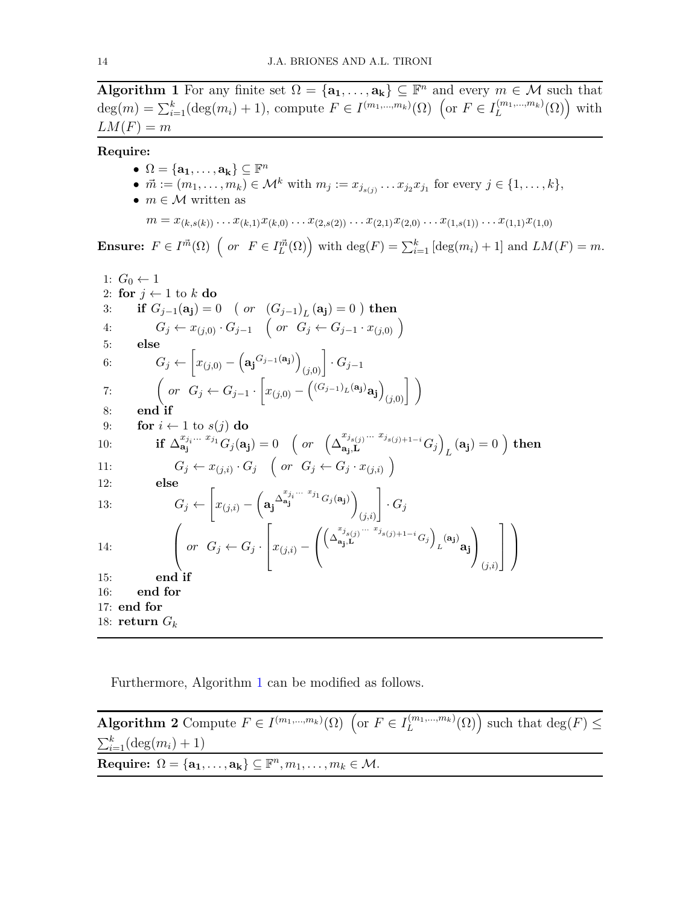**Algorithm 1** For any finite set $\Omega = \{\mathbf{a_1}, \ldots, \mathbf{a_k}\} \subseteq \mathbb{F}^n$ and every $m \in \mathcal{M}$ such that $\deg(m) = \sum_{i=1}^{k}(\deg(m_i)+1)$, compute $F \in I^{(m_1,\ldots,m_k)}(\Omega)$ $\left(\text{or } F \in I_L^{(m_1,\ldots,m_k)}(\Omega)\right)$ with $LM(F) = m$

**Require:**

- $\Omega = \{\mathbf{a_1}, \ldots, \mathbf{a_k}\} \subseteq \mathbb{F}^n$
- $\vec{m} := (m_1, \ldots, m_k) \in \mathcal{M}^k$ with $m_j := x_{j_{s(j)}} \ldots x_{j_2} x_{j_1}$ for every $j \in \{1, \ldots, k\}$,
- $m \in \mathcal{M}$ written as

$$m = x_{(k,s(k))} \ldots x_{(k,1)} x_{(k,0)} \ldots x_{(2,s(2))} \ldots x_{(2,1)} x_{(2,0)} \ldots x_{(1,s(1))} \ldots x_{(1,1)} x_{(1,0)}$$

**Ensure:** $F \in I^{\vec{m}}(\Omega)$ $\left( \textit{or} \;\; F \in I_L^{\vec{m}}(\Omega)\right)$ with $\deg(F) = \sum_{i=1}^{k}[\deg(m_i)+1]$ and $LM(F) = m$.

```
1: G_0 ← 1
2: for j ← 1 to k do
3:     if G_{j-1}(a_j) = 0   ( or  (G_{j-1})_L (a_j) = 0 ) then
4:         G_j ← x_{(j,0)} · G_{j-1}   ( or  G_j ← G_{j-1} · x_{(j,0)} )
5:     else
6:         G_j ← [ x_{(j,0)} − ( a_j^{G_{j-1}(a_j)} )_{(j,0)} ] · G_{j-1}
7:         ( or  G_j ← G_{j-1} · [ x_{(j,0)} − ( ^{(G_{j-1})_L(a_j)} a_j )_{(j,0)} ] )
8:     end if
9:     for i ← 1 to s(j) do
10:        if Δ_{a_j}^{x_{j_i}··· x_{j_1}} G_j(a_j) = 0   ( or  ( Δ_{a_j,L}^{x_{j_{s(j)}}··· x_{j_{s(j)+1-i}}} G_j )_L (a_j) = 0 ) then
11:            G_j ← x_{(j,i)} · G_j   ( or  G_j ← G_j · x_{(j,i)} )
12:        else
13:            G_j ← [ x_{(j,i)} − ( a_j^{Δ_{a_j}^{x_{j_i}··· x_{j_1}} G_j(a_j)} )_{(j,i)} ] · G_j
14:            ( or  G_j ← G_j · [ x_{(j,i)} − ( ^{( Δ_{a_j,L}^{x_{j_{s(j)}}··· x_{j_{s(j)+1-i}}} G_j )_L (a_j)} a_j )_{(j,i)} ] )
15:        end if
16:    end for
17: end for
18: return G_k
```

Furthermore, Algorithm 1 can be modified as follows.

**Algorithm 2** Compute $F \in I^{(m_1,\ldots,m_k)}(\Omega)$ $\left(\text{or } F \in I_L^{(m_1,\ldots,m_k)}(\Omega)\right)$ such that $\deg(F) \leq \sum_{i=1}^{k}(\deg(m_i)+1)$

**Require:** $\Omega = \{\mathbf{a_1}, \ldots, \mathbf{a_k}\} \subseteq \mathbb{F}^n, m_1, \ldots, m_k \in \mathcal{M}$.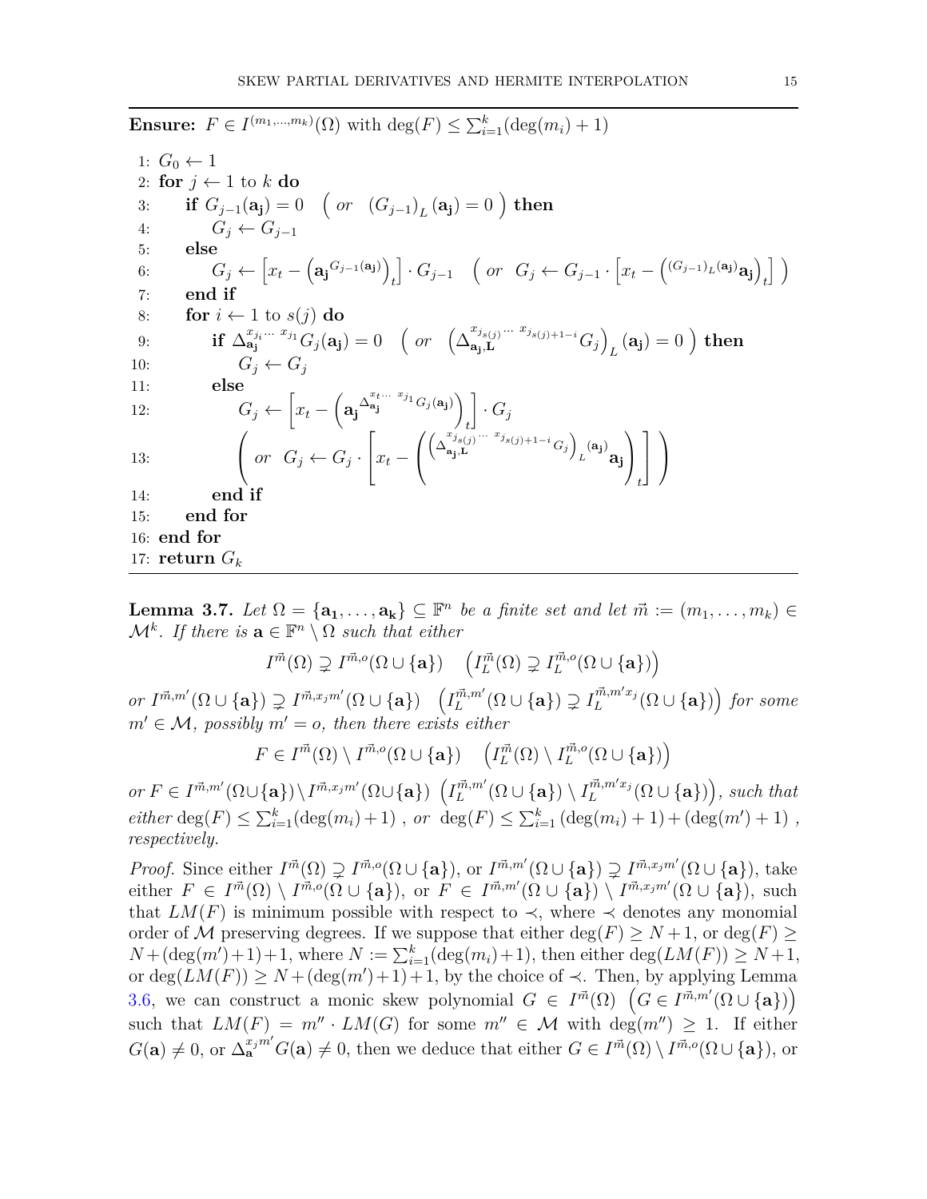**Ensure:** $F \in I^{(m_1,\dots,m_k)}(\Omega)$ with $\deg(F) \leq \sum_{i=1}^{k}(\deg(m_i)+1)$

```
1: G_0 ← 1
2: for j ← 1 to k do
3:     if G_{j-1}(a_j) = 0  ( or  (G_{j-1})_L (a_j) = 0 ) then
4:         G_j ← G_{j-1}
5:     else
6:         G_j ← [x_t − (a_j^{G_{j-1}(a_j)})_t] · G_{j-1}   ( or  G_j ← G_{j-1} · [x_t − (^{(G_{j-1})_L(a_j)}a_j)_t] )
7:     end if
8:     for i ← 1 to s(j) do
9:         if Δ_{a_j}^{x_{j_i}··· x_{j_1}} G_j(a_j) = 0   ( or  (Δ_{a_j,L}^{x_{j_{s(j)}}··· x_{j_{s(j)+1-i}}} G_j)_L (a_j) = 0 ) then
10:            G_j ← G_j
11:        else
12:            G_j ← [x_t − (a_j^{Δ_{a_j}^{x_t··· x_{j_1}} G_j(a_j)})_t] · G_j
13:            ( or  G_j ← G_j · [x_t − (^{(Δ_{a_j,L}^{x_{j_{s(j)}}··· x_{j_{s(j)+1-i}}} G_j)_L (a_j)} a_j)_t] )
14:        end if
15:    end for
16: end for
17: return G_k
```

**Lemma 3.7.** *Let $\Omega = \{\mathbf{a_1},\dots,\mathbf{a_k}\} \subseteq \mathbb{F}^n$ be a finite set and let $\vec{m} := (m_1,\dots,m_k) \in \mathcal{M}^k$. If there is $\mathbf{a} \in \mathbb{F}^n \setminus \Omega$ such that either*

$$I^{\vec{m}}(\Omega) \supsetneq I^{\vec{m},o}(\Omega \cup \{\mathbf{a}\}) \quad \left(I_L^{\vec{m}}(\Omega) \supsetneq I_L^{\vec{m},o}(\Omega \cup \{\mathbf{a}\})\right)$$

*or $I^{\vec{m},m'}(\Omega\cup\{\mathbf{a}\}) \supsetneq I^{\vec{m},x_jm'}(\Omega\cup\{\mathbf{a}\})$ $\left(I_L^{\vec{m},m'}(\Omega\cup\{\mathbf{a}\}) \supsetneq I_L^{\vec{m},m'x_j}(\Omega\cup\{\mathbf{a}\})\right)$ for some $m' \in \mathcal{M}$, possibly $m' = o$, then there exists either*

$$F \in I^{\vec{m}}(\Omega) \setminus I^{\vec{m},o}(\Omega \cup \{\mathbf{a}\}) \quad \left(I_L^{\vec{m}}(\Omega) \setminus I_L^{\vec{m},o}(\Omega \cup \{\mathbf{a}\})\right)$$

*or $F \in I^{\vec{m},m'}(\Omega\cup\{\mathbf{a}\}) \setminus I^{\vec{m},x_jm'}(\Omega\cup\{\mathbf{a}\})$ $\left(I_L^{\vec{m},m'}(\Omega\cup\{\mathbf{a}\}) \setminus I_L^{\vec{m},m'x_j}(\Omega\cup\{\mathbf{a}\})\right)$, such that either $\deg(F) \leq \sum_{i=1}^{k}(\deg(m_i)+1)$ , or $\deg(F) \leq \sum_{i=1}^{k}(\deg(m_i)+1) + (\deg(m')+1)$ , respectively.*

*Proof.* Since either $I^{\vec{m}}(\Omega) \supsetneq I^{\vec{m},o}(\Omega\cup\{\mathbf{a}\})$, or $I^{\vec{m},m'}(\Omega\cup\{\mathbf{a}\}) \supsetneq I^{\vec{m},x_jm'}(\Omega\cup\{\mathbf{a}\})$, take either $F \in I^{\vec{m}}(\Omega) \setminus I^{\vec{m},o}(\Omega\cup\{\mathbf{a}\})$, or $F \in I^{\vec{m},m'}(\Omega\cup\{\mathbf{a}\}) \setminus I^{\vec{m},x_jm'}(\Omega\cup\{\mathbf{a}\})$, such that $LM(F)$ is minimum possible with respect to $\prec$, where $\prec$ denotes any monomial order of $\mathcal{M}$ preserving degrees. If we suppose that either $\deg(F) \geq N+1$, or $\deg(F) \geq N + (\deg(m')+1)+1$, where $N := \sum_{i=1}^{k}(\deg(m_i)+1)$, then either $\deg(LM(F)) \geq N+1$, or $\deg(LM(F)) \geq N + (\deg(m')+1)+1$, by the choice of $\prec$. Then, by applying Lemma 3.6, we can construct a monic skew polynomial $G \in I^{\vec{m}}(\Omega)$ $\left(G \in I^{\vec{m},m'}(\Omega\cup\{\mathbf{a}\})\right)$ such that $LM(F) = m'' \cdot LM(G)$ for some $m'' \in \mathcal{M}$ with $\deg(m'') \geq 1$. If either $G(\mathbf{a}) \neq 0$, or $\Delta_{\mathbf{a}}^{x_jm'}G(\mathbf{a}) \neq 0$, then we deduce that either $G \in I^{\vec{m}}(\Omega) \setminus I^{\vec{m},o}(\Omega\cup\{\mathbf{a}\})$, or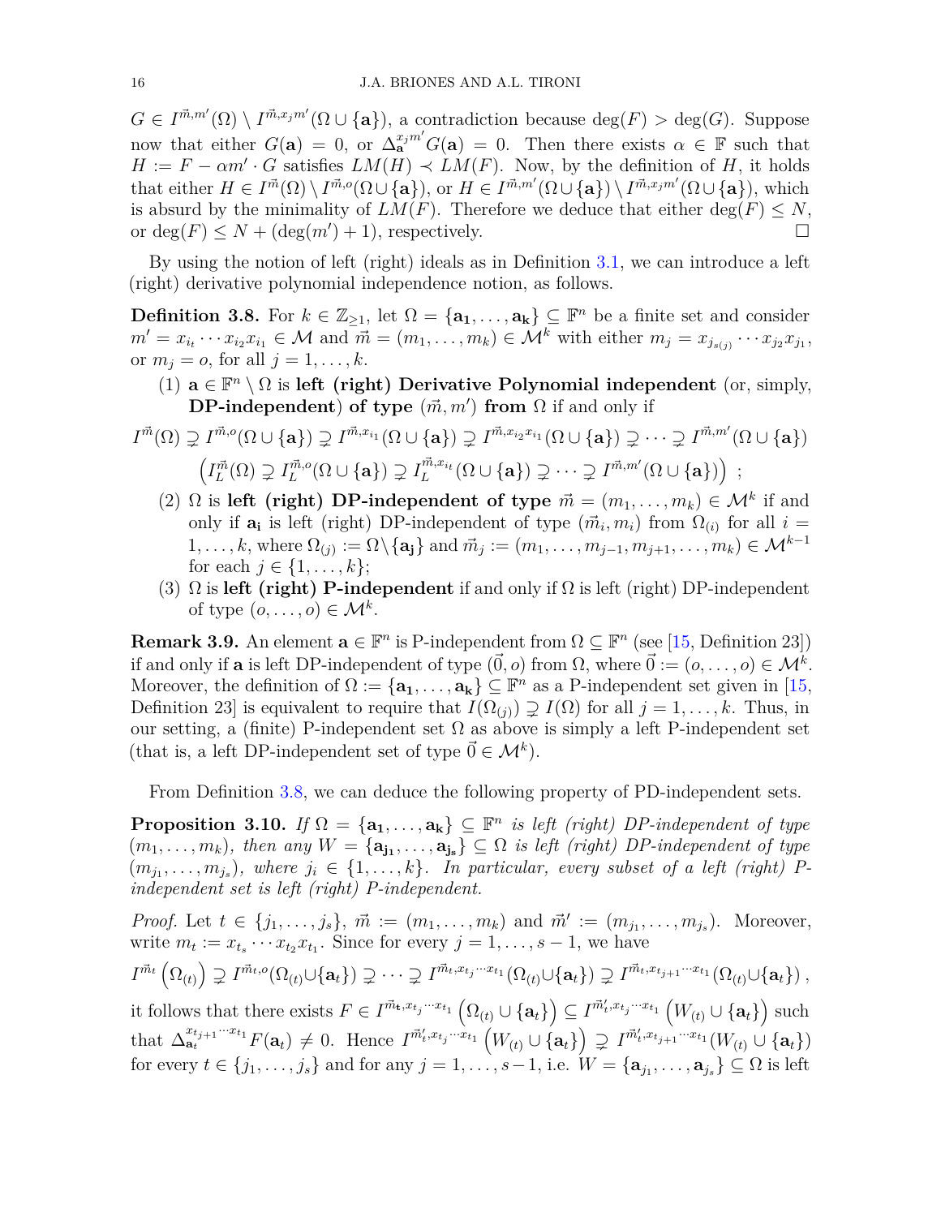$G \in I^{\vec{m},m'}(\Omega) \setminus I^{\vec{m},x_j m'}(\Omega \cup \{\mathbf{a}\})$, a contradiction because $\deg(F) > \deg(G)$. Suppose now that either $G(\mathbf{a}) = 0$, or $\Delta_{\mathbf{a}}^{x_j m'} G(\mathbf{a}) = 0$. Then there exists $\alpha \in \mathbb{F}$ such that $H := F - \alpha m' \cdot G$ satisfies $LM(H) \prec LM(F)$. Now, by the definition of $H$, it holds that either $H \in I^{\vec{m}}(\Omega) \setminus I^{\vec{m},o}(\Omega \cup \{\mathbf{a}\})$, or $H \in I^{\vec{m},m'}(\Omega \cup \{\mathbf{a}\}) \setminus I^{\vec{m},x_j m'}(\Omega \cup \{\mathbf{a}\})$, which is absurd by the minimality of $LM(F)$. Therefore we deduce that either $\deg(F) \leq N$, or $\deg(F) \leq N + (\deg(m') + 1)$, respectively. □

By using the notion of left (right) ideals as in Definition 3.1, we can introduce a left (right) derivative polynomial independence notion, as follows.

**Definition 3.8.** For $k \in \mathbb{Z}_{\geq 1}$, let $\Omega = \{\mathbf{a_1}, \ldots, \mathbf{a_k}\} \subseteq \mathbb{F}^n$ be a finite set and consider $m' = x_{i_t} \cdots x_{i_2} x_{i_1} \in \mathcal{M}$ and $\vec{m} = (m_1, \ldots, m_k) \in \mathcal{M}^k$ with either $m_j = x_{j_{s(j)}} \cdots x_{j_2} x_{j_1}$, or $m_j = o$, for all $j = 1, \ldots, k$.

(1) $\mathbf{a} \in \mathbb{F}^n \setminus \Omega$ is **left (right) Derivative Polynomial independent** (or, simply, **DP-independent**) **of type** $(\vec{m}, m')$ **from** $\Omega$ if and only if

$$I^{\vec{m}}(\Omega) \supsetneq I^{\vec{m},o}(\Omega \cup \{\mathbf{a}\}) \supsetneq I^{\vec{m},x_{i_1}}(\Omega \cup \{\mathbf{a}\}) \supsetneq I^{\vec{m},x_{i_2}x_{i_1}}(\Omega \cup \{\mathbf{a}\}) \supsetneq \cdots \supsetneq I^{\vec{m},m'}(\Omega \cup \{\mathbf{a}\})$$
$$\left(I_L^{\vec{m}}(\Omega) \supsetneq I_L^{\vec{m},o}(\Omega \cup \{\mathbf{a}\}) \supsetneq I_L^{\vec{m},x_{i_t}}(\Omega \cup \{\mathbf{a}\}) \supsetneq \cdots \supsetneq I^{\vec{m},m'}(\Omega \cup \{\mathbf{a}\})\right) \ ;$$

(2) $\Omega$ is **left (right) DP-independent of type** $\vec{m} = (m_1, \ldots, m_k) \in \mathcal{M}^k$ if and only if $\mathbf{a_i}$ is left (right) DP-independent of type $(\vec{m}_i, m_i)$ from $\Omega_{(i)}$ for all $i = 1, \ldots, k$, where $\Omega_{(j)} := \Omega \setminus \{\mathbf{a_j}\}$ and $\vec{m}_j := (m_1, \ldots, m_{j-1}, m_{j+1}, \ldots, m_k) \in \mathcal{M}^{k-1}$ for each $j \in \{1, \ldots, k\}$;

(3) $\Omega$ is **left (right) P-independent** if and only if $\Omega$ is left (right) DP-independent of type $(o, \ldots, o) \in \mathcal{M}^k$.

**Remark 3.9.** An element $\mathbf{a} \in \mathbb{F}^n$ is P-independent from $\Omega \subseteq \mathbb{F}^n$ (see [15, Definition 23]) if and only if $\mathbf{a}$ is left DP-independent of type $(\vec{0}, o)$ from $\Omega$, where $\vec{0} := (o, \ldots, o) \in \mathcal{M}^k$. Moreover, the definition of $\Omega := \{\mathbf{a_1}, \ldots, \mathbf{a_k}\} \subseteq \mathbb{F}^n$ as a P-independent set given in [15, Definition 23] is equivalent to require that $I(\Omega_{(j)}) \supsetneq I(\Omega)$ for all $j = 1, \ldots, k$. Thus, in our setting, a (finite) P-independent set $\Omega$ as above is simply a left P-independent set (that is, a left DP-independent set of type $\vec{0} \in \mathcal{M}^k$).

From Definition 3.8, we can deduce the following property of PD-independent sets.

**Proposition 3.10.** *If $\Omega = \{\mathbf{a_1}, \ldots, \mathbf{a_k}\} \subseteq \mathbb{F}^n$ is left (right) DP-independent of type $(m_1, \ldots, m_k)$, then any $W = \{\mathbf{a_{j_1}}, \ldots, \mathbf{a_{j_s}}\} \subseteq \Omega$ is left (right) DP-independent of type $(m_{j_1}, \ldots, m_{j_s})$, where $j_i \in \{1, \ldots, k\}$. In particular, every subset of a left (right) P-independent set is left (right) P-independent.*

*Proof.* Let $t \in \{j_1, \ldots, j_s\}$, $\vec{m} := (m_1, \ldots, m_k)$ and $\vec{m}' := (m_{j_1}, \ldots, m_{j_s})$. Moreover, write $m_t := x_{t_s} \cdots x_{t_2} x_{t_1}$. Since for every $j = 1, \ldots, s-1$, we have

$$I^{\vec{m}_t}\left(\Omega_{(t)}\right) \supsetneq I^{\vec{m}_t,o}(\Omega_{(t)} \cup \{\mathbf{a}_t\}) \supsetneq \cdots \supsetneq I^{\vec{m}_t,x_{t_j}\cdots x_{t_1}}(\Omega_{(t)} \cup \{\mathbf{a}_t\}) \supsetneq I^{\vec{m}_t,x_{t_{j+1}}\cdots x_{t_1}}(\Omega_{(t)} \cup \{\mathbf{a}_t\}),$$

it follows that there exists $F \in I^{\vec{m}_{\mathbf{t}},x_{t_j}\cdots x_{t_1}}\left(\Omega_{(t)} \cup \{\mathbf{a}_t\}\right) \subseteq I^{\vec{m}'_t,x_{t_j}\cdots x_{t_1}}\left(W_{(t)} \cup \{\mathbf{a}_t\}\right)$ such that $\Delta_{\mathbf{a}_t}^{x_{t_{j+1}}\cdots x_{t_1}} F(\mathbf{a}_t) \neq 0$. Hence $I^{\vec{m}'_t,x_{t_j}\cdots x_{t_1}}\left(W_{(t)} \cup \{\mathbf{a}_t\}\right) \supsetneq I^{\vec{m}'_t,x_{t_{j+1}}\cdots x_{t_1}}(W_{(t)} \cup \{\mathbf{a}_t\})$ for every $t \in \{j_1, \ldots, j_s\}$ and for any $j = 1, \ldots, s-1$, i.e. $W = \{\mathbf{a}_{j_1}, \ldots, \mathbf{a}_{j_s}\} \subseteq \Omega$ is left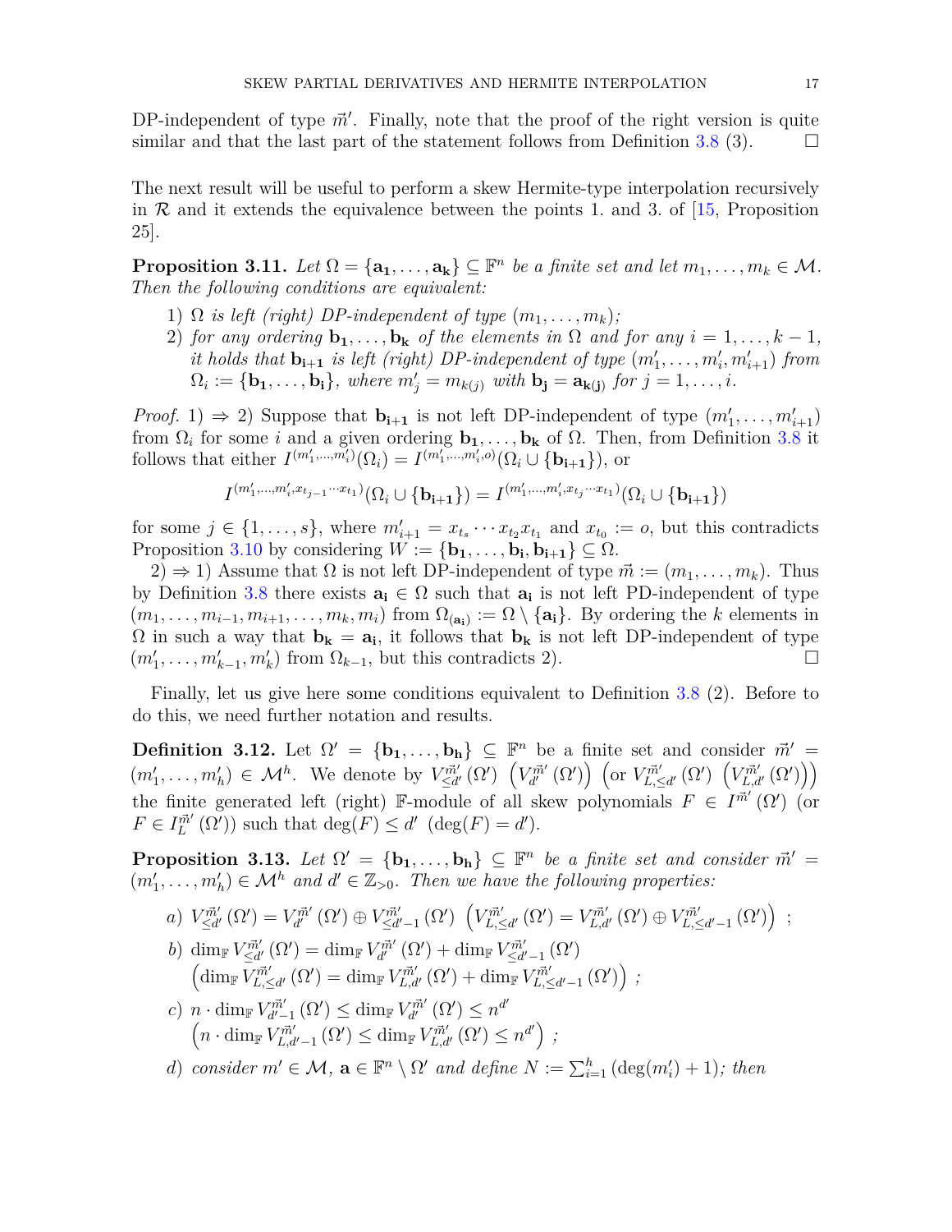DP-independent of type $\vec{m}'$. Finally, note that the proof of the right version is quite similar and that the last part of the statement follows from Definition 3.8 (3). $\square$

The next result will be useful to perform a skew Hermite-type interpolation recursively in $\mathcal{R}$ and it extends the equivalence between the points 1. and 3. of [15, Proposition 25].

**Proposition 3.11.** *Let $\Omega = \{\mathbf{a_1}, \ldots, \mathbf{a_k}\} \subseteq \mathbb{F}^n$ be a finite set and let $m_1, \ldots, m_k \in \mathcal{M}$. Then the following conditions are equivalent:*

1) *$\Omega$ is left (right) DP-independent of type $(m_1, \ldots, m_k)$;*
2) *for any ordering $\mathbf{b_1}, \ldots, \mathbf{b_k}$ of the elements in $\Omega$ and for any $i = 1, \ldots, k-1$, it holds that $\mathbf{b_{i+1}}$ is left (right) DP-independent of type $(m'_1, \ldots, m'_i, m'_{i+1})$ from $\Omega_i := \{\mathbf{b_1}, \ldots, \mathbf{b_i}\}$, where $m'_j = m_{k(j)}$ with $\mathbf{b_j} = \mathbf{a_{k(j)}}$ for $j = 1, \ldots, i$.*

*Proof.* 1) $\Rightarrow$ 2) Suppose that $\mathbf{b_{i+1}}$ is not left DP-independent of type $(m'_1, \ldots, m'_{i+1})$ from $\Omega_i$ for some $i$ and a given ordering $\mathbf{b_1}, \ldots, \mathbf{b_k}$ of $\Omega$. Then, from Definition 3.8 it follows that either $I^{(m'_1, \ldots, m'_i)}(\Omega_i) = I^{(m'_1, \ldots, m'_i, o)}(\Omega_i \cup \{\mathbf{b_{i+1}}\})$, or

$$I^{(m'_1, \ldots, m'_i, x_{t_{j-1}} \cdots x_{t_1})}(\Omega_i \cup \{\mathbf{b_{i+1}}\}) = I^{(m'_1, \ldots, m'_i, x_{t_j} \cdots x_{t_1})}(\Omega_i \cup \{\mathbf{b_{i+1}}\})$$

for some $j \in \{1, \ldots, s\}$, where $m'_{i+1} = x_{t_s} \cdots x_{t_2} x_{t_1}$ and $x_{t_0} := o$, but this contradicts Proposition 3.10 by considering $W := \{\mathbf{b_1}, \ldots, \mathbf{b_i}, \mathbf{b_{i+1}}\} \subseteq \Omega$.

2) $\Rightarrow$ 1) Assume that $\Omega$ is not left DP-independent of type $\vec{m} := (m_1, \ldots, m_k)$. Thus by Definition 3.8 there exists $\mathbf{a_i} \in \Omega$ such that $\mathbf{a_i}$ is not left PD-independent of type $(m_1, \ldots, m_{i-1}, m_{i+1}, \ldots, m_k, m_i)$ from $\Omega_{(\mathbf{a_i})} := \Omega \setminus \{\mathbf{a_i}\}$. By ordering the $k$ elements in $\Omega$ in such a way that $\mathbf{b_k} = \mathbf{a_i}$, it follows that $\mathbf{b_k}$ is not left DP-independent of type $(m'_1, \ldots, m'_{k-1}, m'_k)$ from $\Omega_{k-1}$, but this contradicts 2). $\square$

Finally, let us give here some conditions equivalent to Definition 3.8 (2). Before to do this, we need further notation and results.

**Definition 3.12.** Let $\Omega' = \{\mathbf{b_1}, \ldots, \mathbf{b_h}\} \subseteq \mathbb{F}^n$ be a finite set and consider $\vec{m}' = (m'_1, \ldots, m'_h) \in \mathcal{M}^h$. We denote by $V^{\vec{m}'}_{\leq d'}(\Omega')$ $\left(V^{\vec{m}'}_{d'}(\Omega')\right)$ $\left(\text{or } V^{\vec{m}'}_{L,\leq d'}(\Omega') \left(V^{\vec{m}'}_{L,d'}(\Omega')\right)\right)$ the finite generated left (right) $\mathbb{F}$-module of all skew polynomials $F \in I^{\vec{m}'}(\Omega')$ (or $F \in I^{\vec{m}'}_L(\Omega')$) such that $\deg(F) \leq d'$ $(\deg(F) = d')$.

**Proposition 3.13.** *Let $\Omega' = \{\mathbf{b_1}, \ldots, \mathbf{b_h}\} \subseteq \mathbb{F}^n$ be a finite set and consider $\vec{m}' = (m'_1, \ldots, m'_h) \in \mathcal{M}^h$ and $d' \in \mathbb{Z}_{>0}$. Then we have the following properties:*

*a)* $V^{\vec{m}'}_{\leq d'}(\Omega') = V^{\vec{m}'}_{d'}(\Omega') \oplus V^{\vec{m}'}_{\leq d'-1}(\Omega')$ $\left(V^{\vec{m}'}_{L,\leq d'}(\Omega') = V^{\vec{m}'}_{L,d'}(\Omega') \oplus V^{\vec{m}'}_{L,\leq d'-1}(\Omega')\right)$ ;

*b)* $\dim_{\mathbb{F}} V^{\vec{m}'}_{\leq d'}(\Omega') = \dim_{\mathbb{F}} V^{\vec{m}'}_{d'}(\Omega') + \dim_{\mathbb{F}} V^{\vec{m}'}_{\leq d'-1}(\Omega')$ $\left(\dim_{\mathbb{F}} V^{\vec{m}'}_{L,\leq d'}(\Omega') = \dim_{\mathbb{F}} V^{\vec{m}'}_{L,d'}(\Omega') + \dim_{\mathbb{F}} V^{\vec{m}'}_{L,\leq d'-1}(\Omega')\right)$ ;

*c)* $n \cdot \dim_{\mathbb{F}} V^{\vec{m}'}_{d'-1}(\Omega') \leq \dim_{\mathbb{F}} V^{\vec{m}'}_{d'}(\Omega') \leq n^{d'}$ $\left(n \cdot \dim_{\mathbb{F}} V^{\vec{m}'}_{L,d'-1}(\Omega') \leq \dim_{\mathbb{F}} V^{\vec{m}'}_{L,d'}(\Omega') \leq n^{d'}\right)$ ;

*d) consider $m' \in \mathcal{M}$, $\mathbf{a} \in \mathbb{F}^n \setminus \Omega'$ and define $N := \sum_{i=1}^{h} (\deg(m'_i) + 1)$; then*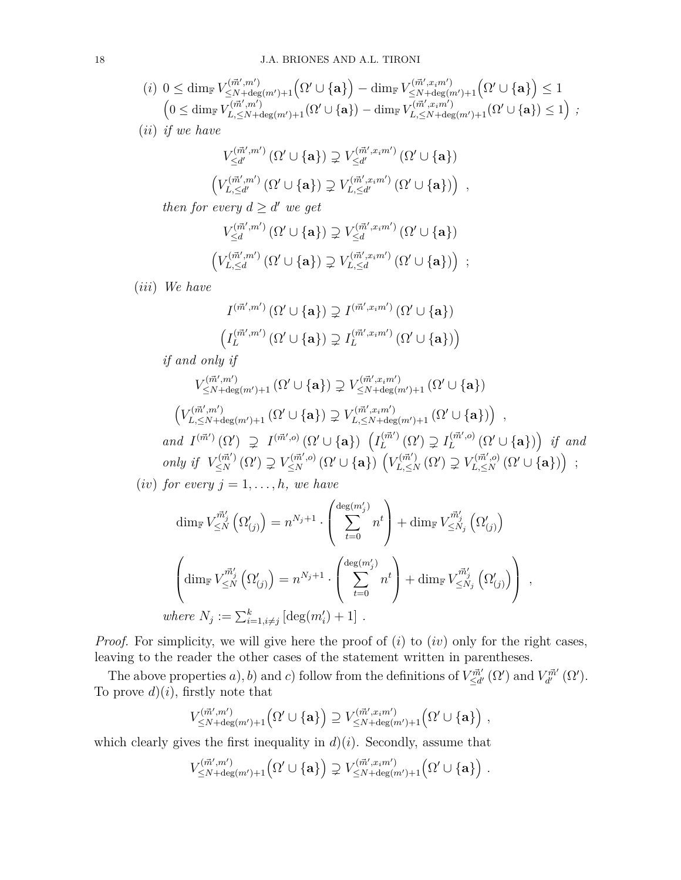(*i*) $0 \leq \dim_{\mathbb{F}} V^{(\vec{m}',m')}_{\leq N+\deg(m')+1}\Big(\Omega' \cup \{\mathbf{a}\}\Big) - \dim_{\mathbb{F}} V^{(\vec{m}',x_i m')}_{\leq N+\deg(m')+1}\Big(\Omega' \cup \{\mathbf{a}\}\Big) \leq 1$
$\Big(0 \leq \dim_{\mathbb{F}} V^{(\vec{m}',m')}_{L,\leq N+\deg(m')+1}(\Omega' \cup \{\mathbf{a}\}) - \dim_{\mathbb{F}} V^{(\vec{m}',x_i m')}_{L,\leq N+\deg(m')+1}(\Omega' \cup \{\mathbf{a}\}) \leq 1\Big)$ ;

(*ii*) *if we have*

$$V^{(\vec{m}',m')}_{\leq d'}\left(\Omega' \cup \{\mathbf{a}\}\right) \supsetneq V^{(\vec{m}',x_i m')}_{\leq d'}\left(\Omega' \cup \{\mathbf{a}\}\right)$$

$$\left(V^{(\vec{m}',m')}_{L,\leq d'}\left(\Omega' \cup \{\mathbf{a}\}\right) \supsetneq V^{(\vec{m}',x_i m')}_{L,\leq d'}\left(\Omega' \cup \{\mathbf{a}\}\right)\right) ,$$

*then for every $d \geq d'$ we get*

$$V^{(\vec{m}',m')}_{\leq d}\left(\Omega' \cup \{\mathbf{a}\}\right) \supsetneq V^{(\vec{m}',x_i m')}_{\leq d}\left(\Omega' \cup \{\mathbf{a}\}\right)$$

$$\left(V^{(\vec{m}',m')}_{L,\leq d}\left(\Omega' \cup \{\mathbf{a}\}\right) \supsetneq V^{(\vec{m}',x_i m')}_{L,\leq d}\left(\Omega' \cup \{\mathbf{a}\}\right)\right) ;$$

(*iii*) *We have*

$$I^{(\vec{m}',m')}\left(\Omega' \cup \{\mathbf{a}\}\right) \supsetneq I^{(\vec{m}',x_i m')}\left(\Omega' \cup \{\mathbf{a}\}\right)$$

$$\left(I_L^{(\vec{m}',m')}\left(\Omega' \cup \{\mathbf{a}\}\right) \supsetneq I_L^{(\vec{m}',x_i m')}\left(\Omega' \cup \{\mathbf{a}\}\right)\right)$$

*if and only if*

$$V^{(\vec{m}',m')}_{\leq N+\deg(m')+1}\left(\Omega' \cup \{\mathbf{a}\}\right) \supsetneq V^{(\vec{m}',x_i m')}_{\leq N+\deg(m')+1}\left(\Omega' \cup \{\mathbf{a}\}\right)$$

$$\left(V^{(\vec{m}',m')}_{L,\leq N+\deg(m')+1}\left(\Omega' \cup \{\mathbf{a}\}\right) \supsetneq V^{(\vec{m}',x_i m')}_{L,\leq N+\deg(m')+1}\left(\Omega' \cup \{\mathbf{a}\}\right)\right) ,$$

*and* $I^{(\vec{m}')}\left(\Omega'\right) \supsetneq I^{(\vec{m}',o)}\left(\Omega' \cup \{\mathbf{a}\}\right)$ $\left(I_L^{(\vec{m}')}\left(\Omega'\right) \supsetneq I_L^{(\vec{m}',o)}\left(\Omega' \cup \{\mathbf{a}\}\right)\right)$ *if and only if* $V^{(\vec{m}')}_{\leq N}\left(\Omega'\right) \supsetneq V^{(\vec{m}',o)}_{\leq N}\left(\Omega' \cup \{\mathbf{a}\}\right)$ $\left(V^{(\vec{m}')}_{L,\leq N}\left(\Omega'\right) \supsetneq V^{(\vec{m}',o)}_{L,\leq N}\left(\Omega' \cup \{\mathbf{a}\}\right)\right)$ ;

(*iv*) *for every $j = 1, \ldots, h$, we have*

$$\dim_{\mathbb{F}} V^{\vec{m}'_j}_{\leq N}\left(\Omega'_{(j)}\right) = n^{N_j+1} \cdot \left(\sum_{t=0}^{\deg(m'_j)} n^t\right) + \dim_{\mathbb{F}} V^{\vec{m}'_j}_{\leq N_j}\left(\Omega'_{(j)}\right)$$

$$\left(\dim_{\mathbb{F}} V^{\vec{m}'_j}_{\leq N}\left(\Omega'_{(j)}\right) = n^{N_j+1} \cdot \left(\sum_{t=0}^{\deg(m'_j)} n^t\right) + \dim_{\mathbb{F}} V^{\vec{m}'_j}_{\leq N_j}\left(\Omega'_{(j)}\right)\right) ,$$

*where* $N_j := \sum_{i=1, i\neq j}^{k} \left[\deg(m'_i) + 1\right]$ .

*Proof.* For simplicity, we will give here the proof of (*i*) to (*iv*) only for the right cases, leaving to the reader the other cases of the statement written in parentheses.

The above properties *a*), *b*) and *c*) follow from the definitions of $V^{\vec{m}'}_{\leq d'}\left(\Omega'\right)$ and $V^{\vec{m}'}_{d'}\left(\Omega'\right)$. To prove *d*)(*i*), firstly note that

$$V^{(\vec{m}',m')}_{\leq N+\deg(m')+1}\Big(\Omega' \cup \{\mathbf{a}\}\Big) \supseteq V^{(\vec{m}',x_i m')}_{\leq N+\deg(m')+1}\Big(\Omega' \cup \{\mathbf{a}\}\Big) ,$$

which clearly gives the first inequality in *d*)(*i*). Secondly, assume that

$$V^{(\vec{m}',m')}_{\leq N+\deg(m')+1}\Big(\Omega' \cup \{\mathbf{a}\}\Big) \supsetneq V^{(\vec{m}',x_i m')}_{\leq N+\deg(m')+1}\Big(\Omega' \cup \{\mathbf{a}\}\Big) .$$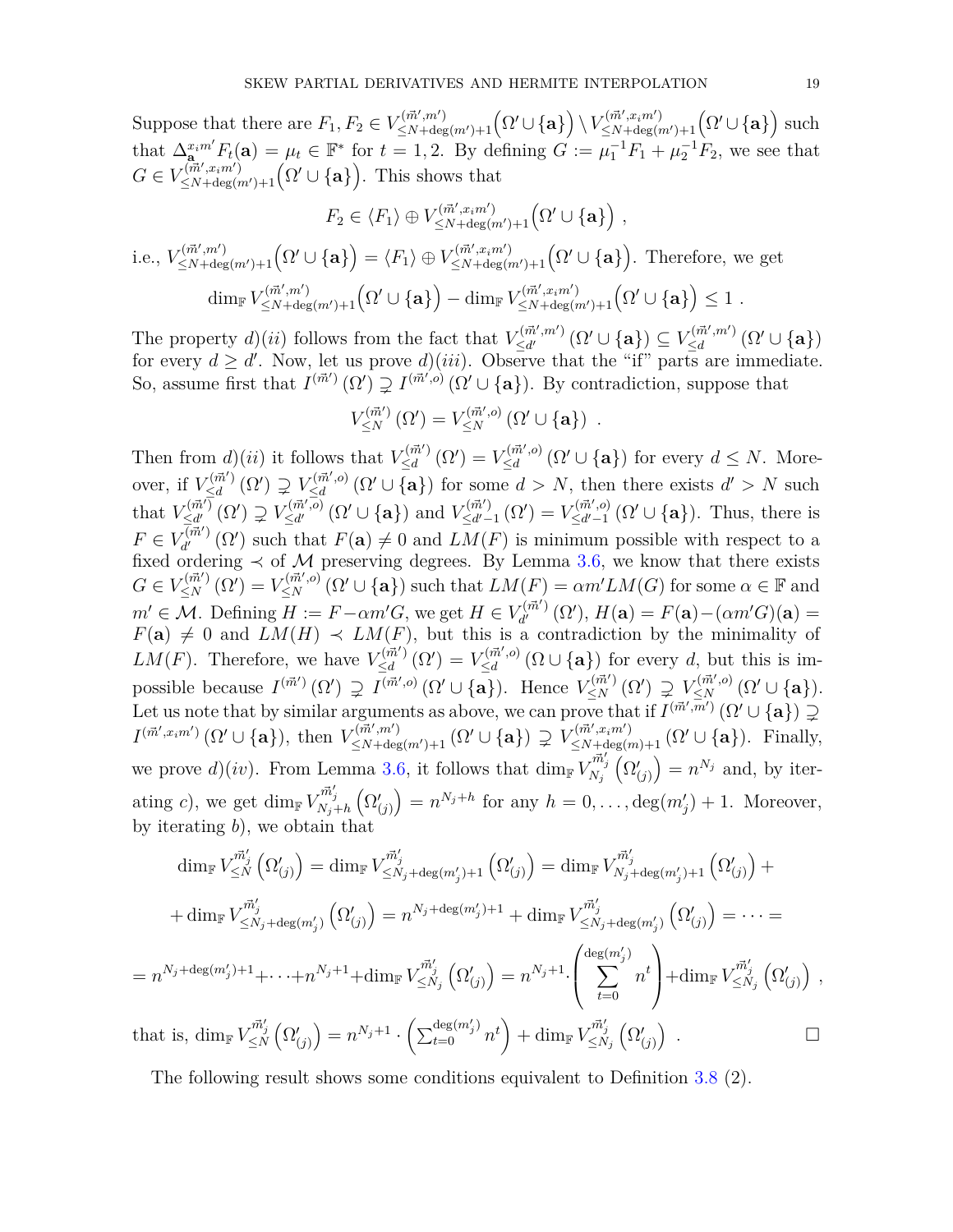Suppose that there are $F_1, F_2 \in V^{(\vec{m}',m')}_{\leq N+\deg(m')+1}\Big(\Omega' \cup \{\mathbf{a}\}\Big) \setminus V^{(\vec{m}',x_im')}_{\leq N+\deg(m')+1}\Big(\Omega' \cup \{\mathbf{a}\}\Big)$ such that $\Delta^{x_im'}_{\mathbf{a}} F_t(\mathbf{a}) = \mu_t \in \mathbb{F}^*$ for $t = 1, 2$. By defining $G := \mu_1^{-1}F_1 + \mu_2^{-1}F_2$, we see that $G \in V^{(\vec{m}',x_im')}_{\leq N+\deg(m')+1}\Big(\Omega' \cup \{\mathbf{a}\}\Big)$. This shows that

$$F_2 \in \langle F_1 \rangle \oplus V^{(\vec{m}',x_im')}_{\leq N+\deg(m')+1}\Big(\Omega' \cup \{\mathbf{a}\}\Big) \ ,$$

i.e., $V^{(\vec{m}',m')}_{\leq N+\deg(m')+1}\Big(\Omega' \cup \{\mathbf{a}\}\Big) = \langle F_1 \rangle \oplus V^{(\vec{m}',x_im')}_{\leq N+\deg(m')+1}\Big(\Omega' \cup \{\mathbf{a}\}\Big)$. Therefore, we get

$$\dim_{\mathbb{F}} V^{(\vec{m}',m')}_{\leq N+\deg(m')+1}\Big(\Omega' \cup \{\mathbf{a}\}\Big) - \dim_{\mathbb{F}} V^{(\vec{m}',x_im')}_{\leq N+\deg(m')+1}\Big(\Omega' \cup \{\mathbf{a}\}\Big) \leq 1 \ .$$

The property $d)(ii)$ follows from the fact that $V^{(\vec{m}',m')}_{\leq d'}(\Omega' \cup \{\mathbf{a}\}) \subseteq V^{(\vec{m}',m')}_{\leq d}(\Omega' \cup \{\mathbf{a}\})$ for every $d \geq d'$. Now, let us prove $d)(iii)$. Observe that the "if" parts are immediate. So, assume first that $I^{(\vec{m}')}(\Omega') \supsetneq I^{(\vec{m}',o)}(\Omega' \cup \{\mathbf{a}\})$. By contradiction, suppose that

$$V^{(\vec{m}')}_{\leq N}(\Omega') = V^{(\vec{m}',o)}_{\leq N}(\Omega' \cup \{\mathbf{a}\}) \ .$$

Then from $d)(ii)$ it follows that $V^{(\vec{m}')}_{\leq d}(\Omega') = V^{(\vec{m}',o)}_{\leq d}(\Omega' \cup \{\mathbf{a}\})$ for every $d \leq N$. Moreover, if $V^{(\vec{m}')}_{\leq d}(\Omega') \supsetneq V^{(\vec{m}',o)}_{\leq d}(\Omega' \cup \{\mathbf{a}\})$ for some $d > N$, then there exists $d' > N$ such that $V^{(\vec{m}')}_{\leq d'}(\Omega') \supsetneq V^{(\vec{m}',o)}_{\leq d'}(\Omega' \cup \{\mathbf{a}\})$ and $V^{(\vec{m}')}_{\leq d'-1}(\Omega') = V^{(\vec{m}',o)}_{\leq d'-1}(\Omega' \cup \{\mathbf{a}\})$. Thus, there is $F \in V^{(\vec{m}')}_{d'}(\Omega')$ such that $F(\mathbf{a}) \neq 0$ and $LM(F)$ is minimum possible with respect to a fixed ordering $\prec$ of $\mathcal{M}$ preserving degrees. By Lemma 3.6, we know that there exists $G \in V^{(\vec{m}')}_{\leq N}(\Omega') = V^{(\vec{m}',o)}_{\leq N}(\Omega' \cup \{\mathbf{a}\})$ such that $LM(F) = \alpha m' LM(G)$ for some $\alpha \in \mathbb{F}$ and $m' \in \mathcal{M}$. Defining $H := F - \alpha m' G$, we get $H \in V^{(\vec{m}')}_{d'}(\Omega')$, $H(\mathbf{a}) = F(\mathbf{a}) - (\alpha m' G)(\mathbf{a}) = F(\mathbf{a}) \neq 0$ and $LM(H) \prec LM(F)$, but this is a contradiction by the minimality of $LM(F)$. Therefore, we have $V^{(\vec{m}')}_{\leq d}(\Omega') = V^{(\vec{m}',o)}_{\leq d}(\Omega \cup \{\mathbf{a}\})$ for every $d$, but this is impossible because $I^{(\vec{m}')}(\Omega') \supsetneq I^{(\vec{m}',o)}(\Omega' \cup \{\mathbf{a}\})$. Hence $V^{(\vec{m}')}_{\leq N}(\Omega') \supsetneq V^{(\vec{m}',o)}_{\leq N}(\Omega' \cup \{\mathbf{a}\})$. Let us note that by similar arguments as above, we can prove that if $I^{(\vec{m}',m')}(\Omega' \cup \{\mathbf{a}\}) \supsetneq I^{(\vec{m}',x_im')}(\Omega' \cup \{\mathbf{a}\})$, then $V^{(\vec{m}',m')}_{\leq N+\deg(m')+1}(\Omega' \cup \{\mathbf{a}\}) \supsetneq V^{(\vec{m}',x_im')}_{\leq N+\deg(m)+1}(\Omega' \cup \{\mathbf{a}\})$. Finally, we prove $d)(iv)$. From Lemma 3.6, it follows that $\dim_{\mathbb{F}} V^{\vec{m}'_j}_{N_j}\Big(\Omega'_{(j)}\Big) = n^{N_j}$ and, by iterating $c)$, we get $\dim_{\mathbb{F}} V^{\vec{m}'_j}_{N_j+h}\Big(\Omega'_{(j)}\Big) = n^{N_j+h}$ for any $h = 0, \ldots, \deg(m'_j) + 1$. Moreover, by iterating $b)$, we obtain that

$$\dim_{\mathbb{F}} V^{\vec{m}'_j}_{\leq N}\Big(\Omega'_{(j)}\Big) = \dim_{\mathbb{F}} V^{\vec{m}'_j}_{\leq N_j+\deg(m'_j)+1}\Big(\Omega'_{(j)}\Big) = \dim_{\mathbb{F}} V^{\vec{m}'_j}_{N_j+\deg(m'_j)+1}\Big(\Omega'_{(j)}\Big) +$$

$$+ \dim_{\mathbb{F}} V^{\vec{m}'_j}_{\leq N_j+\deg(m'_j)}\Big(\Omega'_{(j)}\Big) = n^{N_j+\deg(m'_j)+1} + \dim_{\mathbb{F}} V^{\vec{m}'_j}_{\leq N_j+\deg(m'_j)}\Big(\Omega'_{(j)}\Big) = \cdots =$$

$$= n^{N_j+\deg(m'_j)+1} + \cdots + n^{N_j+1} + \dim_{\mathbb{F}} V^{\vec{m}'_j}_{\leq N_j}\Big(\Omega'_{(j)}\Big) = n^{N_j+1} \cdot \left(\sum_{t=0}^{\deg(m'_j)} n^t\right) + \dim_{\mathbb{F}} V^{\vec{m}'_j}_{\leq N_j}\Big(\Omega'_{(j)}\Big) \ ,$$

that is, $\dim_{\mathbb{F}} V^{\vec{m}'_j}_{\leq N}\Big(\Omega'_{(j)}\Big) = n^{N_j+1} \cdot \left(\sum_{t=0}^{\deg(m'_j)} n^t\right) + \dim_{\mathbb{F}} V^{\vec{m}'_j}_{\leq N_j}\Big(\Omega'_{(j)}\Big)$ . □

The following result shows some conditions equivalent to Definition 3.8 (2).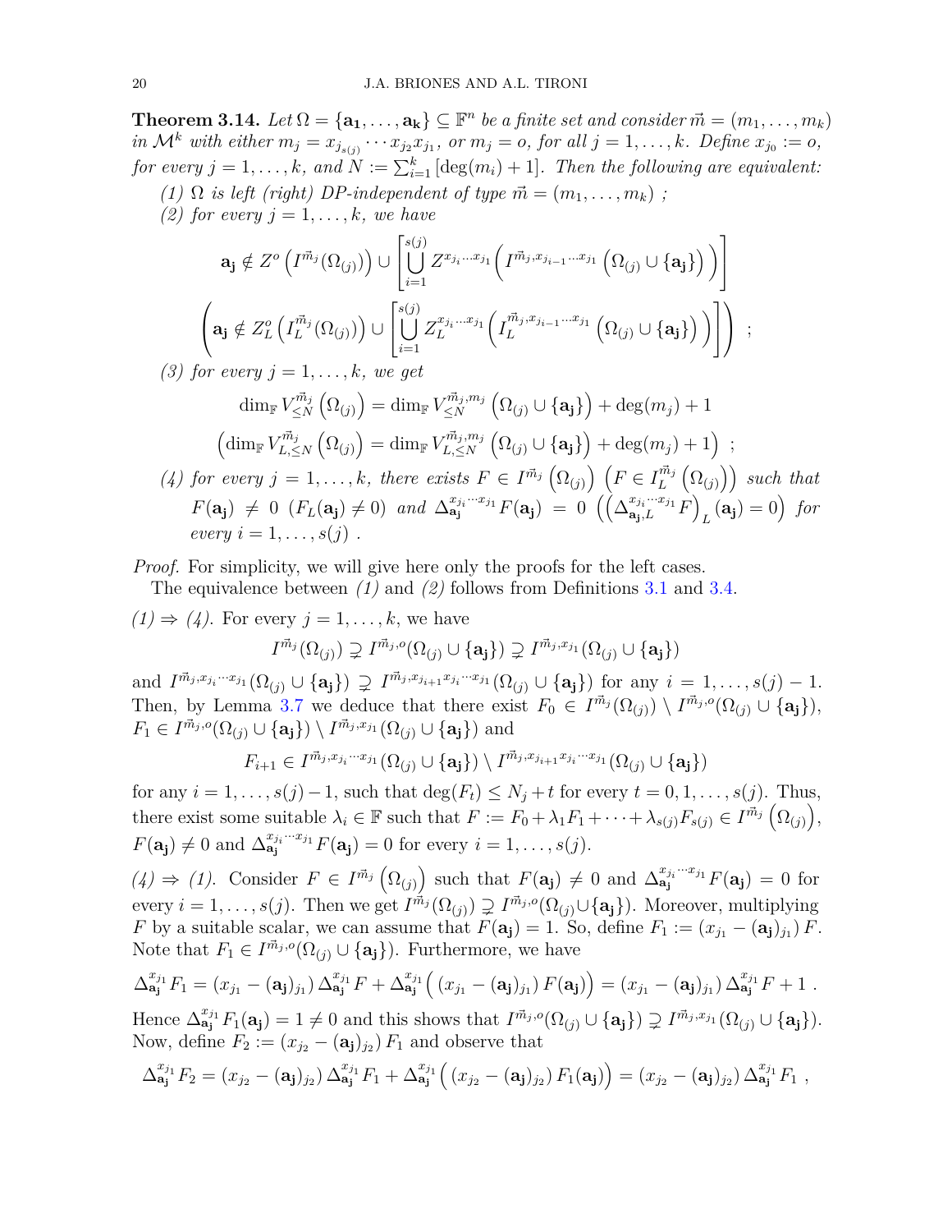**Theorem 3.14.** *Let $\Omega = \{\mathbf{a_1}, \ldots, \mathbf{a_k}\} \subseteq \mathbb{F}^n$ be a finite set and consider $\vec{m} = (m_1, \ldots, m_k)$ in $\mathcal{M}^k$ with either $m_j = x_{j_{s(j)}} \cdots x_{j_2} x_{j_1}$, or $m_j = o$, for all $j = 1, \ldots, k$. Define $x_{j_0} := o$, for every $j = 1, \ldots, k$, and $N := \sum_{i=1}^{k} [\deg(m_i) + 1]$. Then the following are equivalent:*

*(1) $\Omega$ is left (right) DP-independent of type $\vec{m} = (m_1, \ldots, m_k)$ ;*

*(2) for every $j = 1, \ldots, k$, we have*

$$\mathbf{a_j} \notin Z^o\left(I^{\vec{m}_j}(\Omega_{(j)})\right) \cup \left[\bigcup_{i=1}^{s(j)} Z^{x_{j_i} \cdots x_{j_1}}\left(I^{\vec{m}_j, x_{j_{i-1}} \cdots x_{j_1}}\left(\Omega_{(j)} \cup \{\mathbf{a_j}\}\right)\right)\right]$$

$$\left(\mathbf{a_j} \notin Z_L^o\left(I_L^{\vec{m}_j}(\Omega_{(j)})\right) \cup \left[\bigcup_{i=1}^{s(j)} Z_L^{x_{j_i} \cdots x_{j_1}}\left(I_L^{\vec{m}_j, x_{j_{i-1}} \cdots x_{j_1}}\left(\Omega_{(j)} \cup \{\mathbf{a_j}\}\right)\right)\right]\right) ;$$

*(3) for every $j = 1, \ldots, k$, we get*

$$\dim_{\mathbb{F}} V_{\leq N}^{\vec{m}_j}\left(\Omega_{(j)}\right) = \dim_{\mathbb{F}} V_{\leq N}^{\vec{m}_j, m_j}\left(\Omega_{(j)} \cup \{\mathbf{a_j}\}\right) + \deg(m_j) + 1$$

$$\left(\dim_{\mathbb{F}} V_{L, \leq N}^{\vec{m}_j}\left(\Omega_{(j)}\right) = \dim_{\mathbb{F}} V_{L, \leq N}^{\vec{m}_j, m_j}\left(\Omega_{(j)} \cup \{\mathbf{a_j}\}\right) + \deg(m_j) + 1\right) ;$$

*(4) for every $j = 1, \ldots, k$, there exists $F \in I^{\vec{m}_j}\left(\Omega_{(j)}\right)$ $\left(F \in I_L^{\vec{m}_j}\left(\Omega_{(j)}\right)\right)$ such that $F(\mathbf{a_j}) \neq 0$ $(F_L(\mathbf{a_j}) \neq 0)$ and $\Delta_{\mathbf{a_j}}^{x_{j_i} \cdots x_{j_1}} F(\mathbf{a_j}) = 0$ $\left(\left(\Delta_{\mathbf{a_j}, L}^{x_{j_i} \cdots x_{j_1}} F\right)_L (\mathbf{a_j}) = 0\right)$ for every $i = 1, \ldots, s(j)$ .*

*Proof.* For simplicity, we will give here only the proofs for the left cases.

The equivalence between *(1)* and *(2)* follows from Definitions 3.1 and 3.4.

*(1) ⇒ (4).* For every $j = 1, \ldots, k$, we have

$$I^{\vec{m}_j}(\Omega_{(j)}) \supsetneq I^{\vec{m}_j, o}(\Omega_{(j)} \cup \{\mathbf{a_j}\}) \supsetneq I^{\vec{m}_j, x_{j_1}}(\Omega_{(j)} \cup \{\mathbf{a_j}\})$$

and $I^{\vec{m}_j, x_{j_i} \cdots x_{j_1}}(\Omega_{(j)} \cup \{\mathbf{a_j}\}) \supsetneq I^{\vec{m}_j, x_{j_{i+1}} x_{j_i} \cdots x_{j_1}}(\Omega_{(j)} \cup \{\mathbf{a_j}\})$ for any $i = 1, \ldots, s(j) - 1$. Then, by Lemma 3.7 we deduce that there exist $F_0 \in I^{\vec{m}_j}(\Omega_{(j)}) \setminus I^{\vec{m}_j, o}(\Omega_{(j)} \cup \{\mathbf{a_j}\})$, $F_1 \in I^{\vec{m}_j, o}(\Omega_{(j)} \cup \{\mathbf{a_j}\}) \setminus I^{\vec{m}_j, x_{j_1}}(\Omega_{(j)} \cup \{\mathbf{a_j}\})$ and

$$F_{i+1} \in I^{\vec{m}_j, x_{j_i} \cdots x_{j_1}}(\Omega_{(j)} \cup \{\mathbf{a_j}\}) \setminus I^{\vec{m}_j, x_{j_{i+1}} x_{j_i} \cdots x_{j_1}}(\Omega_{(j)} \cup \{\mathbf{a_j}\})$$

for any $i = 1, \ldots, s(j) - 1$, such that $\deg(F_t) \leq N_j + t$ for every $t = 0, 1, \ldots, s(j)$. Thus, there exist some suitable $\lambda_i \in \mathbb{F}$ such that $F := F_0 + \lambda_1 F_1 + \cdots + \lambda_{s(j)} F_{s(j)} \in I^{\vec{m}_j}\left(\Omega_{(j)}\right)$, $F(\mathbf{a_j}) \neq 0$ and $\Delta_{\mathbf{a_j}}^{x_{j_i} \cdots x_{j_1}} F(\mathbf{a_j}) = 0$ for every $i = 1, \ldots, s(j)$.

*(4) ⇒ (1).* Consider $F \in I^{\vec{m}_j}\left(\Omega_{(j)}\right)$ such that $F(\mathbf{a_j}) \neq 0$ and $\Delta_{\mathbf{a_j}}^{x_{j_i} \cdots x_{j_1}} F(\mathbf{a_j}) = 0$ for every $i = 1, \ldots, s(j)$. Then we get $I^{\vec{m}_j}(\Omega_{(j)}) \supsetneq I^{\vec{m}_j, o}(\Omega_{(j)} \cup \{\mathbf{a_j}\})$. Moreover, multiplying $F$ by a suitable scalar, we can assume that $F(\mathbf{a_j}) = 1$. So, define $F_1 := (x_{j_1} - (\mathbf{a_j})_{j_1}) F$. Note that $F_1 \in I^{\vec{m}_j, o}(\Omega_{(j)} \cup \{\mathbf{a_j}\})$. Furthermore, we have

$$\Delta_{\mathbf{a_j}}^{x_{j_1}} F_1 = (x_{j_1} - (\mathbf{a_j})_{j_1}) \Delta_{\mathbf{a_j}}^{x_{j_1}} F + \Delta_{\mathbf{a_j}}^{x_{j_1}}\Big((x_{j_1} - (\mathbf{a_j})_{j_1}) F(\mathbf{a_j})\Big) = (x_{j_1} - (\mathbf{a_j})_{j_1}) \Delta_{\mathbf{a_j}}^{x_{j_1}} F + 1 \ .$$

Hence $\Delta_{\mathbf{a_j}}^{x_{j_1}} F_1(\mathbf{a_j}) = 1 \neq 0$ and this shows that $I^{\vec{m}_j, o}(\Omega_{(j)} \cup \{\mathbf{a_j}\}) \supsetneq I^{\vec{m}_j, x_{j_1}}(\Omega_{(j)} \cup \{\mathbf{a_j}\})$. Now, define $F_2 := (x_{j_2} - (\mathbf{a_j})_{j_2}) F_1$ and observe that

$$\Delta_{\mathbf{a_j}}^{x_{j_1}} F_2 = (x_{j_2} - (\mathbf{a_j})_{j_2}) \Delta_{\mathbf{a_j}}^{x_{j_1}} F_1 + \Delta_{\mathbf{a_j}}^{x_{j_1}}\Big((x_{j_2} - (\mathbf{a_j})_{j_2}) F_1(\mathbf{a_j})\Big) = (x_{j_2} - (\mathbf{a_j})_{j_2}) \Delta_{\mathbf{a_j}}^{x_{j_1}} F_1 \ ,$$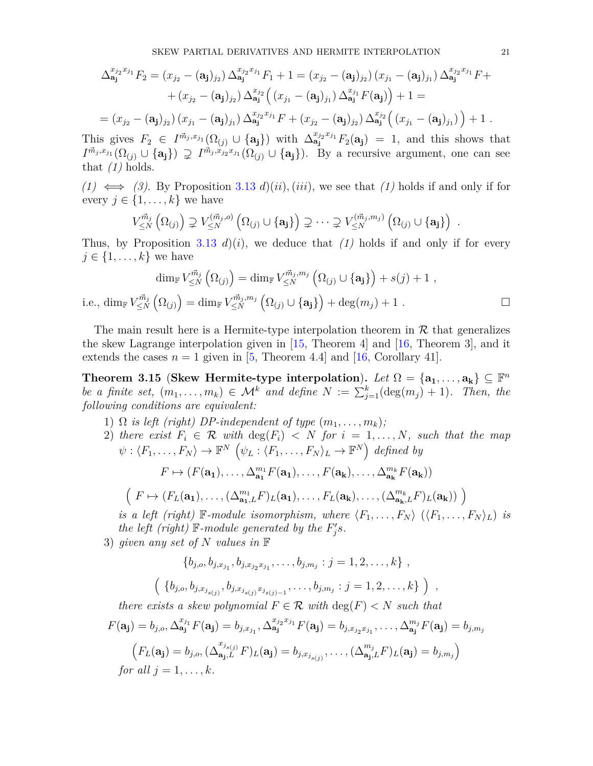$$\Delta_{\mathbf{a_j}}^{x_{j_2}x_{j_1}} F_2 = (x_{j_2} - (\mathbf{a_j})_{j_2})\,\Delta_{\mathbf{a_j}}^{x_{j_2}x_{j_1}} F_1 + 1 = (x_{j_2} - (\mathbf{a_j})_{j_2})\,(x_{j_1} - (\mathbf{a_j})_{j_1})\,\Delta_{\mathbf{a_j}}^{x_{j_2}x_{j_1}} F +$$
$$+ (x_{j_2} - (\mathbf{a_j})_{j_2})\,\Delta_{\mathbf{a_j}}^{x_{j_2}}\Big( (x_{j_1} - (\mathbf{a_j})_{j_1})\,\Delta_{\mathbf{a_j}}^{x_{j_1}} F(\mathbf{a_j})\Big) + 1 =$$
$$= (x_{j_2} - (\mathbf{a_j})_{j_2})\,(x_{j_1} - (\mathbf{a_j})_{j_1})\,\Delta_{\mathbf{a_j}}^{x_{j_2}x_{j_1}} F + (x_{j_2} - (\mathbf{a_j})_{j_2})\,\Delta_{\mathbf{a_j}}^{x_{j_2}}\Big( (x_{j_1} - (\mathbf{a_j})_{j_1})\Big) + 1 \; .$$

This gives $F_2 \in I^{\vec{m}_j, x_{j_1}}(\Omega_{(j)} \cup \{\mathbf{a_j}\})$ with $\Delta_{\mathbf{a_j}}^{x_{j_2}x_{j_1}} F_2(\mathbf{a_j}) = 1$, and this shows that $I^{\vec{m}_j, x_{j_1}}(\Omega_{(j)} \cup \{\mathbf{a_j}\}) \supsetneq I^{\vec{m}_j, x_{j_2}x_{j_1}}(\Omega_{(j)} \cup \{\mathbf{a_j}\})$. By a recursive argument, one can see that *(1)* holds.

*(1)* $\iff$ *(3)*. By Proposition 3.13 $d)(ii),(iii)$, we see that *(1)* holds if and only if for every $j \in \{1,\ldots,k\}$ we have

$$V_{\leq N}^{\vec{m}_j}\left(\Omega_{(j)}\right) \supsetneq V_{\leq N}^{(\vec{m}_j,o)}\left(\Omega_{(j)} \cup \{\mathbf{a_j}\}\right) \supsetneq \cdots \supsetneq V_{\leq N}^{(\vec{m}_j,m_j)}\left(\Omega_{(j)} \cup \{\mathbf{a_j}\}\right) \; .$$

Thus, by Proposition 3.13 $d)(i)$, we deduce that *(1)* holds if and only if for every $j \in \{1,\ldots,k\}$ we have

$$\dim_{\mathbb{F}} V_{\leq N}^{\vec{m}_j}\left(\Omega_{(j)}\right) = \dim_{\mathbb{F}} V_{\leq N}^{\vec{m}_j,m_j}\left(\Omega_{(j)} \cup \{\mathbf{a_j}\}\right) + s(j) + 1 \; ,$$

i.e., $\dim_{\mathbb{F}} V_{\leq N}^{\vec{m}_j}\left(\Omega_{(j)}\right) = \dim_{\mathbb{F}} V_{\leq N}^{\vec{m}_j,m_j}\left(\Omega_{(j)} \cup \{\mathbf{a_j}\}\right) + \deg(m_j) + 1$ . □

The main result here is a Hermite-type interpolation theorem in $\mathcal{R}$ that generalizes the skew Lagrange interpolation given in [15, Theorem 4] and [16, Theorem 3], and it extends the cases $n = 1$ given in [5, Theorem 4.4] and [16, Corollary 41].

**Theorem 3.15** (**Skew Hermite-type interpolation**). *Let $\Omega = \{\mathbf{a_1},\ldots,\mathbf{a_k}\} \subseteq \mathbb{F}^n$ be a finite set, $(m_1,\ldots,m_k) \in \mathcal{M}^k$ and define $N := \sum_{j=1}^k (\deg(m_j)+1)$. Then, the following conditions are equivalent:*

1) *$\Omega$ is left (right) DP-independent of type $(m_1,\ldots,m_k)$;*
2) *there exist $F_i \in \mathcal{R}$ with $\deg(F_i) < N$ for $i = 1,\ldots,N$, such that the map $\psi : \langle F_1,\ldots,F_N\rangle \to \mathbb{F}^N$ $\left(\psi_L : \langle F_1,\ldots,F_N\rangle_L \to \mathbb{F}^N\right)$ defined by*
$$F \mapsto (F(\mathbf{a_1}),\ldots,\Delta_{\mathbf{a_1}}^{m_1} F(\mathbf{a_1}),\ldots,F(\mathbf{a_k}),\ldots,\Delta_{\mathbf{a_k}}^{m_k} F(\mathbf{a_k}))$$
$$\Big(\; F \mapsto (F_L(\mathbf{a_1}),\ldots,(\Delta_{\mathbf{a_1},L}^{m_1} F)_L(\mathbf{a_1}),\ldots,F_L(\mathbf{a_k}),\ldots,(\Delta_{\mathbf{a_k},L}^{m_k} F)_L(\mathbf{a_k}))\;\Big)$$
*is a left (right) $\mathbb{F}$-module isomorphism, where $\langle F_1,\ldots,F_N\rangle$ ($\langle F_1,\ldots,F_N\rangle_L$) is the left (right) $\mathbb{F}$-module generated by the $F_j'$s.*
3) *given any set of $N$ values in $\mathbb{F}$*
$$\{b_{j,o}, b_{j,x_{j_1}}, b_{j,x_{j_2}x_{j_1}},\ldots,b_{j,m_j} : j = 1,2,\ldots,k\} \; ,$$
$$\Big(\; \{b_{j,o}, b_{j,x_{j_{s(j)}}}, b_{j,x_{j_{s(j)}}x_{j_{s(j)-1}}},\ldots,b_{j,m_j} : j = 1,2,\ldots,k\}\;\Big) \; ,$$
*there exists a skew polynomial $F \in \mathcal{R}$ with $\deg(F) < N$ such that*
$$F(\mathbf{a_j}) = b_{j,o}, \Delta_{\mathbf{a_j}}^{x_{j_1}} F(\mathbf{a_j}) = b_{j,x_{j_1}}, \Delta_{\mathbf{a_j}}^{x_{j_2}x_{j_1}} F(\mathbf{a_j}) = b_{j,x_{j_2}x_{j_1}},\ldots,\Delta_{\mathbf{a_j}}^{m_j} F(\mathbf{a_j}) = b_{j,m_j}$$
$$\Big(F_L(\mathbf{a_j}) = b_{j,o}, (\Delta_{\mathbf{a_j},L}^{x_{j_{s(j)}}} F)_L(\mathbf{a_j}) = b_{j,x_{j_{s(j)}}},\ldots,(\Delta_{\mathbf{a_j},L}^{m_j} F)_L(\mathbf{a_j}) = b_{j,m_j}\Big)$$
*for all $j = 1,\ldots,k$.*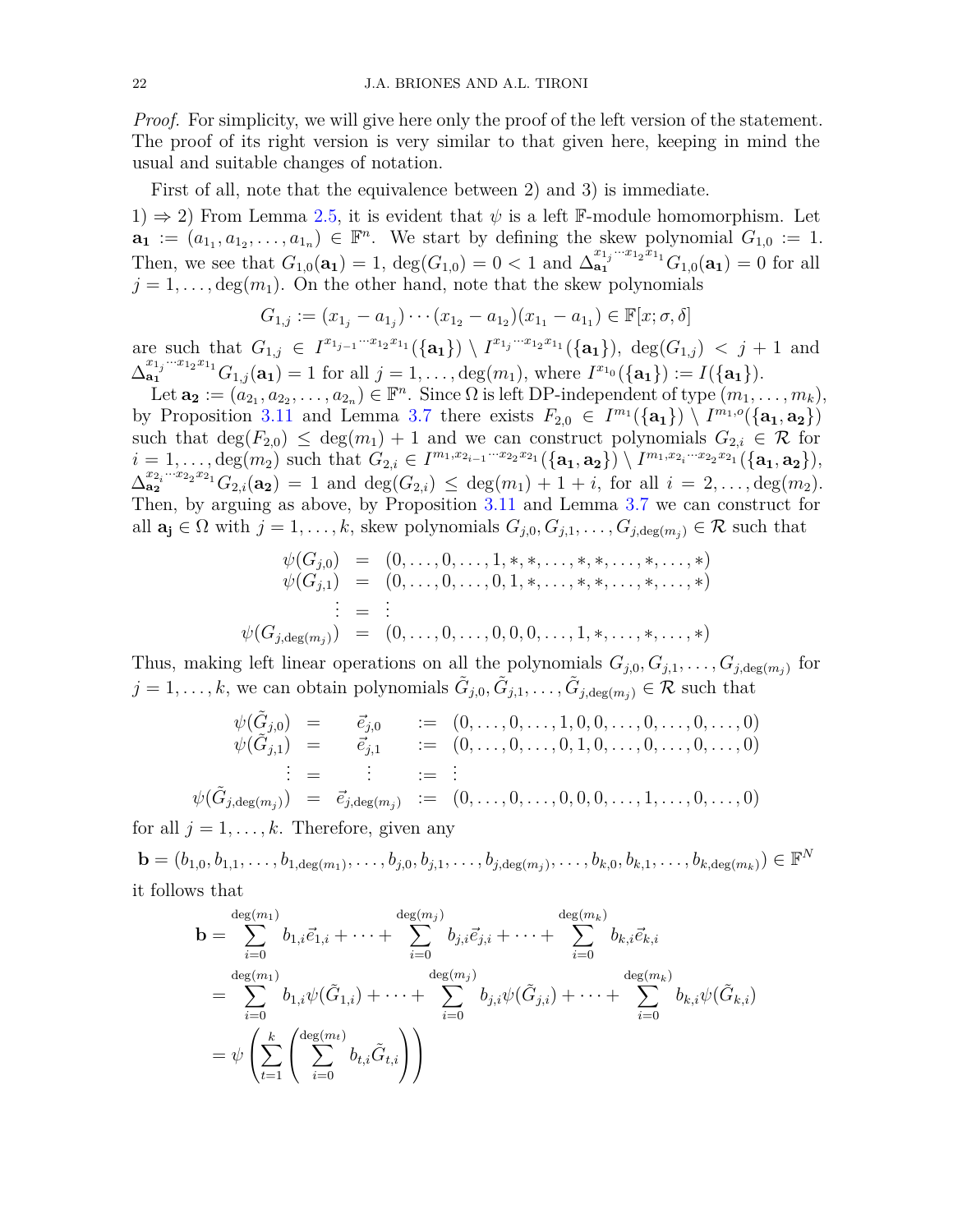*Proof.* For simplicity, we will give here only the proof of the left version of the statement. The proof of its right version is very similar to that given here, keeping in mind the usual and suitable changes of notation.

First of all, note that the equivalence between 2) and 3) is immediate.

1) $\Rightarrow$ 2) From Lemma 2.5, it is evident that $\psi$ is a left $\mathbb{F}$-module homomorphism. Let $\mathbf{a_1} := (a_{1_1}, a_{1_2}, \ldots, a_{1_n}) \in \mathbb{F}^n$. We start by defining the skew polynomial $G_{1,0} := 1$. Then, we see that $G_{1,0}(\mathbf{a_1}) = 1$, $\deg(G_{1,0}) = 0 < 1$ and $\Delta_{\mathbf{a_1}}^{x_{1_j}\cdots x_{1_2}x_{1_1}} G_{1,0}(\mathbf{a_1}) = 0$ for all $j = 1, \ldots, \deg(m_1)$. On the other hand, note that the skew polynomials

$$G_{1,j} := (x_{1_j} - a_{1_j}) \cdots (x_{1_2} - a_{1_2})(x_{1_1} - a_{1_1}) \in \mathbb{F}[x; \sigma, \delta]$$

are such that $G_{1,j} \in I^{x_{1_{j-1}}\cdots x_{1_2}x_{1_1}}(\{\mathbf{a_1}\}) \setminus I^{x_{1_j}\cdots x_{1_2}x_{1_1}}(\{\mathbf{a_1}\})$, $\deg(G_{1,j}) < j+1$ and $\Delta_{\mathbf{a_1}}^{x_{1_j}\cdots x_{1_2}x_{1_1}} G_{1,j}(\mathbf{a_1}) = 1$ for all $j = 1, \ldots, \deg(m_1)$, where $I^{x_{1_0}}(\{\mathbf{a_1}\}) := I(\{\mathbf{a_1}\})$.

Let $\mathbf{a_2} := (a_{2_1}, a_{2_2}, \ldots, a_{2_n}) \in \mathbb{F}^n$. Since $\Omega$ is left DP-independent of type $(m_1, \ldots, m_k)$, by Proposition 3.11 and Lemma 3.7 there exists $F_{2,0} \in I^{m_1}(\{\mathbf{a_1}\}) \setminus I^{m_1,o}(\{\mathbf{a_1}, \mathbf{a_2}\})$ such that $\deg(F_{2,0}) \leq \deg(m_1) + 1$ and we can construct polynomials $G_{2,i} \in \mathcal{R}$ for $i = 1, \ldots, \deg(m_2)$ such that $G_{2,i} \in I^{m_1, x_{2_{i-1}}\cdots x_{2_2}x_{2_1}}(\{\mathbf{a_1}, \mathbf{a_2}\}) \setminus I^{m_1, x_{2_i}\cdots x_{2_2}x_{2_1}}(\{\mathbf{a_1}, \mathbf{a_2}\})$, $\Delta_{\mathbf{a_2}}^{x_{2_i}\cdots x_{2_2}x_{2_1}} G_{2,i}(\mathbf{a_2}) = 1$ and $\deg(G_{2,i}) \leq \deg(m_1) + 1 + i$, for all $i = 2, \ldots, \deg(m_2)$. Then, by arguing as above, by Proposition 3.11 and Lemma 3.7 we can construct for all $\mathbf{a_j} \in \Omega$ with $j = 1, \ldots, k$, skew polynomials $G_{j,0}, G_{j,1}, \ldots, G_{j,\deg(m_j)} \in \mathcal{R}$ such that

$$\begin{array}{rcl}
\psi(G_{j,0}) & = & (0, \ldots, 0, \ldots, 1, *, *, \ldots, *, *, \ldots, *, \ldots, *) \\
\psi(G_{j,1}) & = & (0, \ldots, 0, \ldots, 0, 1, *, \ldots, *, *, \ldots, *, \ldots, *) \\
\vdots & = & \vdots \\
\psi(G_{j,\deg(m_j)}) & = & (0, \ldots, 0, \ldots, 0, 0, 0, \ldots, 1, *, \ldots, *, \ldots, *)
\end{array}$$

Thus, making left linear operations on all the polynomials $G_{j,0}, G_{j,1}, \ldots, G_{j,\deg(m_j)}$ for $j = 1, \ldots, k$, we can obtain polynomials $\tilde{G}_{j,0}, \tilde{G}_{j,1}, \ldots, \tilde{G}_{j,\deg(m_j)} \in \mathcal{R}$ such that

$$\begin{array}{rcccl}
\psi(\tilde{G}_{j,0}) & = & \vec{e}_{j,0} & := & (0, \ldots, 0, \ldots, 1, 0, 0, \ldots, 0, \ldots, 0, \ldots, 0) \\
\psi(\tilde{G}_{j,1}) & = & \vec{e}_{j,1} & := & (0, \ldots, 0, \ldots, 0, 1, 0, \ldots, 0, \ldots, 0, \ldots, 0) \\
\vdots & = & \vdots & := & \vdots \\
\psi(\tilde{G}_{j,\deg(m_j)}) & = & \vec{e}_{j,\deg(m_j)} & := & (0, \ldots, 0, \ldots, 0, 0, 0, \ldots, 1, \ldots, 0, \ldots, 0)
\end{array}$$

for all $j = 1, \ldots, k$. Therefore, given any

$$\mathbf{b} = (b_{1,0}, b_{1,1}, \ldots, b_{1,\deg(m_1)}, \ldots, b_{j,0}, b_{j,1}, \ldots, b_{j,\deg(m_j)}, \ldots, b_{k,0}, b_{k,1}, \ldots, b_{k,\deg(m_k)}) \in \mathbb{F}^N$$

it follows that

$$\begin{aligned}
\mathbf{b} &= \sum_{i=0}^{\deg(m_1)} b_{1,i}\vec{e}_{1,i} + \cdots + \sum_{i=0}^{\deg(m_j)} b_{j,i}\vec{e}_{j,i} + \cdots + \sum_{i=0}^{\deg(m_k)} b_{k,i}\vec{e}_{k,i} \\
&= \sum_{i=0}^{\deg(m_1)} b_{1,i}\psi(\tilde{G}_{1,i}) + \cdots + \sum_{i=0}^{\deg(m_j)} b_{j,i}\psi(\tilde{G}_{j,i}) + \cdots + \sum_{i=0}^{\deg(m_k)} b_{k,i}\psi(\tilde{G}_{k,i}) \\
&= \psi\left(\sum_{t=1}^{k}\left(\sum_{i=0}^{\deg(m_t)} b_{t,i}\tilde{G}_{t,i}\right)\right)
\end{aligned}$$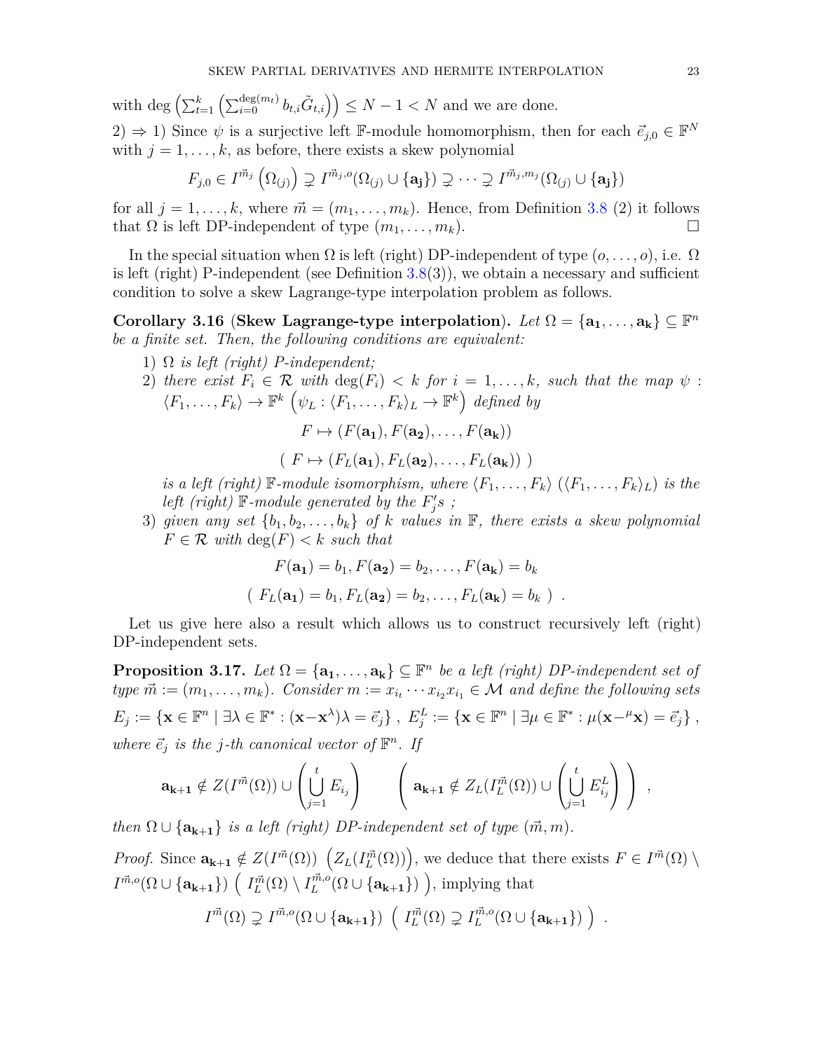with $\deg\left(\sum_{t=1}^{k}\left(\sum_{i=0}^{\deg(m_t)} b_{t,i}\tilde{G}_{t,i}\right)\right) \leq N-1 < N$ and we are done.

2) $\Rightarrow$ 1) Since $\psi$ is a surjective left $\mathbb{F}$-module homomorphism, then for each $\vec{e}_{j,0} \in \mathbb{F}^N$ with $j = 1,\ldots,k$, as before, there exists a skew polynomial

$$F_{j,0} \in I^{\vec{m}_j}\left(\Omega_{(j)}\right) \supsetneq I^{\vec{m}_j,o}(\Omega_{(j)} \cup \{\mathbf{a_j}\}) \supsetneq \cdots \supsetneq I^{\vec{m}_j,m_j}(\Omega_{(j)} \cup \{\mathbf{a_j}\})$$

for all $j = 1,\ldots,k$, where $\vec{m} = (m_1,\ldots,m_k)$. Hence, from Definition 3.8 (2) it follows that $\Omega$ is left DP-independent of type $(m_1,\ldots,m_k)$. $\square$

In the special situation when $\Omega$ is left (right) DP-independent of type $(o,\ldots,o)$, i.e. $\Omega$ is left (right) P-independent (see Definition 3.8(3)), we obtain a necessary and sufficient condition to solve a skew Lagrange-type interpolation problem as follows.

**Corollary 3.16** (**Skew Lagrange-type interpolation**). *Let $\Omega = \{\mathbf{a_1},\ldots,\mathbf{a_k}\} \subseteq \mathbb{F}^n$ be a finite set. Then, the following conditions are equivalent:*

1) *$\Omega$ is left (right) P-independent;*
2) *there exist $F_i \in \mathcal{R}$ with $\deg(F_i) < k$ for $i = 1,\ldots,k$, such that the map $\psi : \langle F_1,\ldots,F_k\rangle \to \mathbb{F}^k$ $\left(\psi_L : \langle F_1,\ldots,F_k\rangle_L \to \mathbb{F}^k\right)$ defined by*
$$F \mapsto (F(\mathbf{a_1}), F(\mathbf{a_2}),\ldots,F(\mathbf{a_k}))$$
$$(\ F \mapsto (F_L(\mathbf{a_1}), F_L(\mathbf{a_2}),\ldots,F_L(\mathbf{a_k}))\ )$$
*is a left (right) $\mathbb{F}$-module isomorphism, where $\langle F_1,\ldots,F_k\rangle$ ($\langle F_1,\ldots,F_k\rangle_L$) is the left (right) $\mathbb{F}$-module generated by the $F_j'$s ;*
3) *given any set $\{b_1,b_2,\ldots,b_k\}$ of $k$ values in $\mathbb{F}$, there exists a skew polynomial $F \in \mathcal{R}$ with $\deg(F) < k$ such that*
$$F(\mathbf{a_1}) = b_1, F(\mathbf{a_2}) = b_2,\ldots,F(\mathbf{a_k}) = b_k$$
$$(\ F_L(\mathbf{a_1}) = b_1, F_L(\mathbf{a_2}) = b_2,\ldots,F_L(\mathbf{a_k}) = b_k\ )\ .$$

Let us give here also a result which allows us to construct recursively left (right) DP-independent sets.

**Proposition 3.17.** *Let $\Omega = \{\mathbf{a_1},\ldots,\mathbf{a_k}\} \subseteq \mathbb{F}^n$ be a left (right) DP-independent set of type $\vec{m} := (m_1,\ldots,m_k)$. Consider $m := x_{i_t}\cdots x_{i_2}x_{i_1} \in \mathcal{M}$ and define the following sets*

$$E_j := \{\mathbf{x} \in \mathbb{F}^n \mid \exists \lambda \in \mathbb{F}^* : (\mathbf{x} - \mathbf{x}^\lambda)\lambda = \vec{e}_j\}\ ,\ E_j^L := \{\mathbf{x} \in \mathbb{F}^n \mid \exists \mu \in \mathbb{F}^* : \mu(\mathbf{x} - {}^\mu\mathbf{x}) = \vec{e}_j\}\ ,$$

*where $\vec{e}_j$ is the $j$-th canonical vector of $\mathbb{F}^n$. If*

$$\mathbf{a_{k+1}} \notin Z(I^{\vec{m}}(\Omega)) \cup \left(\bigcup_{j=1}^{t} E_{i_j}\right) \qquad \left(\ \mathbf{a_{k+1}} \notin Z_L(I_L^{\vec{m}}(\Omega)) \cup \left(\bigcup_{j=1}^{t} E_{i_j}^L\right)\ \right)\ ,$$

*then $\Omega \cup \{\mathbf{a_{k+1}}\}$ is a left (right) DP-independent set of type $(\vec{m}, m)$.*

*Proof.* Since $\mathbf{a_{k+1}} \notin Z(I^{\vec{m}}(\Omega))$ $\left(Z_L(I_L^{\vec{m}}(\Omega))\right)$, we deduce that there exists $F \in I^{\vec{m}}(\Omega) \setminus I^{\vec{m},o}(\Omega \cup \{\mathbf{a_{k+1}}\})$ $\left(\ I_L^{\vec{m}}(\Omega) \setminus I_L^{\vec{m},o}(\Omega \cup \{\mathbf{a_{k+1}}\})\ \right)$, implying that

$$I^{\vec{m}}(\Omega) \supsetneq I^{\vec{m},o}(\Omega \cup \{\mathbf{a_{k+1}}\})\ \left(\ I_L^{\vec{m}}(\Omega) \supsetneq I_L^{\vec{m},o}(\Omega \cup \{\mathbf{a_{k+1}}\})\ \right)\ .$$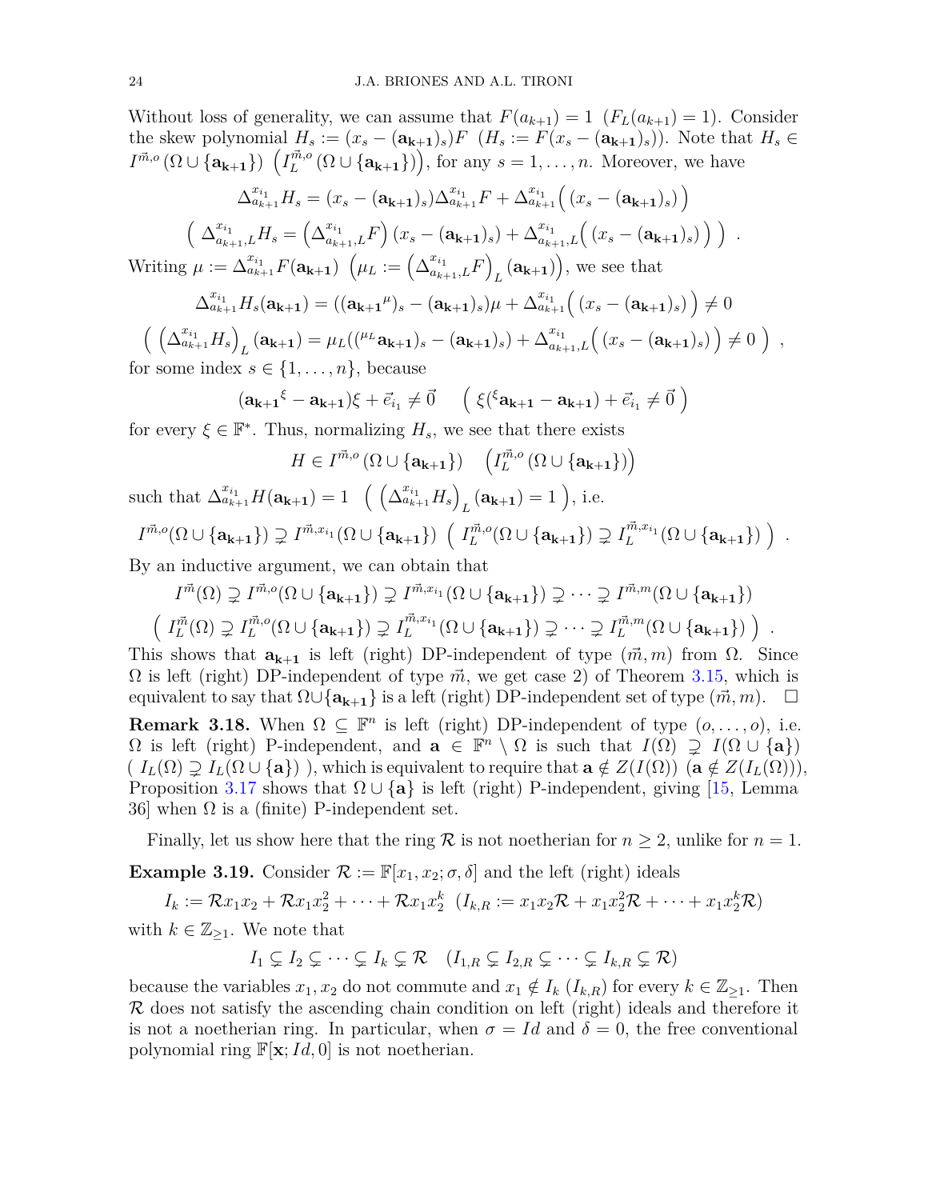Without loss of generality, we can assume that $F(a_{k+1}) = 1$ $(F_L(a_{k+1}) = 1)$. Consider the skew polynomial $H_s := (x_s - (\mathbf{a_{k+1}})_s)F$ $(H_s := F(x_s - (\mathbf{a_{k+1}})_s))$. Note that $H_s \in I^{\vec{m},o}(\Omega \cup \{\mathbf{a_{k+1}}\})$ $\left(I_L^{\vec{m},o}(\Omega \cup \{\mathbf{a_{k+1}}\})\right)$, for any $s = 1, \dots, n$. Moreover, we have

$$\Delta^{x_{i_1}}_{a_{k+1}} H_s = (x_s - (\mathbf{a_{k+1}})_s)\Delta^{x_{i_1}}_{a_{k+1}} F + \Delta^{x_{i_1}}_{a_{k+1}}\Big( (x_s - (\mathbf{a_{k+1}})_s) \Big)$$

$$\Big( \Delta^{x_{i_1}}_{a_{k+1},L} H_s = \left(\Delta^{x_{i_1}}_{a_{k+1},L} F\right)(x_s - (\mathbf{a_{k+1}})_s) + \Delta^{x_{i_1}}_{a_{k+1},L}\Big( (x_s - (\mathbf{a_{k+1}})_s) \Big) \Big) \ .$$

Writing $\mu := \Delta^{x_{i_1}}_{a_{k+1}} F(\mathbf{a_{k+1}})$ $\left(\mu_L := \left(\Delta^{x_{i_1}}_{a_{k+1},L} F\right)_L (\mathbf{a_{k+1}})\right)$, we see that

$$\Delta^{x_{i_1}}_{a_{k+1}} H_s(\mathbf{a_{k+1}}) = ((\mathbf{a_{k+1}}^{\mu})_s - (\mathbf{a_{k+1}})_s)\mu + \Delta^{x_{i_1}}_{a_{k+1}}\Big( (x_s - (\mathbf{a_{k+1}})_s) \Big) \neq 0$$

$$\Big( \left(\Delta^{x_{i_1}}_{a_{k+1}} H_s\right)_L (\mathbf{a_{k+1}}) = \mu_L(({}^{\mu_L}\mathbf{a_{k+1}})_s - (\mathbf{a_{k+1}})_s) + \Delta^{x_{i_1}}_{a_{k+1},L}\Big( (x_s - (\mathbf{a_{k+1}})_s) \Big) \neq 0 \Big) \ ,$$

for some index $s \in \{1, \dots, n\}$, because

$$(\mathbf{a_{k+1}}^{\xi} - \mathbf{a_{k+1}})\xi + \vec{e}_{i_1} \neq \vec{0} \qquad \Big( \xi({}^{\xi}\mathbf{a_{k+1}} - \mathbf{a_{k+1}}) + \vec{e}_{i_1} \neq \vec{0} \Big)$$

for every $\xi \in \mathbb{F}^*$. Thus, normalizing $H_s$, we see that there exists

$$H \in I^{\vec{m},o}(\Omega \cup \{\mathbf{a_{k+1}}\}) \quad \left(I_L^{\vec{m},o}(\Omega \cup \{\mathbf{a_{k+1}}\})\right)$$

such that $\Delta^{x_{i_1}}_{a_{k+1}} H(\mathbf{a_{k+1}}) = 1$ $\Big( \left(\Delta^{x_{i_1}}_{a_{k+1}} H_s\right)_L (\mathbf{a_{k+1}}) = 1 \Big)$, i.e.

$$I^{\vec{m},o}(\Omega \cup \{\mathbf{a_{k+1}}\}) \supsetneq I^{\vec{m},x_{i_1}}(\Omega \cup \{\mathbf{a_{k+1}}\}) \ \Big( I_L^{\vec{m},o}(\Omega \cup \{\mathbf{a_{k+1}}\}) \supsetneq I_L^{\vec{m},x_{i_1}}(\Omega \cup \{\mathbf{a_{k+1}}\}) \Big) \ .$$

By an inductive argument, we can obtain that

$$I^{\vec{m}}(\Omega) \supsetneq I^{\vec{m},o}(\Omega \cup \{\mathbf{a_{k+1}}\}) \supsetneq I^{\vec{m},x_{i_1}}(\Omega \cup \{\mathbf{a_{k+1}}\}) \supsetneq \cdots \supsetneq I^{\vec{m},m}(\Omega \cup \{\mathbf{a_{k+1}}\})$$

$$\Big( I_L^{\vec{m}}(\Omega) \supsetneq I_L^{\vec{m},o}(\Omega \cup \{\mathbf{a_{k+1}}\}) \supsetneq I_L^{\vec{m},x_{i_1}}(\Omega \cup \{\mathbf{a_{k+1}}\}) \supsetneq \cdots \supsetneq I_L^{\vec{m},m}(\Omega \cup \{\mathbf{a_{k+1}}\}) \Big) \ .$$

This shows that $\mathbf{a_{k+1}}$ is left (right) DP-independent of type $(\vec{m}, m)$ from $\Omega$. Since $\Omega$ is left (right) DP-independent of type $\vec{m}$, we get case 2) of Theorem 3.15, which is equivalent to say that $\Omega \cup \{\mathbf{a_{k+1}}\}$ is a left (right) DP-independent set of type $(\vec{m}, m)$. $\square$

**Remark 3.18.** When $\Omega \subseteq \mathbb{F}^n$ is left (right) DP-independent of type $(o, \dots, o)$, i.e. $\Omega$ is left (right) P-independent, and $\mathbf{a} \in \mathbb{F}^n \setminus \Omega$ is such that $I(\Omega) \supsetneq I(\Omega \cup \{\mathbf{a}\})$ $(\ I_L(\Omega) \supsetneq I_L(\Omega \cup \{\mathbf{a}\})\ )$, which is equivalent to require that $\mathbf{a} \notin Z(I(\Omega))$ $(\mathbf{a} \notin Z(I_L(\Omega)))$, Proposition 3.17 shows that $\Omega \cup \{\mathbf{a}\}$ is left (right) P-independent, giving [15, Lemma 36] when $\Omega$ is a (finite) P-independent set.

Finally, let us show here that the ring $\mathcal{R}$ is not noetherian for $n \geq 2$, unlike for $n = 1$.

**Example 3.19.** Consider $\mathcal{R} := \mathbb{F}[x_1, x_2; \sigma, \delta]$ and the left (right) ideals

$$I_k := \mathcal{R}x_1x_2 + \mathcal{R}x_1x_2^2 + \cdots + \mathcal{R}x_1x_2^k \ \ (I_{k,R} := x_1x_2\mathcal{R} + x_1x_2^2\mathcal{R} + \cdots + x_1x_2^k\mathcal{R})$$

with $k \in \mathbb{Z}_{\geq 1}$. We note that

$$I_1 \subsetneq I_2 \subsetneq \cdots \subsetneq I_k \subsetneq \mathcal{R} \quad (I_{1,R} \subsetneq I_{2,R} \subsetneq \cdots \subsetneq I_{k,R} \subsetneq \mathcal{R})$$

because the variables $x_1, x_2$ do not commute and $x_1 \notin I_k$ $(I_{k,R})$ for every $k \in \mathbb{Z}_{\geq 1}$. Then $\mathcal{R}$ does not satisfy the ascending chain condition on left (right) ideals and therefore it is not a noetherian ring. In particular, when $\sigma = Id$ and $\delta = 0$, the free conventional polynomial ring $\mathbb{F}[\mathbf{x}; Id, 0]$ is not noetherian.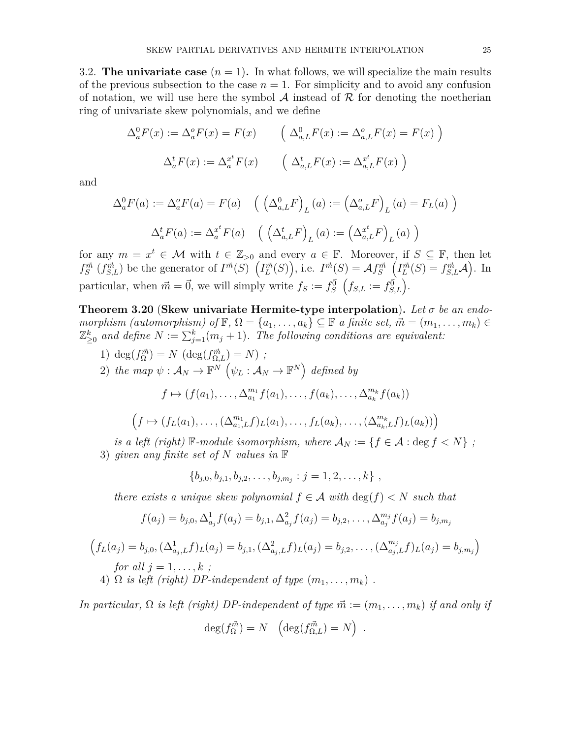3.2. **The univariate case** ($n = 1$)**.** In what follows, we will specialize the main results of the previous subsection to the case $n = 1$. For simplicity and to avoid any confusion of notation, we will use here the symbol $\mathcal{A}$ instead of $\mathcal{R}$ for denoting the noetherian ring of univariate skew polynomials, and we define

$$\Delta_a^0 F(x) := \Delta_a^o F(x) = F(x) \qquad \left( \Delta_{a,L}^0 F(x) := \Delta_{a,L}^o F(x) = F(x) \right)$$

$$\Delta_a^t F(x) := \Delta_a^{x^t} F(x) \qquad \left( \Delta_{a,L}^t F(x) := \Delta_{a,L}^{x^t} F(x) \right)$$

and

$$\Delta_a^0 F(a) := \Delta_a^o F(a) = F(a) \quad \left( \left(\Delta_{a,L}^0 F\right)_L(a) := \left(\Delta_{a,L}^o F\right)_L(a) = F_L(a) \right)$$

$$\Delta_a^t F(a) := \Delta_a^{x^t} F(a) \quad \left( \left(\Delta_{a,L}^t F\right)_L(a) := \left(\Delta_{a,L}^{x^t} F\right)_L(a) \right)$$

for any $m = x^t \in \mathcal{M}$ with $t \in \mathbb{Z}_{>0}$ and every $a \in \mathbb{F}$. Moreover, if $S \subseteq \mathbb{F}$, then let $f_S^{\vec{m}}$ ($f_{S,L}^{\vec{m}}$) be the generator of $I^{\vec{m}}(S)$ $\left(I_L^{\vec{m}}(S)\right)$, i.e. $I^{\vec{m}}(S) = \mathcal{A} f_S^{\vec{m}}$ $\left(I_L^{\vec{m}}(S) = f_{S,L}^{\vec{m}} \mathcal{A}\right)$. In particular, when $\vec{m} = \vec{0}$, we will simply write $f_S := f_S^{\vec{0}}$ $\left(f_{S,L} := f_{S,L}^{\vec{0}}\right)$.

**Theorem 3.20** (**Skew univariate Hermite-type interpolation**)**.** *Let $\sigma$ be an endomorphism (automorphism) of $\mathbb{F}$, $\Omega = \{a_1, \ldots, a_k\} \subseteq \mathbb{F}$ a finite set, $\vec{m} = (m_1, \ldots, m_k) \in \mathbb{Z}_{\geq 0}^k$ and define $N := \sum_{j=1}^k (m_j + 1)$. The following conditions are equivalent:*

1) $\deg(f_\Omega^{\vec{m}}) = N$ $(\deg(f_{\Omega,L}^{\vec{m}}) = N)$ *;*
2) *the map $\psi : \mathcal{A}_N \to \mathbb{F}^N$ $\left(\psi_L : \mathcal{A}_N \to \mathbb{F}^N\right)$ defined by*

$$f \mapsto (f(a_1), \ldots, \Delta_{a_1}^{m_1} f(a_1), \ldots, f(a_k), \ldots, \Delta_{a_k}^{m_k} f(a_k))$$

$$\left(f \mapsto (f_L(a_1), \ldots, (\Delta_{a_1,L}^{m_1} f)_L(a_1), \ldots, f_L(a_k), \ldots, (\Delta_{a_k,L}^{m_k} f)_L(a_k))\right)$$

   *is a left (right) $\mathbb{F}$-module isomorphism, where $\mathcal{A}_N := \{f \in \mathcal{A} : \deg f < N\}$ ;*
3) *given any finite set of $N$ values in $\mathbb{F}$*

$$\{b_{j,0}, b_{j,1}, b_{j,2}, \ldots, b_{j,m_j} : j = 1, 2, \ldots, k\} ,$$

   *there exists a unique skew polynomial $f \in \mathcal{A}$ with $\deg(f) < N$ such that*

$$f(a_j) = b_{j,0}, \Delta_{a_j}^1 f(a_j) = b_{j,1}, \Delta_{a_j}^2 f(a_j) = b_{j,2}, \ldots, \Delta_{a_j}^{m_j} f(a_j) = b_{j,m_j}$$

$$\left(f_L(a_j) = b_{j,0}, (\Delta_{a_j,L}^1 f)_L(a_j) = b_{j,1}, (\Delta_{a_j,L}^2 f)_L(a_j) = b_{j,2}, \ldots, (\Delta_{a_j,L}^{m_j} f)_L(a_j) = b_{j,m_j}\right)$$

   *for all $j = 1, \ldots, k$ ;*
4) *$\Omega$ is left (right) DP-independent of type $(m_1, \ldots, m_k)$ .*

*In particular, $\Omega$ is left (right) DP-independent of type $\vec{m} := (m_1, \ldots, m_k)$ if and only if*

$$\deg(f_\Omega^{\vec{m}}) = N \quad \left(\deg(f_{\Omega,L}^{\vec{m}}) = N\right) .$$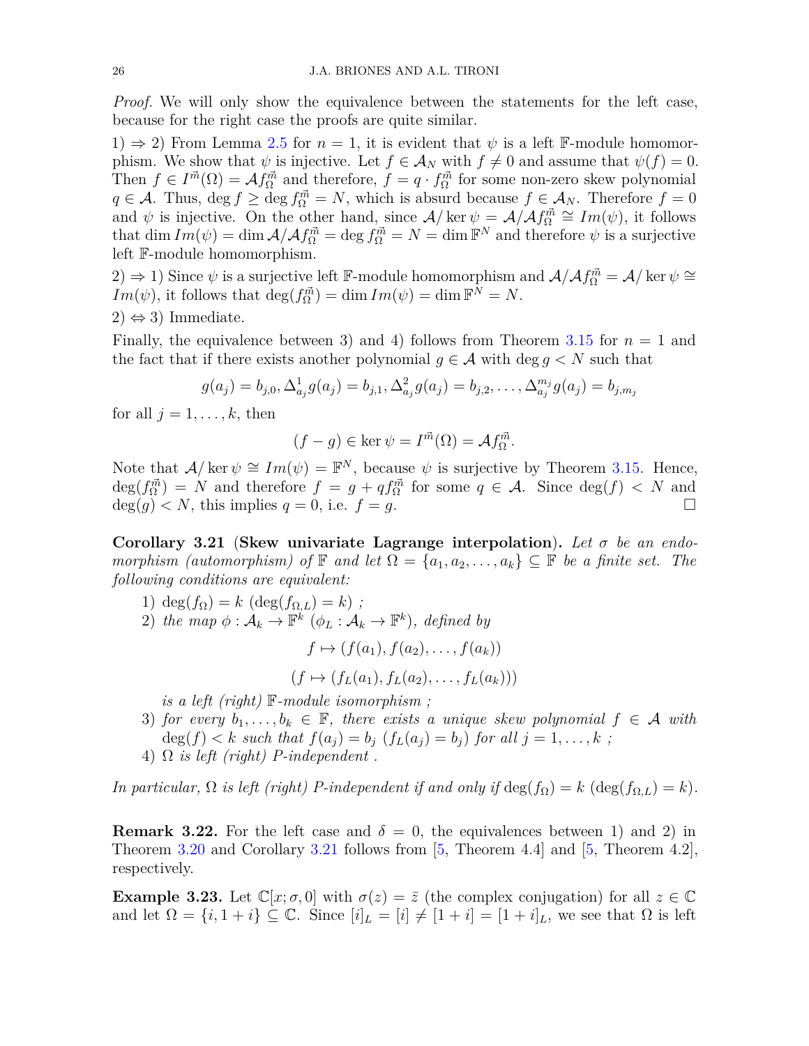*Proof.* We will only show the equivalence between the statements for the left case, because for the right case the proofs are quite similar.

1) $\Rightarrow$ 2) From Lemma 2.5 for $n=1$, it is evident that $\psi$ is a left $\mathbb{F}$-module homomorphism. We show that $\psi$ is injective. Let $f \in \mathcal{A}_N$ with $f \neq 0$ and assume that $\psi(f)=0$. Then $f \in I^{\vec{m}}(\Omega) = \mathcal{A} f_\Omega^{\vec{m}}$ and therefore, $f = q \cdot f_\Omega^{\vec{m}}$ for some non-zero skew polynomial $q \in \mathcal{A}$. Thus, $\deg f \geq \deg f_\Omega^{\vec{m}} = N$, which is absurd because $f \in \mathcal{A}_N$. Therefore $f=0$ and $\psi$ is injective. On the other hand, since $\mathcal{A}/\ker\psi = \mathcal{A}/\mathcal{A}f_\Omega^{\vec{m}} \cong Im(\psi)$, it follows that $\dim Im(\psi) = \dim \mathcal{A}/\mathcal{A}f_\Omega^{\vec{m}} = \deg f_\Omega^{\vec{m}} = N = \dim \mathbb{F}^N$ and therefore $\psi$ is a surjective left $\mathbb{F}$-module homomorphism.

2) $\Rightarrow$ 1) Since $\psi$ is a surjective left $\mathbb{F}$-module homomorphism and $\mathcal{A}/\mathcal{A}f_\Omega^{\vec{m}} = \mathcal{A}/\ker\psi \cong Im(\psi)$, it follows that $\deg(f_\Omega^{\vec{m}}) = \dim Im(\psi) = \dim \mathbb{F}^N = N$.

2) $\Leftrightarrow$ 3) Immediate.

Finally, the equivalence between 3) and 4) follows from Theorem 3.15 for $n=1$ and the fact that if there exists another polynomial $g \in \mathcal{A}$ with $\deg g < N$ such that

$$g(a_j) = b_{j,0}, \Delta^1_{a_j} g(a_j) = b_{j,1}, \Delta^2_{a_j} g(a_j) = b_{j,2}, \ldots, \Delta^{m_j}_{a_j} g(a_j) = b_{j,m_j}$$

for all $j = 1, \ldots, k$, then

$$(f-g) \in \ker\psi = I^{\vec{m}}(\Omega) = \mathcal{A}f_\Omega^{\vec{m}}.$$

Note that $\mathcal{A}/\ker\psi \cong Im(\psi) = \mathbb{F}^N$, because $\psi$ is surjective by Theorem 3.15. Hence, $\deg(f_\Omega^{\vec{m}}) = N$ and therefore $f = g + q f_\Omega^{\vec{m}}$ for some $q \in \mathcal{A}$. Since $\deg(f) < N$ and $\deg(g) < N$, this implies $q = 0$, i.e. $f = g$. $\square$

**Corollary 3.21** (**Skew univariate Lagrange interpolation**). *Let $\sigma$ be an endomorphism (automorphism) of $\mathbb{F}$ and let $\Omega = \{a_1, a_2, \ldots, a_k\} \subseteq \mathbb{F}$ be a finite set. The following conditions are equivalent:*

1) $\deg(f_\Omega) = k$ ($\deg(f_{\Omega,L}) = k$) *;*
2) *the map* $\phi : \mathcal{A}_k \to \mathbb{F}^k$ ($\phi_L : \mathcal{A}_k \to \mathbb{F}^k$)*, defined by*
$$f \mapsto (f(a_1), f(a_2), \ldots, f(a_k))$$
$$(f \mapsto (f_L(a_1), f_L(a_2), \ldots, f_L(a_k)))$$
*is a left (right) $\mathbb{F}$-module isomorphism ;*
3) *for every $b_1, \ldots, b_k \in \mathbb{F}$, there exists a unique skew polynomial $f \in \mathcal{A}$ with $\deg(f) < k$ such that $f(a_j) = b_j$ ($f_L(a_j) = b_j$) for all $j = 1, \ldots, k$ ;*
4) *$\Omega$ is left (right) P-independent .*

*In particular, $\Omega$ is left (right) P-independent if and only if $\deg(f_\Omega) = k$ ($\deg(f_{\Omega,L}) = k$).*

**Remark 3.22.** For the left case and $\delta = 0$, the equivalences between 1) and 2) in Theorem 3.20 and Corollary 3.21 follows from [5, Theorem 4.4] and [5, Theorem 4.2], respectively.

**Example 3.23.** Let $\mathbb{C}[x;\sigma,0]$ with $\sigma(z) = \bar{z}$ (the complex conjugation) for all $z \in \mathbb{C}$ and let $\Omega = \{i, 1+i\} \subseteq \mathbb{C}$. Since $[i]_L = [i] \neq [1+i] = [1+i]_L$, we see that $\Omega$ is left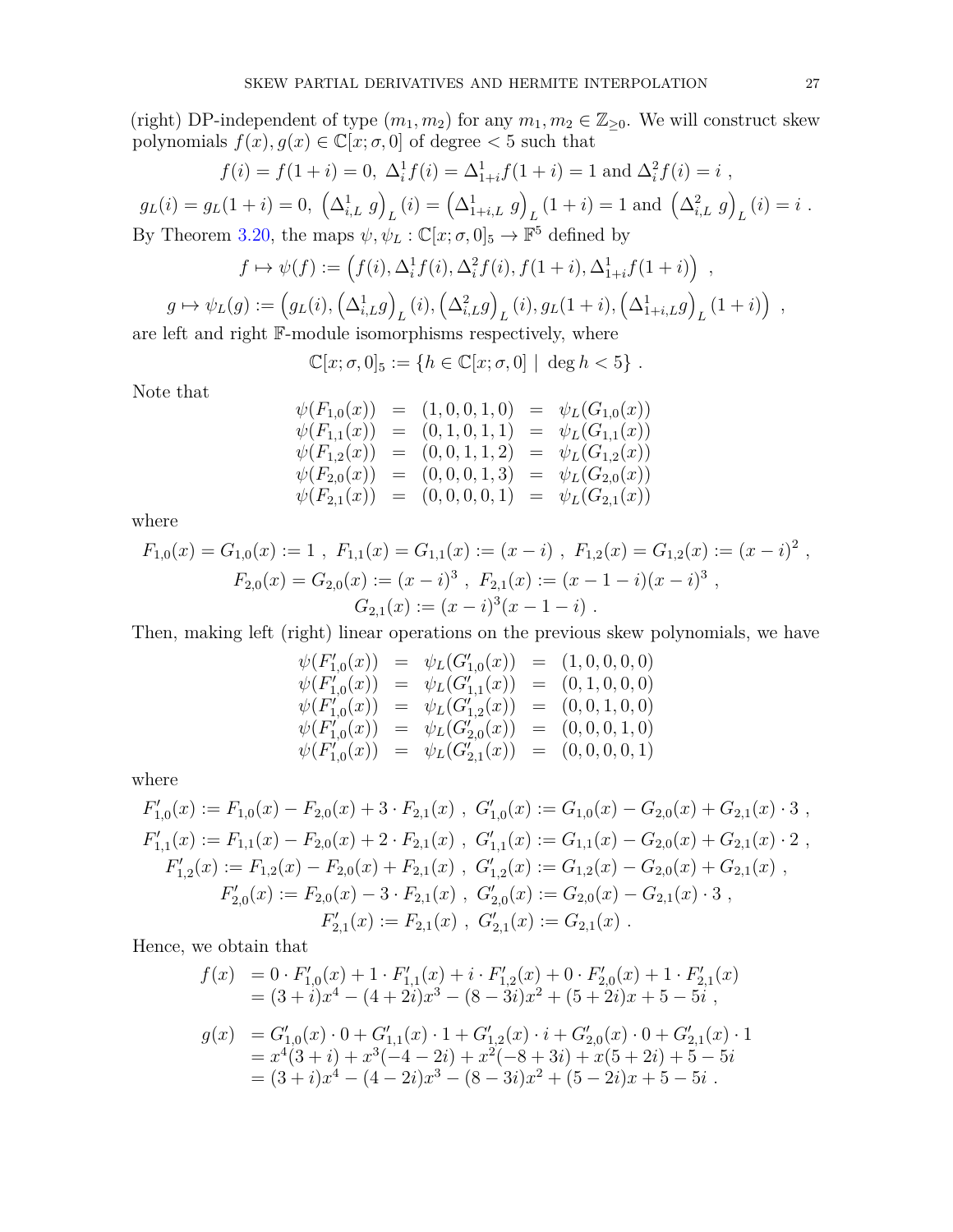(right) DP-independent of type $(m_1, m_2)$ for any $m_1, m_2 \in \mathbb{Z}_{\geq 0}$. We will construct skew polynomials $f(x), g(x) \in \mathbb{C}[x;\sigma,0]$ of degree $< 5$ such that

$$f(i) = f(1+i) = 0,\ \Delta_i^1 f(i) = \Delta_{1+i}^1 f(1+i) = 1 \text{ and } \Delta_i^2 f(i) = i \ ,$$

$$g_L(i) = g_L(1+i) = 0,\ \left(\Delta_{i,L}^1\ g\right)_L(i) = \left(\Delta_{1+i,L}^1\ g\right)_L(1+i) = 1 \text{ and } \left(\Delta_{i,L}^2\ g\right)_L(i) = i \ .$$

By Theorem 3.20, the maps $\psi, \psi_L : \mathbb{C}[x;\sigma,0]_5 \to \mathbb{F}^5$ defined by

$$f \mapsto \psi(f) := \left(f(i), \Delta_i^1 f(i), \Delta_i^2 f(i), f(1+i), \Delta_{1+i}^1 f(1+i)\right) \ ,$$

$$g \mapsto \psi_L(g) := \left(g_L(i), \left(\Delta_{i,L}^1 g\right)_L(i), \left(\Delta_{i,L}^2 g\right)_L(i), g_L(1+i), \left(\Delta_{1+i,L}^1 g\right)_L(1+i)\right) \ ,$$

are left and right $\mathbb{F}$-module isomorphisms respectively, where

$$\mathbb{C}[x;\sigma,0]_5 := \{h \in \mathbb{C}[x;\sigma,0] \mid \deg h < 5\} \ .$$

Note that

$$\begin{array}{rcccl}
\psi(F_{1,0}(x)) &=& (1,0,0,1,0) &=& \psi_L(G_{1,0}(x)) \\
\psi(F_{1,1}(x)) &=& (0,1,0,1,1) &=& \psi_L(G_{1,1}(x)) \\
\psi(F_{1,2}(x)) &=& (0,0,1,1,2) &=& \psi_L(G_{1,2}(x)) \\
\psi(F_{2,0}(x)) &=& (0,0,0,1,3) &=& \psi_L(G_{2,0}(x)) \\
\psi(F_{2,1}(x)) &=& (0,0,0,0,1) &=& \psi_L(G_{2,1}(x))
\end{array}$$

where

$$F_{1,0}(x) = G_{1,0}(x) := 1 \ ,\ F_{1,1}(x) = G_{1,1}(x) := (x-i) \ ,\ F_{1,2}(x) = G_{1,2}(x) := (x-i)^2 \ ,$$
$$F_{2,0}(x) = G_{2,0}(x) := (x-i)^3 \ ,\ F_{2,1}(x) := (x-1-i)(x-i)^3 \ ,$$
$$G_{2,1}(x) := (x-i)^3(x-1-i) \ .$$

Then, making left (right) linear operations on the previous skew polynomials, we have

$$\begin{array}{rcccl}
\psi(F'_{1,0}(x)) &=& \psi_L(G'_{1,0}(x)) &=& (1,0,0,0,0) \\
\psi(F'_{1,0}(x)) &=& \psi_L(G'_{1,1}(x)) &=& (0,1,0,0,0) \\
\psi(F'_{1,0}(x)) &=& \psi_L(G'_{1,2}(x)) &=& (0,0,1,0,0) \\
\psi(F'_{1,0}(x)) &=& \psi_L(G'_{2,0}(x)) &=& (0,0,0,1,0) \\
\psi(F'_{1,0}(x)) &=& \psi_L(G'_{2,1}(x)) &=& (0,0,0,0,1)
\end{array}$$

where

$$F'_{1,0}(x) := F_{1,0}(x) - F_{2,0}(x) + 3 \cdot F_{2,1}(x) \ ,\ G'_{1,0}(x) := G_{1,0}(x) - G_{2,0}(x) + G_{2,1}(x) \cdot 3 \ ,$$
$$F'_{1,1}(x) := F_{1,1}(x) - F_{2,0}(x) + 2 \cdot F_{2,1}(x) \ ,\ G'_{1,1}(x) := G_{1,1}(x) - G_{2,0}(x) + G_{2,1}(x) \cdot 2 \ ,$$
$$F'_{1,2}(x) := F_{1,2}(x) - F_{2,0}(x) + F_{2,1}(x) \ ,\ G'_{1,2}(x) := G_{1,2}(x) - G_{2,0}(x) + G_{2,1}(x) \ ,$$
$$F'_{2,0}(x) := F_{2,0}(x) - 3 \cdot F_{2,1}(x) \ ,\ G'_{2,0}(x) := G_{2,0}(x) - G_{2,1}(x) \cdot 3 \ ,$$
$$F'_{2,1}(x) := F_{2,1}(x) \ ,\ G'_{2,1}(x) := G_{2,1}(x) \ .$$

Hence, we obtain that

$$\begin{aligned}
f(x) &= 0 \cdot F'_{1,0}(x) + 1 \cdot F'_{1,1}(x) + i \cdot F'_{1,2}(x) + 0 \cdot F'_{2,0}(x) + 1 \cdot F'_{2,1}(x) \\
&= (3+i)x^4 - (4+2i)x^3 - (8-3i)x^2 + (5+2i)x + 5 - 5i \ ,
\end{aligned}$$

$$\begin{aligned}
g(x) &= G'_{1,0}(x) \cdot 0 + G'_{1,1}(x) \cdot 1 + G'_{1,2}(x) \cdot i + G'_{2,0}(x) \cdot 0 + G'_{2,1}(x) \cdot 1 \\
&= x^4(3+i) + x^3(-4-2i) + x^2(-8+3i) + x(5+2i) + 5 - 5i \\
&= (3+i)x^4 - (4-2i)x^3 - (8-3i)x^2 + (5-2i)x + 5 - 5i \ .
\end{aligned}$$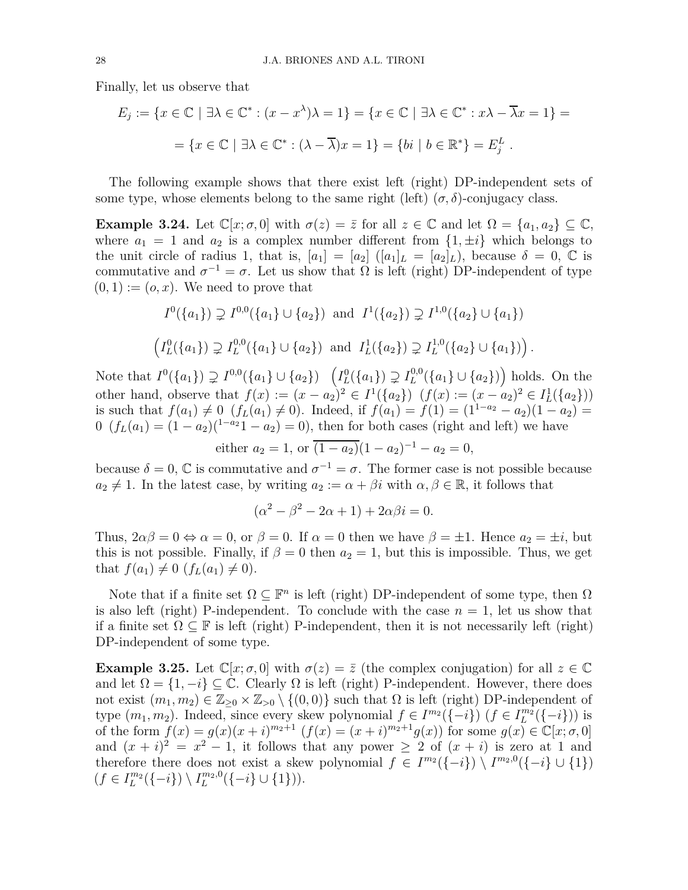Finally, let us observe that

$$E_j := \{x \in \mathbb{C} \mid \exists \lambda \in \mathbb{C}^* : (x - x^{\lambda})\lambda = 1\} = \{x \in \mathbb{C} \mid \exists \lambda \in \mathbb{C}^* : x\lambda - \overline{\lambda} x = 1\} =$$

$$= \{x \in \mathbb{C} \mid \exists \lambda \in \mathbb{C}^* : (\lambda - \overline{\lambda})x = 1\} = \{bi \mid b \in \mathbb{R}^*\} = E_j^L \ .$$

The following example shows that there exist left (right) DP-independent sets of some type, whose elements belong to the same right (left) $(\sigma, \delta)$-conjugacy class.

**Example 3.24.** Let $\mathbb{C}[x; \sigma, 0]$ with $\sigma(z) = \bar{z}$ for all $z \in \mathbb{C}$ and let $\Omega = \{a_1, a_2\} \subseteq \mathbb{C}$, where $a_1 = 1$ and $a_2$ is a complex number different from $\{1, \pm i\}$ which belongs to the unit circle of radius 1, that is, $[a_1] = [a_2]$ ($[a_1]_L = [a_2]_L$), because $\delta = 0$, $\mathbb{C}$ is commutative and $\sigma^{-1} = \sigma$. Let us show that $\Omega$ is left (right) DP-independent of type $(0, 1) := (o, x)$. We need to prove that

$$I^0(\{a_1\}) \supsetneq I^{0,0}(\{a_1\} \cup \{a_2\}) \text{ and } I^1(\{a_2\}) \supsetneq I^{1,0}(\{a_2\} \cup \{a_1\})$$

$$\left( I_L^0(\{a_1\}) \supsetneq I_L^{0,0}(\{a_1\} \cup \{a_2\}) \text{ and } I_L^1(\{a_2\}) \supsetneq I_L^{1,0}(\{a_2\} \cup \{a_1\}) \right).$$

Note that $I^0(\{a_1\}) \supsetneq I^{0,0}(\{a_1\} \cup \{a_2\})$ $\left( I_L^0(\{a_1\}) \supsetneq I_L^{0,0}(\{a_1\} \cup \{a_2\}) \right)$ holds. On the other hand, observe that $f(x) := (x - a_2)^2 \in I^1(\{a_2\})$ $(f(x) := (x - a_2)^2 \in I_L^1(\{a_2\}))$ is such that $f(a_1) \neq 0$ $(f_L(a_1) \neq 0)$. Indeed, if $f(a_1) = f(1) = (1^{1-a_2} - a_2)(1 - a_2) = 0$ $(f_L(a_1) = (1 - a_2)({}^{1-a_2}1 - a_2) = 0)$, then for both cases (right and left) we have

$$\text{either } a_2 = 1, \text{ or } \overline{(1 - a_2)}(1 - a_2)^{-1} - a_2 = 0,$$

because $\delta = 0$, $\mathbb{C}$ is commutative and $\sigma^{-1} = \sigma$. The former case is not possible because $a_2 \neq 1$. In the latest case, by writing $a_2 := \alpha + \beta i$ with $\alpha, \beta \in \mathbb{R}$, it follows that

$$(\alpha^2 - \beta^2 - 2\alpha + 1) + 2\alpha\beta i = 0.$$

Thus, $2\alpha\beta = 0 \Leftrightarrow \alpha = 0$, or $\beta = 0$. If $\alpha = 0$ then we have $\beta = \pm 1$. Hence $a_2 = \pm i$, but this is not possible. Finally, if $\beta = 0$ then $a_2 = 1$, but this is impossible. Thus, we get that $f(a_1) \neq 0$ $(f_L(a_1) \neq 0)$.

Note that if a finite set $\Omega \subseteq \mathbb{F}^n$ is left (right) DP-independent of some type, then $\Omega$ is also left (right) P-independent. To conclude with the case $n = 1$, let us show that if a finite set $\Omega \subseteq \mathbb{F}$ is left (right) P-independent, then it is not necessarily left (right) DP-independent of some type.

**Example 3.25.** Let $\mathbb{C}[x; \sigma, 0]$ with $\sigma(z) = \bar{z}$ (the complex conjugation) for all $z \in \mathbb{C}$ and let $\Omega = \{1, -i\} \subseteq \mathbb{C}$. Clearly $\Omega$ is left (right) P-independent. However, there does not exist $(m_1, m_2) \in \mathbb{Z}_{\geq 0} \times \mathbb{Z}_{>0} \setminus \{(0, 0)\}$ such that $\Omega$ is left (right) DP-independent of type $(m_1, m_2)$. Indeed, since every skew polynomial $f \in I^{m_2}(\{-i\})$ $(f \in I_L^{m_2}(\{-i\}))$ is of the form $f(x) = g(x)(x + i)^{m_2+1}$ $(f(x) = (x + i)^{m_2+1} g(x))$ for some $g(x) \in \mathbb{C}[x; \sigma, 0]$ and $(x + i)^2 = x^2 - 1$, it follows that any power $\geq 2$ of $(x + i)$ is zero at 1 and therefore there does not exist a skew polynomial $f \in I^{m_2}(\{-i\}) \setminus I^{m_2,0}(\{-i\} \cup \{1\})$ $(f \in I_L^{m_2}(\{-i\}) \setminus I_L^{m_2,0}(\{-i\} \cup \{1\}))$.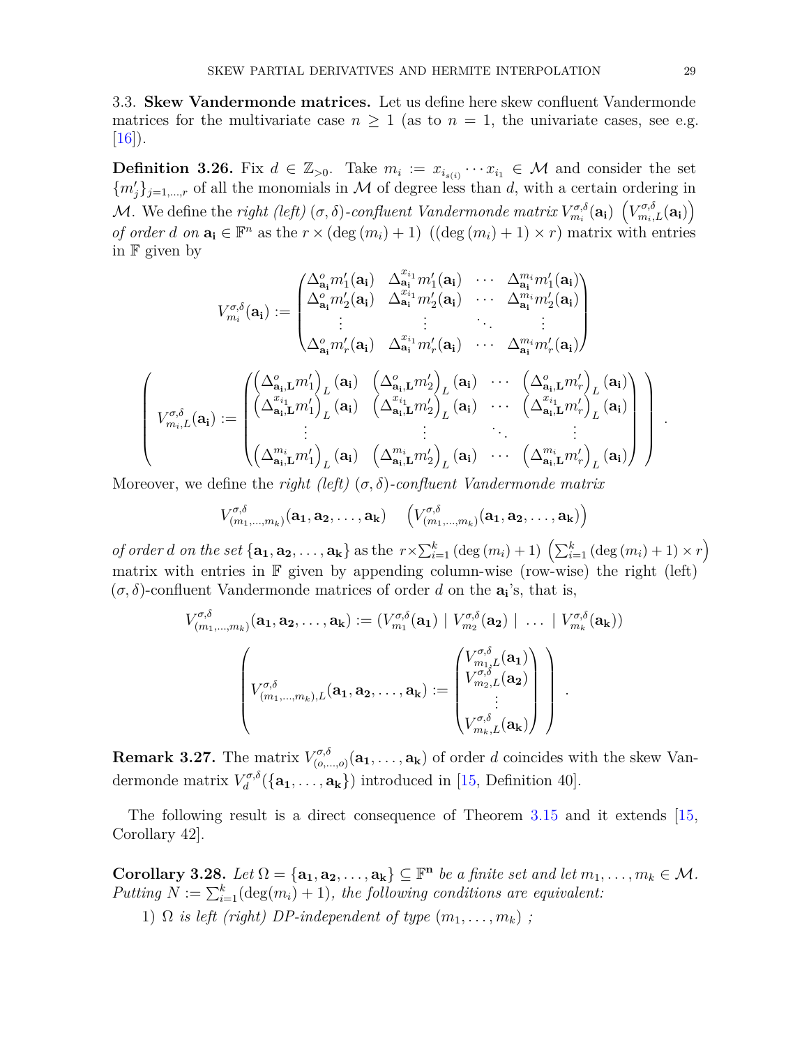3.3. **Skew Vandermonde matrices.** Let us define here skew confluent Vandermonde matrices for the multivariate case $n \geq 1$ (as to $n = 1$, the univariate cases, see e.g. [16]).

**Definition 3.26.** Fix $d \in \mathbb{Z}_{>0}$. Take $m_i := x_{i_{s(i)}} \cdots x_{i_1} \in \mathcal{M}$ and consider the set $\{m'_j\}_{j=1,\ldots,r}$ of all the monomials in $\mathcal{M}$ of degree less than $d$, with a certain ordering in $\mathcal{M}$. We define the *right (left) $(\sigma,\delta)$-confluent Vandermonde matrix* $V^{\sigma,\delta}_{m_i}(\mathbf{a_i})$ $\left(V^{\sigma,\delta}_{m_i,L}(\mathbf{a_i})\right)$ *of order $d$ on* $\mathbf{a_i} \in \mathbb{F}^n$ as the $r \times (\deg(m_i)+1)$ $((\deg(m_i)+1) \times r)$ matrix with entries in $\mathbb{F}$ given by

$$V^{\sigma,\delta}_{m_i}(\mathbf{a_i}) := \begin{pmatrix} \Delta^{o}_{\mathbf{a_i}} m'_1(\mathbf{a_i}) & \Delta^{x_{i_1}}_{\mathbf{a_i}} m'_1(\mathbf{a_i}) & \cdots & \Delta^{m_i}_{\mathbf{a_i}} m'_1(\mathbf{a_i}) \\ \Delta^{o}_{\mathbf{a_i}} m'_2(\mathbf{a_i}) & \Delta^{x_{i_1}}_{\mathbf{a_i}} m'_2(\mathbf{a_i}) & \cdots & \Delta^{m_i}_{\mathbf{a_i}} m'_2(\mathbf{a_i}) \\ \vdots & \vdots & \ddots & \vdots \\ \Delta^{o}_{\mathbf{a_i}} m'_r(\mathbf{a_i}) & \Delta^{x_{i_1}}_{\mathbf{a_i}} m'_r(\mathbf{a_i}) & \cdots & \Delta^{m_i}_{\mathbf{a_i}} m'_r(\mathbf{a_i}) \end{pmatrix}$$

$$\left( V^{\sigma,\delta}_{m_i,L}(\mathbf{a_i}) := \begin{pmatrix} \left(\Delta^{o}_{\mathbf{a_i},\mathbf{L}} m'_1\right)_L(\mathbf{a_i}) & \left(\Delta^{o}_{\mathbf{a_i},\mathbf{L}} m'_2\right)_L(\mathbf{a_i}) & \cdots & \left(\Delta^{o}_{\mathbf{a_i},\mathbf{L}} m'_r\right)_L(\mathbf{a_i}) \\ \left(\Delta^{x_{i_1}}_{\mathbf{a_i},\mathbf{L}} m'_1\right)_L(\mathbf{a_i}) & \left(\Delta^{x_{i_1}}_{\mathbf{a_i},\mathbf{L}} m'_2\right)_L(\mathbf{a_i}) & \cdots & \left(\Delta^{x_{i_1}}_{\mathbf{a_i},\mathbf{L}} m'_r\right)_L(\mathbf{a_i}) \\ \vdots & \vdots & \ddots & \vdots \\ \left(\Delta^{m_i}_{\mathbf{a_i},\mathbf{L}} m'_1\right)_L(\mathbf{a_i}) & \left(\Delta^{m_i}_{\mathbf{a_i},\mathbf{L}} m'_2\right)_L(\mathbf{a_i}) & \cdots & \left(\Delta^{m_i}_{\mathbf{a_i},\mathbf{L}} m'_r\right)_L(\mathbf{a_i}) \end{pmatrix} \right).$$

Moreover, we define the *right (left) $(\sigma,\delta)$-confluent Vandermonde matrix*

$$V^{\sigma,\delta}_{(m_1,\ldots,m_k)}(\mathbf{a_1},\mathbf{a_2},\ldots,\mathbf{a_k}) \quad \left(V^{\sigma,\delta}_{(m_1,\ldots,m_k)}(\mathbf{a_1},\mathbf{a_2},\ldots,\mathbf{a_k})\right)$$

*of order $d$ on the set* $\{\mathbf{a_1},\mathbf{a_2},\ldots,\mathbf{a_k}\}$ as the $r \times \sum_{i=1}^{k}(\deg(m_i)+1)$ $\left(\sum_{i=1}^{k}(\deg(m_i)+1) \times r\right)$ matrix with entries in $\mathbb{F}$ given by appending column-wise (row-wise) the right (left) $(\sigma,\delta)$-confluent Vandermonde matrices of order $d$ on the $\mathbf{a_i}$'s, that is,

$$V^{\sigma,\delta}_{(m_1,\ldots,m_k)}(\mathbf{a_1},\mathbf{a_2},\ldots,\mathbf{a_k}) := (V^{\sigma,\delta}_{m_1}(\mathbf{a_1}) \mid V^{\sigma,\delta}_{m_2}(\mathbf{a_2}) \mid \ \ldots \ \mid V^{\sigma,\delta}_{m_k}(\mathbf{a_k}))$$

$$\left( V^{\sigma,\delta}_{(m_1,\ldots,m_k),L}(\mathbf{a_1},\mathbf{a_2},\ldots,\mathbf{a_k}) := \begin{pmatrix} V^{\sigma,\delta}_{m_1,L}(\mathbf{a_1}) \\ V^{\sigma,\delta}_{m_2,L}(\mathbf{a_2}) \\ \vdots \\ V^{\sigma,\delta}_{m_k,L}(\mathbf{a_k}) \end{pmatrix} \right).$$

**Remark 3.27.** The matrix $V^{\sigma,\delta}_{(o,\ldots,o)}(\mathbf{a_1},\ldots,\mathbf{a_k})$ of order $d$ coincides with the skew Vandermonde matrix $V^{\sigma,\delta}_{d}(\{\mathbf{a_1},\ldots,\mathbf{a_k}\})$ introduced in [15, Definition 40].

The following result is a direct consequence of Theorem 3.15 and it extends [15, Corollary 42].

**Corollary 3.28.** *Let $\Omega = \{\mathbf{a_1},\mathbf{a_2},\ldots,\mathbf{a_k}\} \subseteq \mathbb{F}^{\mathbf{n}}$ be a finite set and let $m_1,\ldots,m_k \in \mathcal{M}$. Putting $N := \sum_{i=1}^{k}(\deg(m_i)+1)$, the following conditions are equivalent:*

1) *$\Omega$ is left (right) DP-independent of type $(m_1,\ldots,m_k)$ ;*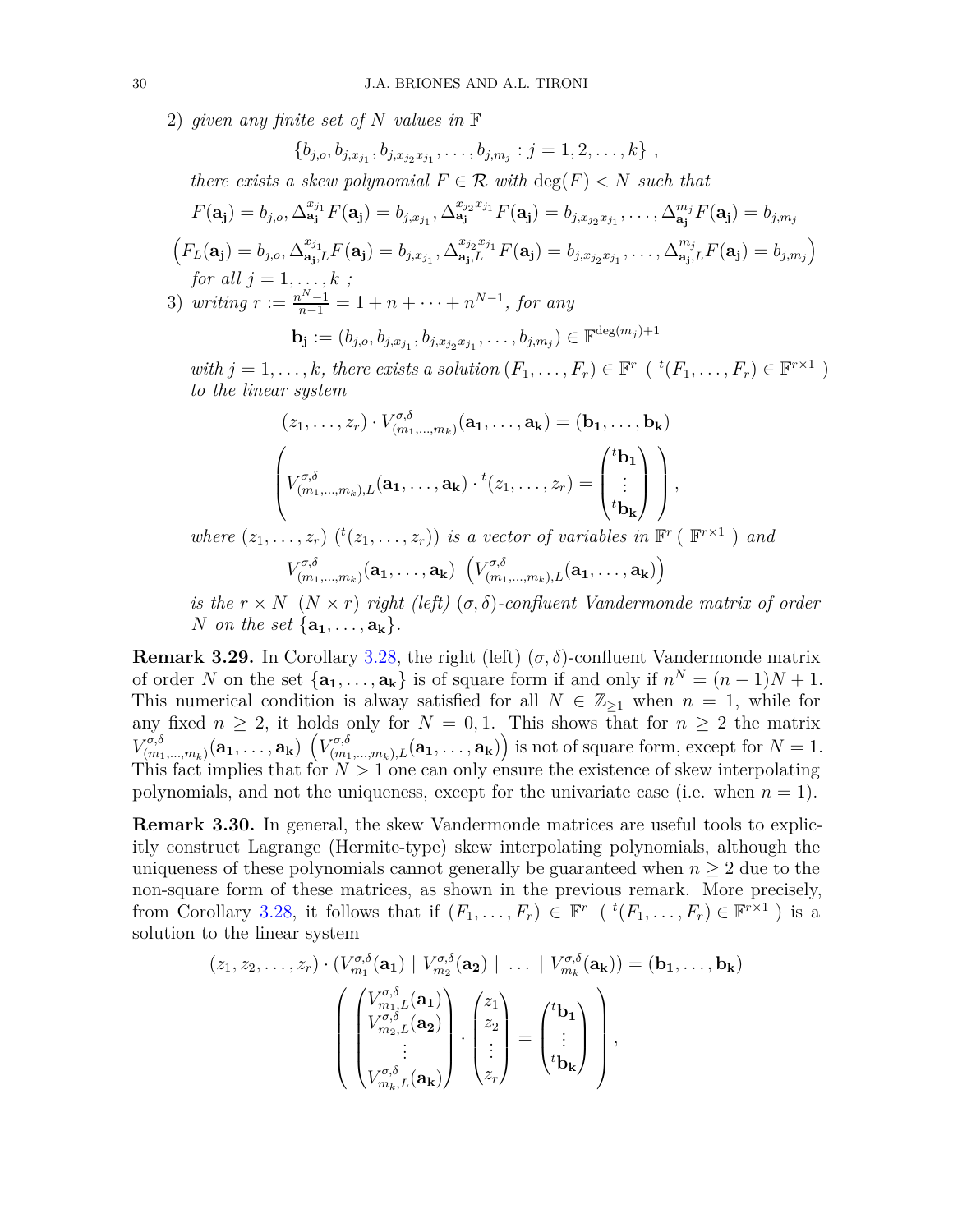2) *given any finite set of $N$ values in $\mathbb{F}$*

$$\{b_{j,o}, b_{j,x_{j_1}}, b_{j,x_{j_2}x_{j_1}}, \dots, b_{j,m_j} : j = 1, 2, \dots, k\} \ ,$$

*there exists a skew polynomial $F \in \mathcal{R}$ with $\deg(F) < N$ such that*

$$F(\mathbf{a_j}) = b_{j,o}, \Delta^{x_{j_1}}_{\mathbf{a_j}} F(\mathbf{a_j}) = b_{j,x_{j_1}}, \Delta^{x_{j_2}x_{j_1}}_{\mathbf{a_j}} F(\mathbf{a_j}) = b_{j,x_{j_2}x_{j_1}}, \dots, \Delta^{m_j}_{\mathbf{a_j}} F(\mathbf{a_j}) = b_{j,m_j}$$

$$\left(F_L(\mathbf{a_j}) = b_{j,o}, \Delta^{x_{j_1}}_{\mathbf{a_j},L} F(\mathbf{a_j}) = b_{j,x_{j_1}}, \Delta^{x_{j_2}x_{j_1}}_{\mathbf{a_j},L} F(\mathbf{a_j}) = b_{j,x_{j_2}x_{j_1}}, \dots, \Delta^{m_j}_{\mathbf{a_j},L} F(\mathbf{a_j}) = b_{j,m_j}\right)$$

*for all $j = 1, \dots, k$ ;*

3) *writing $r := \frac{n^N - 1}{n-1} = 1 + n + \dots + n^{N-1}$, for any*

$$\mathbf{b_j} := (b_{j,o}, b_{j,x_{j_1}}, b_{j,x_{j_2}x_{j_1}}, \dots, b_{j,m_j}) \in \mathbb{F}^{\deg(m_j)+1}$$

*with $j = 1, \dots, k$, there exists a solution $(F_1, \dots, F_r) \in \mathbb{F}^r$ ( ${}^t(F_1, \dots, F_r) \in \mathbb{F}^{r\times 1}$ ) to the linear system*

$$(z_1, \dots, z_r) \cdot V^{\sigma,\delta}_{(m_1,\dots,m_k)}(\mathbf{a_1}, \dots, \mathbf{a_k}) = (\mathbf{b_1}, \dots, \mathbf{b_k})$$

$$\left( V^{\sigma,\delta}_{(m_1,\dots,m_k),L}(\mathbf{a_1}, \dots, \mathbf{a_k}) \cdot {}^t(z_1, \dots, z_r) = \begin{pmatrix} {}^t\mathbf{b_1} \\ \vdots \\ {}^t\mathbf{b_k} \end{pmatrix} \right),$$

*where $(z_1, \dots, z_r)$ (${}^t(z_1, \dots, z_r)$) is a vector of variables in $\mathbb{F}^r$ ( $\mathbb{F}^{r\times 1}$ ) and*

$$V^{\sigma,\delta}_{(m_1,\dots,m_k)}(\mathbf{a_1}, \dots, \mathbf{a_k}) \ \left(V^{\sigma,\delta}_{(m_1,\dots,m_k),L}(\mathbf{a_1}, \dots, \mathbf{a_k})\right)$$

*is the $r \times N$ ($N \times r$) right (left) $(\sigma, \delta)$-confluent Vandermonde matrix of order $N$ on the set $\{\mathbf{a_1}, \dots, \mathbf{a_k}\}$.*

**Remark 3.29.** In Corollary 3.28, the right (left) $(\sigma, \delta)$-confluent Vandermonde matrix of order $N$ on the set $\{\mathbf{a_1}, \dots, \mathbf{a_k}\}$ is of square form if and only if $n^N = (n-1)N + 1$. This numerical condition is alway satisfied for all $N \in \mathbb{Z}_{\geq 1}$ when $n = 1$, while for any fixed $n \geq 2$, it holds only for $N = 0, 1$. This shows that for $n \geq 2$ the matrix $V^{\sigma,\delta}_{(m_1,\dots,m_k)}(\mathbf{a_1}, \dots, \mathbf{a_k}) \left(V^{\sigma,\delta}_{(m_1,\dots,m_k),L}(\mathbf{a_1}, \dots, \mathbf{a_k})\right)$ is not of square form, except for $N = 1$. This fact implies that for $N > 1$ one can only ensure the existence of skew interpolating polynomials, and not the uniqueness, except for the univariate case (i.e. when $n = 1$).

**Remark 3.30.** In general, the skew Vandermonde matrices are useful tools to explicitly construct Lagrange (Hermite-type) skew interpolating polynomials, although the uniqueness of these polynomials cannot generally be guaranteed when $n \geq 2$ due to the non-square form of these matrices, as shown in the previous remark. More precisely, from Corollary 3.28, it follows that if $(F_1, \dots, F_r) \in \mathbb{F}^r$ ( ${}^t(F_1, \dots, F_r) \in \mathbb{F}^{r\times 1}$ ) is a solution to the linear system

$$(z_1, z_2, \dots, z_r) \cdot (V^{\sigma,\delta}_{m_1}(\mathbf{a_1}) \mid V^{\sigma,\delta}_{m_2}(\mathbf{a_2}) \mid \ \dots \ \mid V^{\sigma,\delta}_{m_k}(\mathbf{a_k})) = (\mathbf{b_1}, \dots, \mathbf{b_k})$$

$$\left( \begin{pmatrix} V^{\sigma,\delta}_{m_1,L}(\mathbf{a_1}) \\ V^{\sigma,\delta}_{m_2,L}(\mathbf{a_2}) \\ \vdots \\ V^{\sigma,\delta}_{m_k,L}(\mathbf{a_k}) \end{pmatrix} \cdot \begin{pmatrix} z_1 \\ z_2 \\ \vdots \\ z_r \end{pmatrix} = \begin{pmatrix} {}^t\mathbf{b_1} \\ \vdots \\ {}^t\mathbf{b_k} \end{pmatrix} \right),$$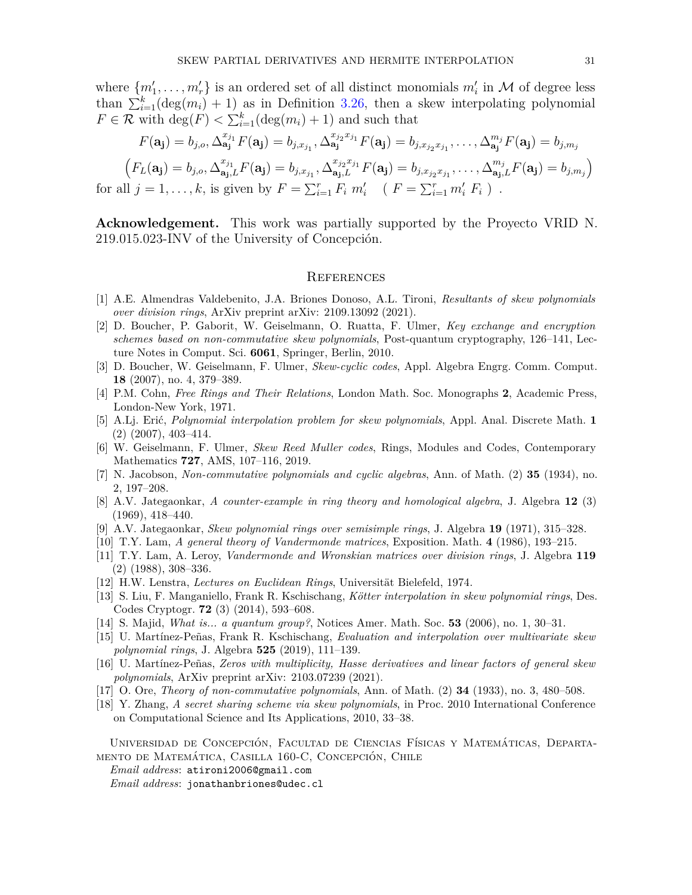where $\{m'_1, \ldots, m'_r\}$ is an ordered set of all distinct monomials $m'_i$ in $\mathcal{M}$ of degree less than $\sum_{i=1}^{k}(\deg(m_i)+1)$ as in Definition 3.26, then a skew interpolating polynomial $F \in \mathcal{R}$ with $\deg(F) < \sum_{i=1}^{k}(\deg(m_i)+1)$ and such that

$$F(\mathbf{a_j}) = b_{j,o}, \Delta_{\mathbf{a_j}}^{x_{j_1}} F(\mathbf{a_j}) = b_{j,x_{j_1}}, \Delta_{\mathbf{a_j}}^{x_{j_2}x_{j_1}} F(\mathbf{a_j}) = b_{j,x_{j_2}x_{j_1}}, \ldots, \Delta_{\mathbf{a_j}}^{m_j} F(\mathbf{a_j}) = b_{j,m_j}$$

$$\left(F_L(\mathbf{a_j}) = b_{j,o}, \Delta_{\mathbf{a_j},L}^{x_{j_1}} F(\mathbf{a_j}) = b_{j,x_{j_1}}, \Delta_{\mathbf{a_j},L}^{x_{j_2}x_{j_1}} F(\mathbf{a_j}) = b_{j,x_{j_2}x_{j_1}}, \ldots, \Delta_{\mathbf{a_j},L}^{m_j} F(\mathbf{a_j}) = b_{j,m_j}\right)$$

for all $j = 1, \ldots, k$, is given by $F = \sum_{i=1}^{r} F_i \; m'_i \quad ( \; F = \sum_{i=1}^{r} m'_i \; F_i \; )$ .

**Acknowledgement.** This work was partially supported by the Proyecto VRID N. 219.015.023-INV of the University of Concepción.

## References

[1] A.E. Almendras Valdebenito, J.A. Briones Donoso, A.L. Tironi, *Resultants of skew polynomials over division rings*, ArXiv preprint arXiv: 2109.13092 (2021).

[2] D. Boucher, P. Gaborit, W. Geiselmann, O. Ruatta, F. Ulmer, *Key exchange and encryption schemes based on non-commutative skew polynomials*, Post-quantum cryptography, 126–141, Lecture Notes in Comput. Sci. **6061**, Springer, Berlin, 2010.

[3] D. Boucher, W. Geiselmann, F. Ulmer, *Skew-cyclic codes*, Appl. Algebra Engrg. Comm. Comput. **18** (2007), no. 4, 379–389.

[4] P.M. Cohn, *Free Rings and Their Relations*, London Math. Soc. Monographs **2**, Academic Press, London-New York, 1971.

[5] A.Lj. Erić, *Polynomial interpolation problem for skew polynomials*, Appl. Anal. Discrete Math. **1** (2) (2007), 403–414.

[6] W. Geiselmann, F. Ulmer, *Skew Reed Muller codes*, Rings, Modules and Codes, Contemporary Mathematics **727**, AMS, 107–116, 2019.

[7] N. Jacobson, *Non-commutative polynomials and cyclic algebras*, Ann. of Math. (2) **35** (1934), no. 2, 197–208.

[8] A.V. Jategaonkar, *A counter-example in ring theory and homological algebra*, J. Algebra **12** (3) (1969), 418–440.

[9] A.V. Jategaonkar, *Skew polynomial rings over semisimple rings*, J. Algebra **19** (1971), 315–328.

[10] T.Y. Lam, *A general theory of Vandermonde matrices*, Exposition. Math. **4** (1986), 193–215.

[11] T.Y. Lam, A. Leroy, *Vandermonde and Wronskian matrices over division rings*, J. Algebra **119** (2) (1988), 308–336.

[12] H.W. Lenstra, *Lectures on Euclidean Rings*, Universität Bielefeld, 1974.

[13] S. Liu, F. Manganiello, Frank R. Kschischang, *Kötter interpolation in skew polynomial rings*, Des. Codes Cryptogr. **72** (3) (2014), 593–608.

[14] S. Majid, *What is... a quantum group?*, Notices Amer. Math. Soc. **53** (2006), no. 1, 30–31.

[15] U. Martínez-Peñas, Frank R. Kschischang, *Evaluation and interpolation over multivariate skew polynomial rings*, J. Algebra **525** (2019), 111–139.

[16] U. Martínez-Peñas, *Zeros with multiplicity, Hasse derivatives and linear factors of general skew polynomials*, ArXiv preprint arXiv: 2103.07239 (2021).

[17] O. Ore, *Theory of non-commutative polynomials*, Ann. of Math. (2) **34** (1933), no. 3, 480–508.

[18] Y. Zhang, *A secret sharing scheme via skew polynomials*, in Proc. 2010 International Conference on Computational Science and Its Applications, 2010, 33–38.

Universidad de Concepción, Facultad de Ciencias Físicas y Matemáticas, Departamento de Matemática, Casilla 160-C, Concepción, Chile

*Email address*: atironi2006@gmail.com

*Email address*: jonathanbriones@udec.cl